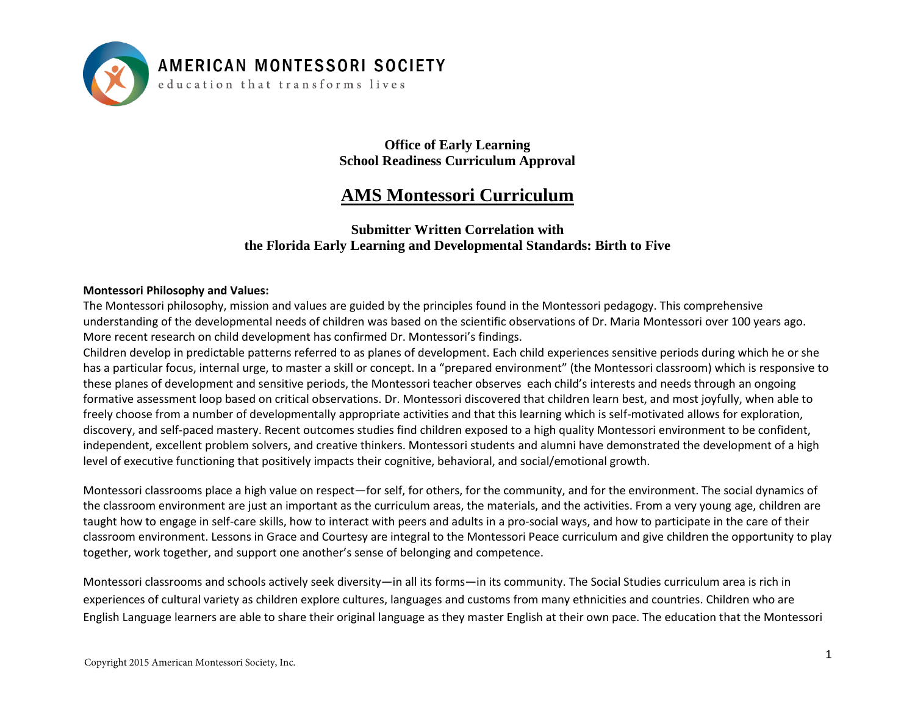AMERICAN MONTESSORI SOCIETY

education that transforms lives

**Office of Early Learning**
**School Readiness Curriculum Approval**

# AMS Montessori Curriculum

## Submitter Written Correlation with the Florida Early Learning and Developmental Standards: Birth to Five

**Montessori Philosophy and Values:**

The Montessori philosophy, mission and values are guided by the principles found in the Montessori pedagogy. This comprehensive understanding of the developmental needs of children was based on the scientific observations of Dr. Maria Montessori over 100 years ago. More recent research on child development has confirmed Dr. Montessori's findings.

Children develop in predictable patterns referred to as planes of development. Each child experiences sensitive periods during which he or she has a particular focus, internal urge, to master a skill or concept. In a "prepared environment" (the Montessori classroom) which is responsive to these planes of development and sensitive periods, the Montessori teacher observes each child's interests and needs through an ongoing formative assessment loop based on critical observations. Dr. Montessori discovered that children learn best, and most joyfully, when able to freely choose from a number of developmentally appropriate activities and that this learning which is self-motivated allows for exploration, discovery, and self-paced mastery. Recent outcomes studies find children exposed to a high quality Montessori environment to be confident, independent, excellent problem solvers, and creative thinkers. Montessori students and alumni have demonstrated the development of a high level of executive functioning that positively impacts their cognitive, behavioral, and social/emotional growth.

Montessori classrooms place a high value on respect—for self, for others, for the community, and for the environment. The social dynamics of the classroom environment are just an important as the curriculum areas, the materials, and the activities. From a very young age, children are taught how to engage in self-care skills, how to interact with peers and adults in a pro-social ways, and how to participate in the care of their classroom environment. Lessons in Grace and Courtesy are integral to the Montessori Peace curriculum and give children the opportunity to play together, work together, and support one another's sense of belonging and competence.

Montessori classrooms and schools actively seek diversity—in all its forms—in its community. The Social Studies curriculum area is rich in experiences of cultural variety as children explore cultures, languages and customs from many ethnicities and countries. Children who are English Language learners are able to share their original language as they master English at their own pace. The education that the Montessori

Copyright 2015 American Montessori Society, Inc.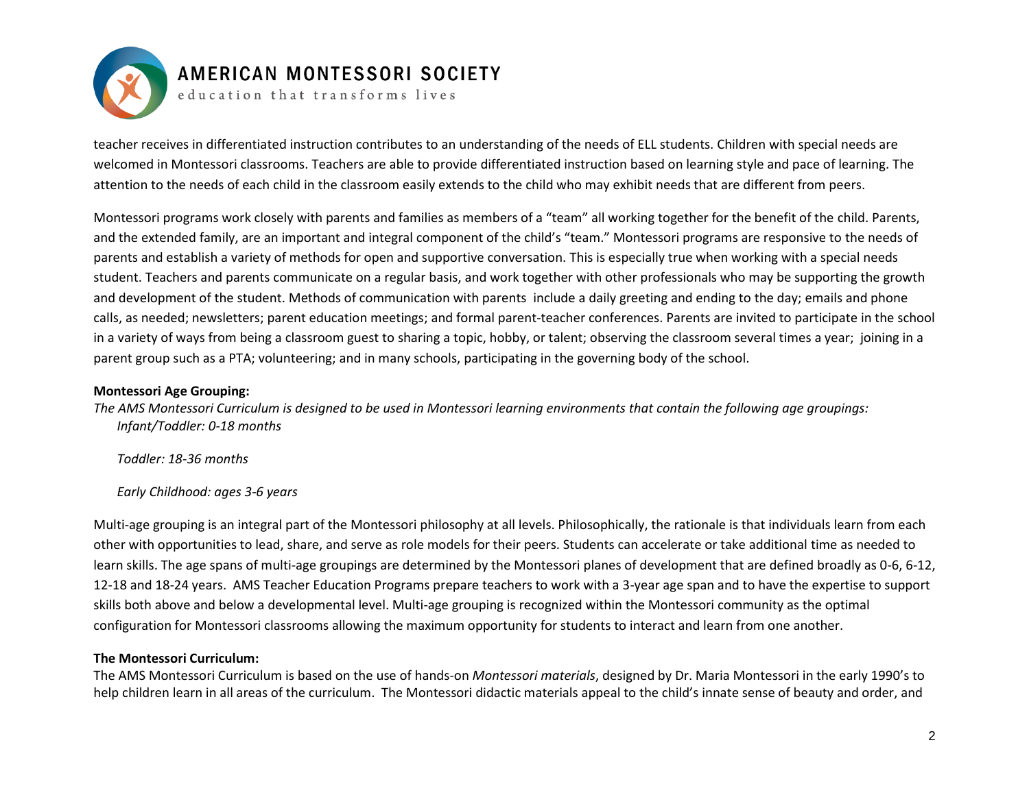teacher receives in differentiated instruction contributes to an understanding of the needs of ELL students. Children with special needs are welcomed in Montessori classrooms. Teachers are able to provide differentiated instruction based on learning style and pace of learning. The attention to the needs of each child in the classroom easily extends to the child who may exhibit needs that are different from peers.

Montessori programs work closely with parents and families as members of a "team" all working together for the benefit of the child. Parents, and the extended family, are an important and integral component of the child's "team." Montessori programs are responsive to the needs of parents and establish a variety of methods for open and supportive conversation. This is especially true when working with a special needs student. Teachers and parents communicate on a regular basis, and work together with other professionals who may be supporting the growth and development of the student. Methods of communication with parents include a daily greeting and ending to the day; emails and phone calls, as needed; newsletters; parent education meetings; and formal parent-teacher conferences. Parents are invited to participate in the school in a variety of ways from being a classroom guest to sharing a topic, hobby, or talent; observing the classroom several times a year; joining in a parent group such as a PTA; volunteering; and in many schools, participating in the governing body of the school.

**Montessori Age Grouping:**

*The AMS Montessori Curriculum is designed to be used in Montessori learning environments that contain the following age groupings:*

*Infant/Toddler: 0-18 months*

*Toddler: 18-36 months*

*Early Childhood: ages 3-6 years*

Multi-age grouping is an integral part of the Montessori philosophy at all levels. Philosophically, the rationale is that individuals learn from each other with opportunities to lead, share, and serve as role models for their peers. Students can accelerate or take additional time as needed to learn skills. The age spans of multi-age groupings are determined by the Montessori planes of development that are defined broadly as 0-6, 6-12, 12-18 and 18-24 years. AMS Teacher Education Programs prepare teachers to work with a 3-year age span and to have the expertise to support skills both above and below a developmental level. Multi-age grouping is recognized within the Montessori community as the optimal configuration for Montessori classrooms allowing the maximum opportunity for students to interact and learn from one another.

**The Montessori Curriculum:**

The AMS Montessori Curriculum is based on the use of hands-on *Montessori materials*, designed by Dr. Maria Montessori in the early 1990's to help children learn in all areas of the curriculum. The Montessori didactic materials appeal to the child's innate sense of beauty and order, and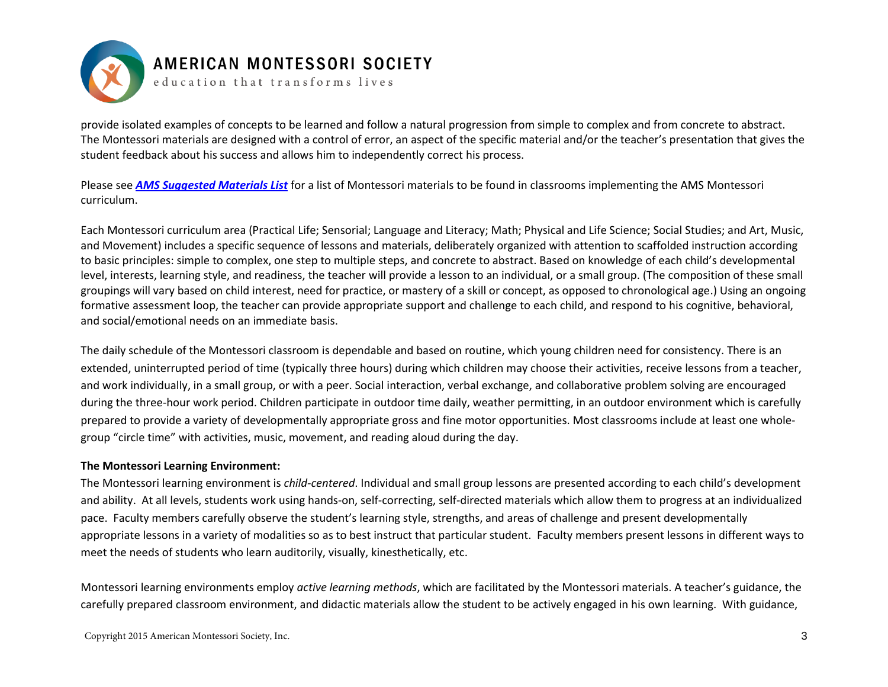provide isolated examples of concepts to be learned and follow a natural progression from simple to complex and from concrete to abstract. The Montessori materials are designed with a control of error, an aspect of the specific material and/or the teacher's presentation that gives the student feedback about his success and allows him to independently correct his process.

Please see ***AMS Suggested Materials List*** for a list of Montessori materials to be found in classrooms implementing the AMS Montessori curriculum.

Each Montessori curriculum area (Practical Life; Sensorial; Language and Literacy; Math; Physical and Life Science; Social Studies; and Art, Music, and Movement) includes a specific sequence of lessons and materials, deliberately organized with attention to scaffolded instruction according to basic principles: simple to complex, one step to multiple steps, and concrete to abstract. Based on knowledge of each child's developmental level, interests, learning style, and readiness, the teacher will provide a lesson to an individual, or a small group. (The composition of these small groupings will vary based on child interest, need for practice, or mastery of a skill or concept, as opposed to chronological age.) Using an ongoing formative assessment loop, the teacher can provide appropriate support and challenge to each child, and respond to his cognitive, behavioral, and social/emotional needs on an immediate basis.

The daily schedule of the Montessori classroom is dependable and based on routine, which young children need for consistency. There is an extended, uninterrupted period of time (typically three hours) during which children may choose their activities, receive lessons from a teacher, and work individually, in a small group, or with a peer. Social interaction, verbal exchange, and collaborative problem solving are encouraged during the three-hour work period. Children participate in outdoor time daily, weather permitting, in an outdoor environment which is carefully prepared to provide a variety of developmentally appropriate gross and fine motor opportunities. Most classrooms include at least one whole-group "circle time" with activities, music, movement, and reading aloud during the day.

**The Montessori Learning Environment:**

The Montessori learning environment is *child-centered*. Individual and small group lessons are presented according to each child's development and ability. At all levels, students work using hands-on, self-correcting, self-directed materials which allow them to progress at an individualized pace. Faculty members carefully observe the student's learning style, strengths, and areas of challenge and present developmentally appropriate lessons in a variety of modalities so as to best instruct that particular student. Faculty members present lessons in different ways to meet the needs of students who learn auditorily, visually, kinesthetically, etc.

Montessori learning environments employ *active learning methods*, which are facilitated by the Montessori materials. A teacher's guidance, the carefully prepared classroom environment, and didactic materials allow the student to be actively engaged in his own learning. With guidance,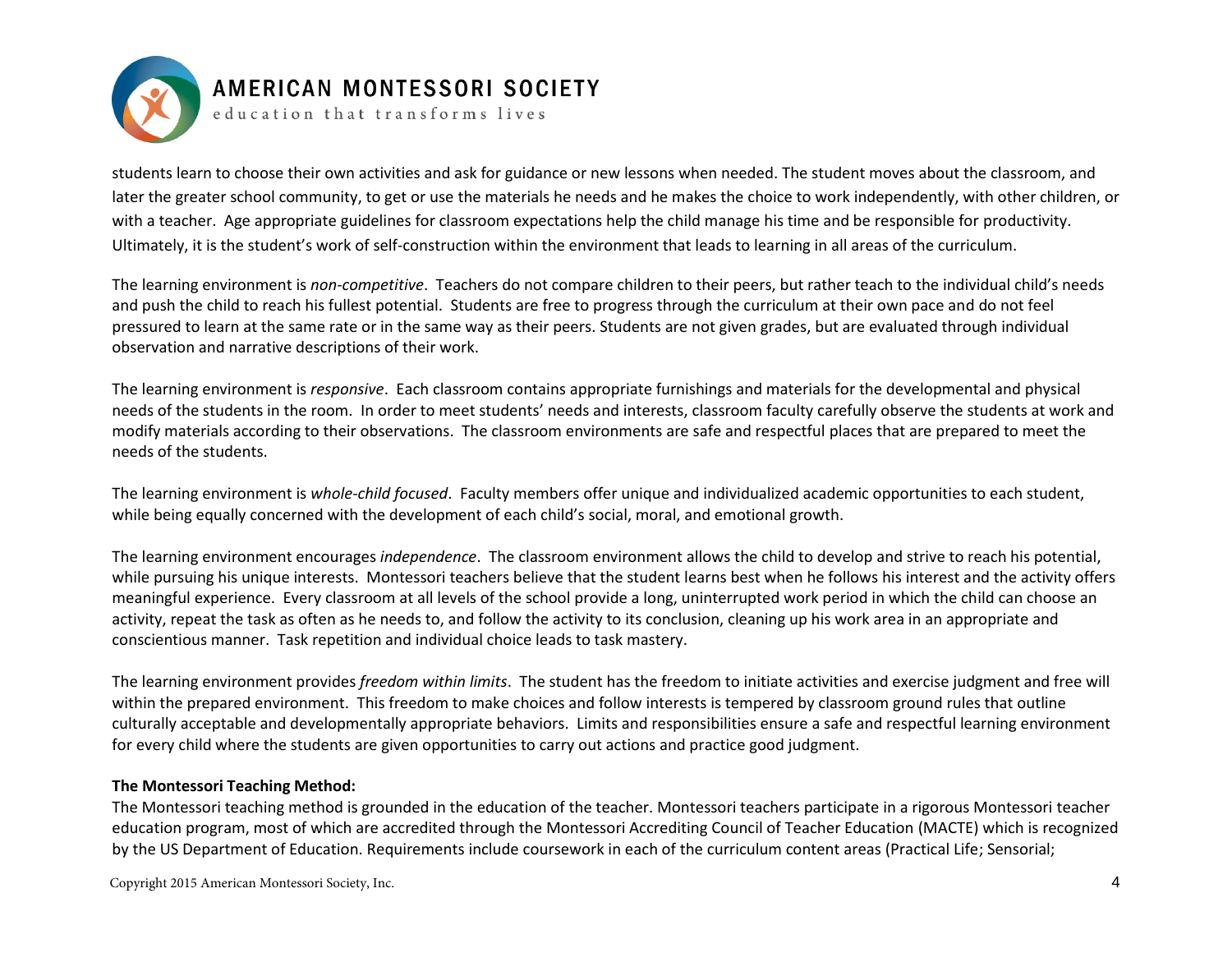students learn to choose their own activities and ask for guidance or new lessons when needed. The student moves about the classroom, and later the greater school community, to get or use the materials he needs and he makes the choice to work independently, with other children, or with a teacher. Age appropriate guidelines for classroom expectations help the child manage his time and be responsible for productivity. Ultimately, it is the student's work of self-construction within the environment that leads to learning in all areas of the curriculum.

The learning environment is *non-competitive*. Teachers do not compare children to their peers, but rather teach to the individual child's needs and push the child to reach his fullest potential. Students are free to progress through the curriculum at their own pace and do not feel pressured to learn at the same rate or in the same way as their peers. Students are not given grades, but are evaluated through individual observation and narrative descriptions of their work.

The learning environment is *responsive*. Each classroom contains appropriate furnishings and materials for the developmental and physical needs of the students in the room. In order to meet students' needs and interests, classroom faculty carefully observe the students at work and modify materials according to their observations. The classroom environments are safe and respectful places that are prepared to meet the needs of the students.

The learning environment is *whole-child focused*. Faculty members offer unique and individualized academic opportunities to each student, while being equally concerned with the development of each child's social, moral, and emotional growth.

The learning environment encourages *independence*. The classroom environment allows the child to develop and strive to reach his potential, while pursuing his unique interests. Montessori teachers believe that the student learns best when he follows his interest and the activity offers meaningful experience. Every classroom at all levels of the school provide a long, uninterrupted work period in which the child can choose an activity, repeat the task as often as he needs to, and follow the activity to its conclusion, cleaning up his work area in an appropriate and conscientious manner. Task repetition and individual choice leads to task mastery.

The learning environment provides *freedom within limits*. The student has the freedom to initiate activities and exercise judgment and free will within the prepared environment. This freedom to make choices and follow interests is tempered by classroom ground rules that outline culturally acceptable and developmentally appropriate behaviors. Limits and responsibilities ensure a safe and respectful learning environment for every child where the students are given opportunities to carry out actions and practice good judgment.

**The Montessori Teaching Method:**

The Montessori teaching method is grounded in the education of the teacher. Montessori teachers participate in a rigorous Montessori teacher education program, most of which are accredited through the Montessori Accrediting Council of Teacher Education (MACTE) which is recognized by the US Department of Education. Requirements include coursework in each of the curriculum content areas (Practical Life; Sensorial;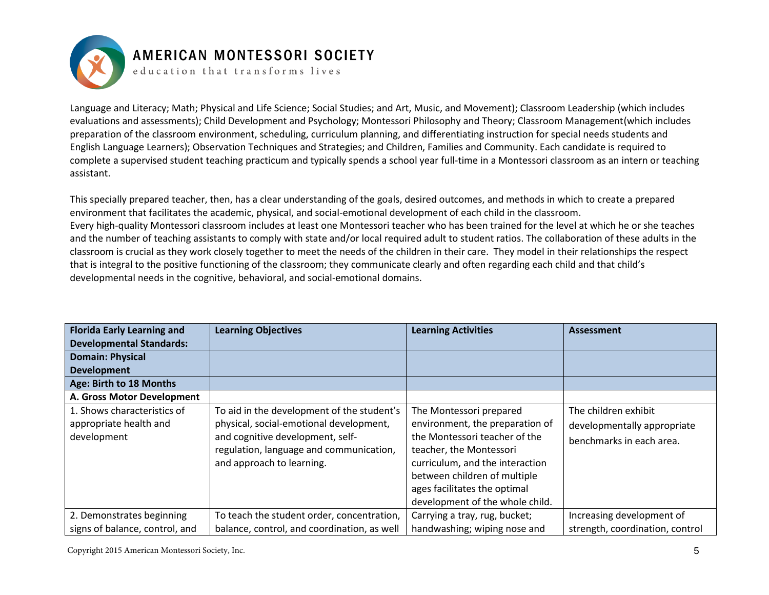Language and Literacy; Math; Physical and Life Science; Social Studies; and Art, Music, and Movement); Classroom Leadership (which includes evaluations and assessments); Child Development and Psychology; Montessori Philosophy and Theory; Classroom Management(which includes preparation of the classroom environment, scheduling, curriculum planning, and differentiating instruction for special needs students and English Language Learners); Observation Techniques and Strategies; and Children, Families and Community. Each candidate is required to complete a supervised student teaching practicum and typically spends a school year full-time in a Montessori classroom as an intern or teaching assistant.

This specially prepared teacher, then, has a clear understanding of the goals, desired outcomes, and methods in which to create a prepared environment that facilitates the academic, physical, and social-emotional development of each child in the classroom.
Every high-quality Montessori classroom includes at least one Montessori teacher who has been trained for the level at which he or she teaches and the number of teaching assistants to comply with state and/or local required adult to student ratios. The collaboration of these adults in the classroom is crucial as they work closely together to meet the needs of the children in their care. They model in their relationships the respect that is integral to the positive functioning of the classroom; they communicate clearly and often regarding each child and that child's developmental needs in the cognitive, behavioral, and social-emotional domains.

| **Florida Early Learning and Developmental Standards:** | **Learning Objectives** | **Learning Activities** | **Assessment** |
|---|---|---|---|
| **Domain: Physical Development** | | | |
| **Age: Birth to 18 Months** | | | |
| **A. Gross Motor Development** | | | |
| 1. Shows characteristics of appropriate health and development | To aid in the development of the student's physical, social-emotional development, and cognitive development, self-regulation, language and communication, and approach to learning. | The Montessori prepared environment, the preparation of the Montessori teacher of the teacher, the Montessori curriculum, and the interaction between children of multiple ages facilitates the optimal development of the whole child. | The children exhibit developmentally appropriate benchmarks in each area. |
| 2. Demonstrates beginning signs of balance, control, and | To teach the student order, concentration, balance, control, and coordination, as well | Carrying a tray, rug, bucket; handwashing; wiping nose and | Increasing development of strength, coordination, control |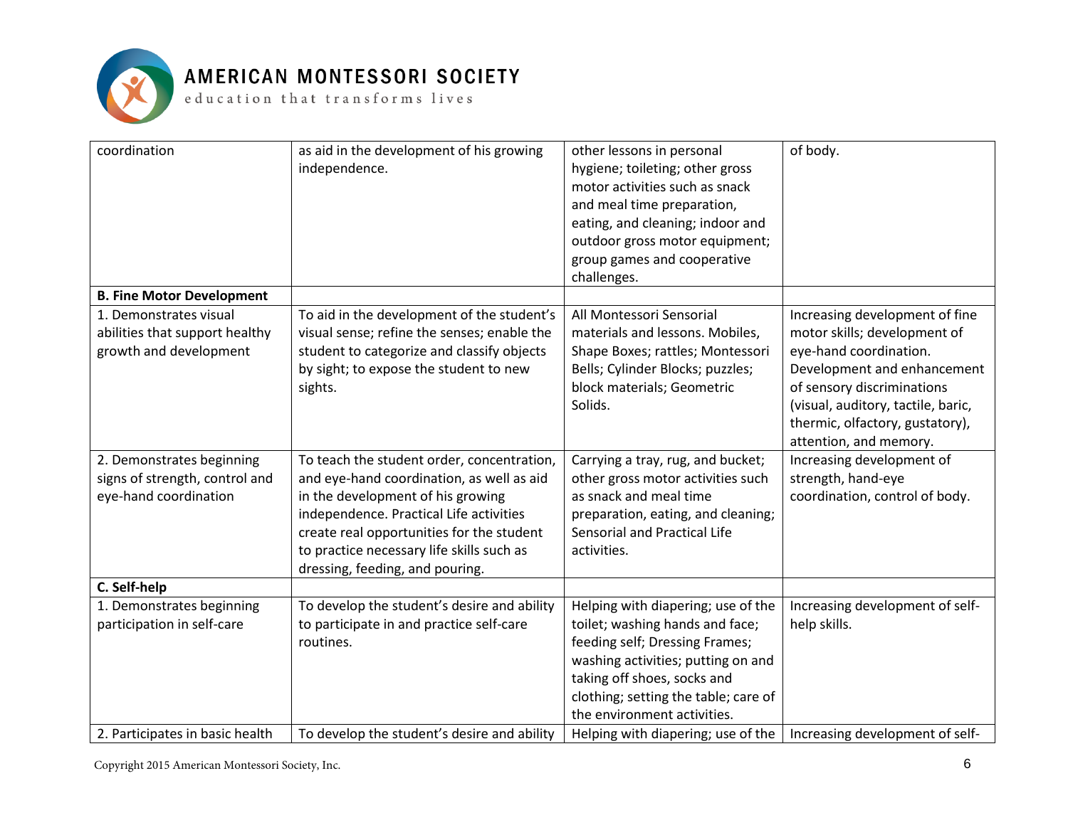| coordination | as aid in the development of his growing independence. | other lessons in personal hygiene; toileting; other gross motor activities such as snack and meal time preparation, eating, and cleaning; indoor and outdoor gross motor equipment; group games and cooperative challenges. | of body. |
|---|---|---|---|
| **B. Fine Motor Development** | | | |
| 1. Demonstrates visual abilities that support healthy growth and development | To aid in the development of the student's visual sense; refine the senses; enable the student to categorize and classify objects by sight; to expose the student to new sights. | All Montessori Sensorial materials and lessons. Mobiles, Shape Boxes; rattles; Montessori Bells; Cylinder Blocks; puzzles; block materials; Geometric Solids. | Increasing development of fine motor skills; development of eye-hand coordination. Development and enhancement of sensory discriminations (visual, auditory, tactile, baric, thermic, olfactory, gustatory), attention, and memory. |
| 2. Demonstrates beginning signs of strength, control and eye-hand coordination | To teach the student order, concentration, and eye-hand coordination, as well as aid in the development of his growing independence. Practical Life activities create real opportunities for the student to practice necessary life skills such as dressing, feeding, and pouring. | Carrying a tray, rug, and bucket; other gross motor activities such as snack and meal time preparation, eating, and cleaning; Sensorial and Practical Life activities. | Increasing development of strength, hand-eye coordination, control of body. |
| **C. Self-help** | | | |
| 1. Demonstrates beginning participation in self-care | To develop the student's desire and ability to participate in and practice self-care routines. | Helping with diapering; use of the toilet; washing hands and face; feeding self; Dressing Frames; washing activities; putting on and taking off shoes, socks and clothing; setting the table; care of the environment activities. | Increasing development of self-help skills. |
| 2. Participates in basic health | To develop the student's desire and ability | Helping with diapering; use of the | Increasing development of self- |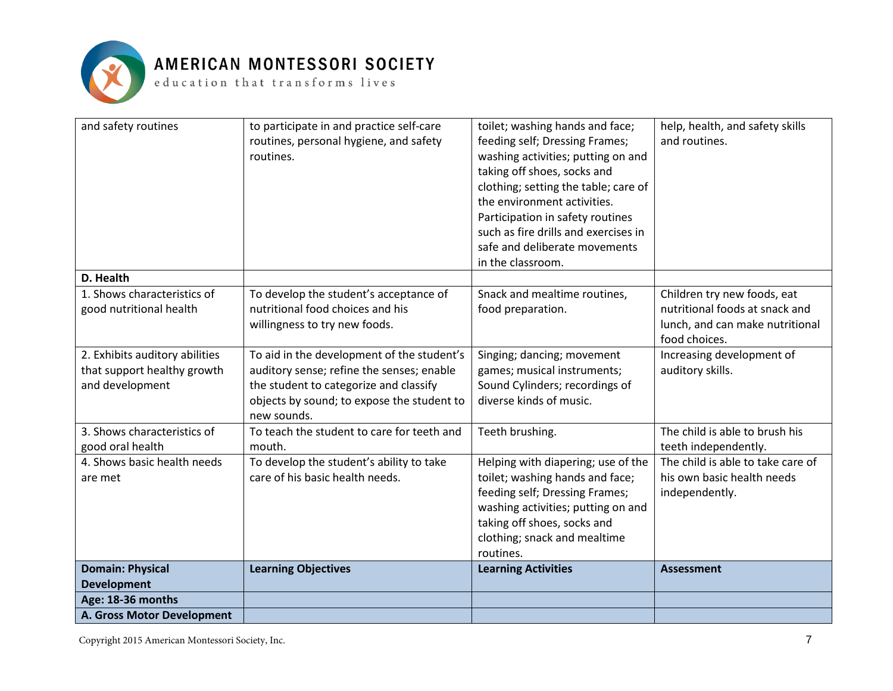| and safety routines | to participate in and practice self-care routines, personal hygiene, and safety routines. | toilet; washing hands and face; feeding self; Dressing Frames; washing activities; putting on and taking off shoes, socks and clothing; setting the table; care of the environment activities. Participation in safety routines such as fire drills and exercises in safe and deliberate movements in the classroom. | help, health, and safety skills and routines. |
|---|---|---|---|
| **D. Health** | | | |
| 1. Shows characteristics of good nutritional health | To develop the student's acceptance of nutritional food choices and his willingness to try new foods. | Snack and mealtime routines, food preparation. | Children try new foods, eat nutritional foods at snack and lunch, and can make nutritional food choices. |
| 2. Exhibits auditory abilities that support healthy growth and development | To aid in the development of the student's auditory sense; refine the senses; enable the student to categorize and classify objects by sound; to expose the student to new sounds. | Singing; dancing; movement games; musical instruments; Sound Cylinders; recordings of diverse kinds of music. | Increasing development of auditory skills. |
| 3. Shows characteristics of good oral health | To teach the student to care for teeth and mouth. | Teeth brushing. | The child is able to brush his teeth independently. |
| 4. Shows basic health needs are met | To develop the student's ability to take care of his basic health needs. | Helping with diapering; use of the toilet; washing hands and face; feeding self; Dressing Frames; washing activities; putting on and taking off shoes, socks and clothing; snack and mealtime routines. | The child is able to take care of his own basic health needs independently. |
| **Domain: Physical Development** | **Learning Objectives** | **Learning Activities** | **Assessment** |
| **Age: 18-36 months** | | | |
| **A. Gross Motor Development** | | | |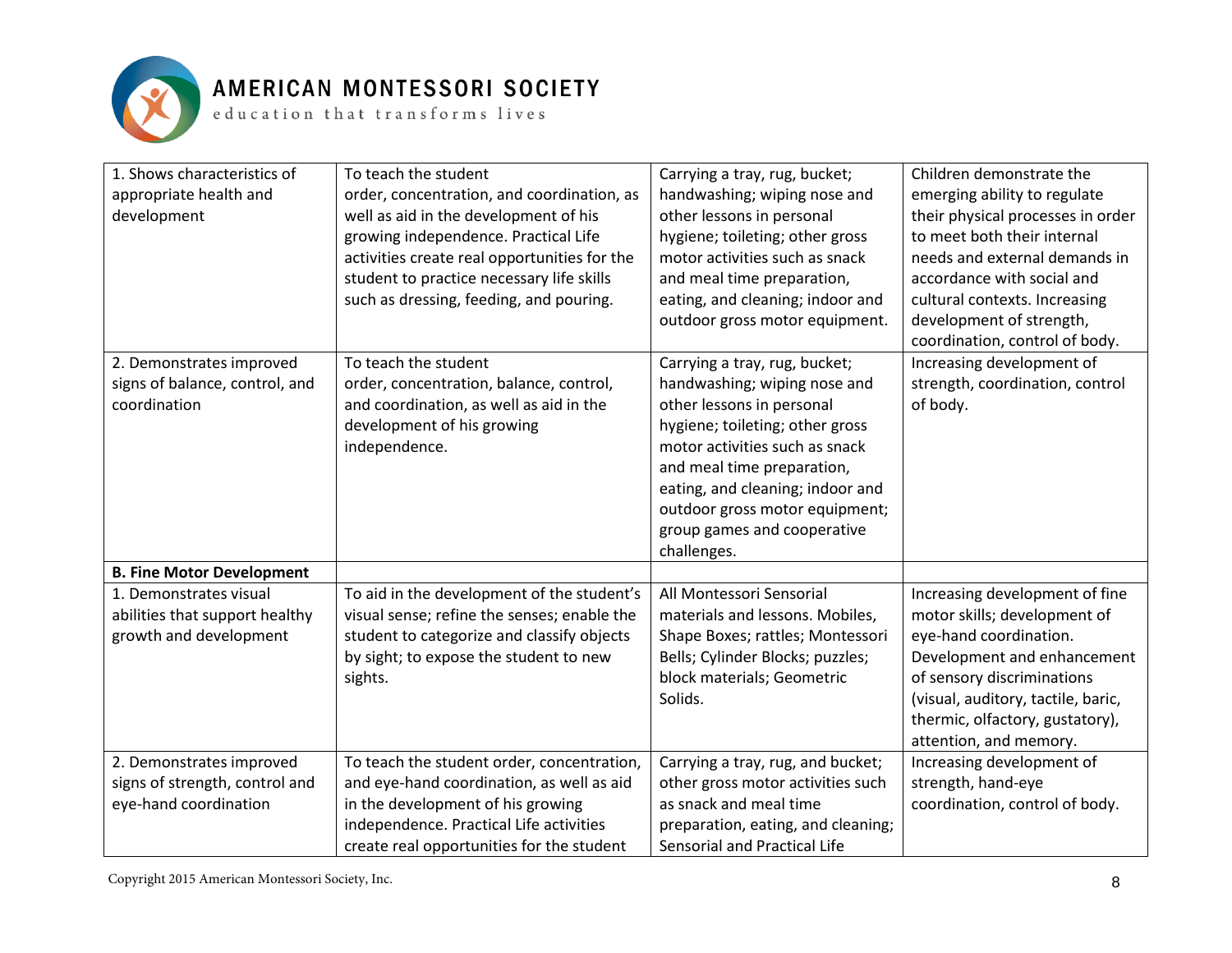| 1. Shows characteristics of appropriate health and development | To teach the student order, concentration, and coordination, as well as aid in the development of his growing independence. Practical Life activities create real opportunities for the student to practice necessary life skills such as dressing, feeding, and pouring. | Carrying a tray, rug, bucket; handwashing; wiping nose and other lessons in personal hygiene; toileting; other gross motor activities such as snack and meal time preparation, eating, and cleaning; indoor and outdoor gross motor equipment. | Children demonstrate the emerging ability to regulate their physical processes in order to meet both their internal needs and external demands in accordance with social and cultural contexts. Increasing development of strength, coordination, control of body. |
|---|---|---|---|
| 2. Demonstrates improved signs of balance, control, and coordination | To teach the student order, concentration, balance, control, and coordination, as well as aid in the development of his growing independence. | Carrying a tray, rug, bucket; handwashing; wiping nose and other lessons in personal hygiene; toileting; other gross motor activities such as snack and meal time preparation, eating, and cleaning; indoor and outdoor gross motor equipment; group games and cooperative challenges. | Increasing development of strength, coordination, control of body. |
| **B. Fine Motor Development** | | | |
| 1. Demonstrates visual abilities that support healthy growth and development | To aid in the development of the student's visual sense; refine the senses; enable the student to categorize and classify objects by sight; to expose the student to new sights. | All Montessori Sensorial materials and lessons. Mobiles, Shape Boxes; rattles; Montessori Bells; Cylinder Blocks; puzzles; block materials; Geometric Solids. | Increasing development of fine motor skills; development of eye-hand coordination. Development and enhancement of sensory discriminations (visual, auditory, tactile, baric, thermic, olfactory, gustatory), attention, and memory. |
| 2. Demonstrates improved signs of strength, control and eye-hand coordination | To teach the student order, concentration, and eye-hand coordination, as well as aid in the development of his growing independence. Practical Life activities create real opportunities for the student | Carrying a tray, rug, and bucket; other gross motor activities such as snack and meal time preparation, eating, and cleaning; Sensorial and Practical Life | Increasing development of strength, hand-eye coordination, control of body. |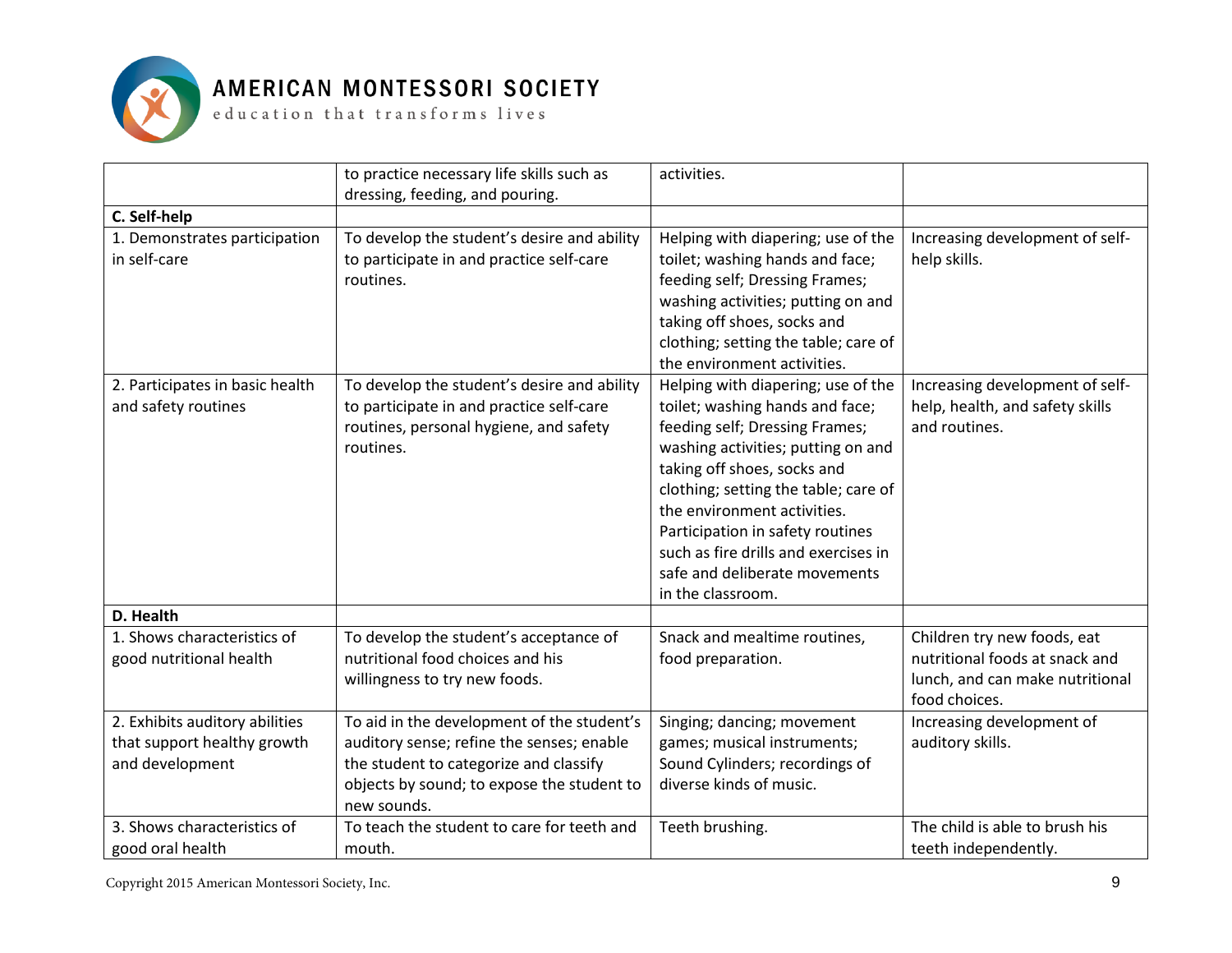| | | | |
|---|---|---|---|
| | to practice necessary life skills such as dressing, feeding, and pouring. | activities. | |
| **C. Self-help** | | | |
| 1. Demonstrates participation in self-care | To develop the student's desire and ability to participate in and practice self-care routines. | Helping with diapering; use of the toilet; washing hands and face; feeding self; Dressing Frames; washing activities; putting on and taking off shoes, socks and clothing; setting the table; care of the environment activities. | Increasing development of self-help skills. |
| 2. Participates in basic health and safety routines | To develop the student's desire and ability to participate in and practice self-care routines, personal hygiene, and safety routines. | Helping with diapering; use of the toilet; washing hands and face; feeding self; Dressing Frames; washing activities; putting on and taking off shoes, socks and clothing; setting the table; care of the environment activities. Participation in safety routines such as fire drills and exercises in safe and deliberate movements in the classroom. | Increasing development of self-help, health, and safety skills and routines. |
| **D. Health** | | | |
| 1. Shows characteristics of good nutritional health | To develop the student's acceptance of nutritional food choices and his willingness to try new foods. | Snack and mealtime routines, food preparation. | Children try new foods, eat nutritional foods at snack and lunch, and can make nutritional food choices. |
| 2. Exhibits auditory abilities that support healthy growth and development | To aid in the development of the student's auditory sense; refine the senses; enable the student to categorize and classify objects by sound; to expose the student to new sounds. | Singing; dancing; movement games; musical instruments; Sound Cylinders; recordings of diverse kinds of music. | Increasing development of auditory skills. |
| 3. Shows characteristics of good oral health | To teach the student to care for teeth and mouth. | Teeth brushing. | The child is able to brush his teeth independently. |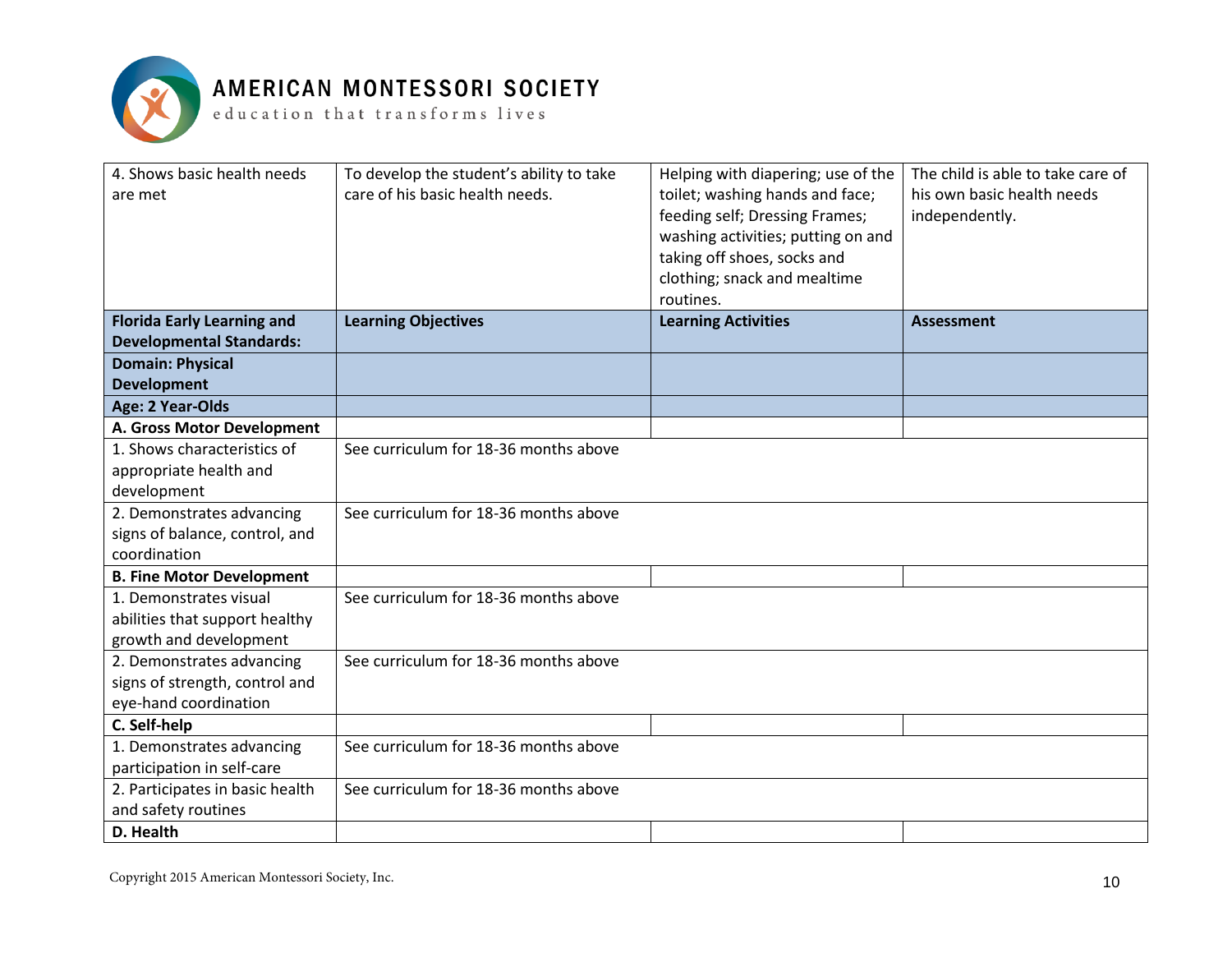| 4. Shows basic health needs are met | To develop the student's ability to take care of his basic health needs. | Helping with diapering; use of the toilet; washing hands and face; feeding self; Dressing Frames; washing activities; putting on and taking off shoes, socks and clothing; snack and mealtime routines. | The child is able to take care of his own basic health needs independently. |
|---|---|---|---|
| **Florida Early Learning and Developmental Standards:** | **Learning Objectives** | **Learning Activities** | **Assessment** |
| **Domain: Physical Development** | | | |
| **Age: 2 Year-Olds** | | | |
| **A. Gross Motor Development** | | | |
| 1. Shows characteristics of appropriate health and development | See curriculum for 18-36 months above | | |
| 2. Demonstrates advancing signs of balance, control, and coordination | See curriculum for 18-36 months above | | |
| **B. Fine Motor Development** | | | |
| 1. Demonstrates visual abilities that support healthy growth and development | See curriculum for 18-36 months above | | |
| 2. Demonstrates advancing signs of strength, control and eye-hand coordination | See curriculum for 18-36 months above | | |
| **C. Self-help** | | | |
| 1. Demonstrates advancing participation in self-care | See curriculum for 18-36 months above | | |
| 2. Participates in basic health and safety routines | See curriculum for 18-36 months above | | |
| **D. Health** | | | |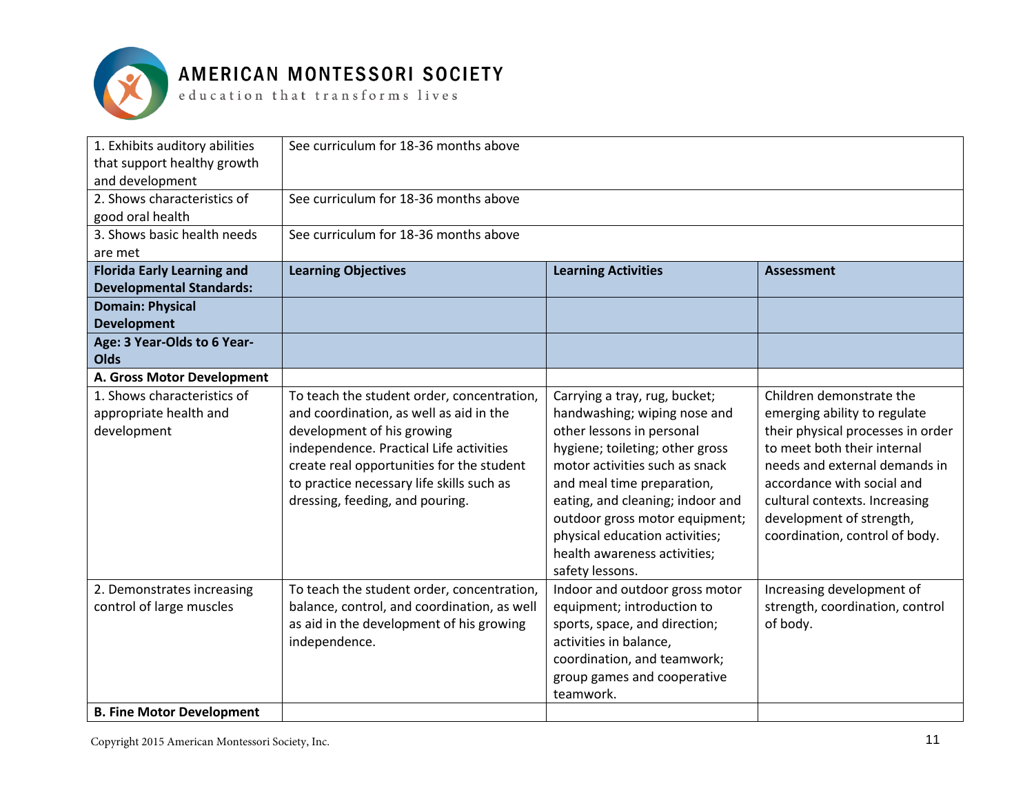| 1. Exhibits auditory abilities that support healthy growth and development | See curriculum for 18-36 months above | | |
|---|---|---|---|
| 2. Shows characteristics of good oral health | See curriculum for 18-36 months above | | |
| 3. Shows basic health needs are met | See curriculum for 18-36 months above | | |
| **Florida Early Learning and Developmental Standards:** | **Learning Objectives** | **Learning Activities** | **Assessment** |
| **Domain: Physical Development** | | | |
| **Age: 3 Year-Olds to 6 Year-Olds** | | | |
| **A. Gross Motor Development** | | | |
| 1. Shows characteristics of appropriate health and development | To teach the student order, concentration, and coordination, as well as aid in the development of his growing independence. Practical Life activities create real opportunities for the student to practice necessary life skills such as dressing, feeding, and pouring. | Carrying a tray, rug, bucket; handwashing; wiping nose and other lessons in personal hygiene; toileting; other gross motor activities such as snack and meal time preparation, eating, and cleaning; indoor and outdoor gross motor equipment; physical education activities; health awareness activities; safety lessons. | Children demonstrate the emerging ability to regulate their physical processes in order to meet both their internal needs and external demands in accordance with social and cultural contexts. Increasing development of strength, coordination, control of body. |
| 2. Demonstrates increasing control of large muscles | To teach the student order, concentration, balance, control, and coordination, as well as aid in the development of his growing independence. | Indoor and outdoor gross motor equipment; introduction to sports, space, and direction; activities in balance, coordination, and teamwork; group games and cooperative teamwork. | Increasing development of strength, coordination, control of body. |
| **B. Fine Motor Development** | | | |

Copyright 2015 American Montessori Society, Inc.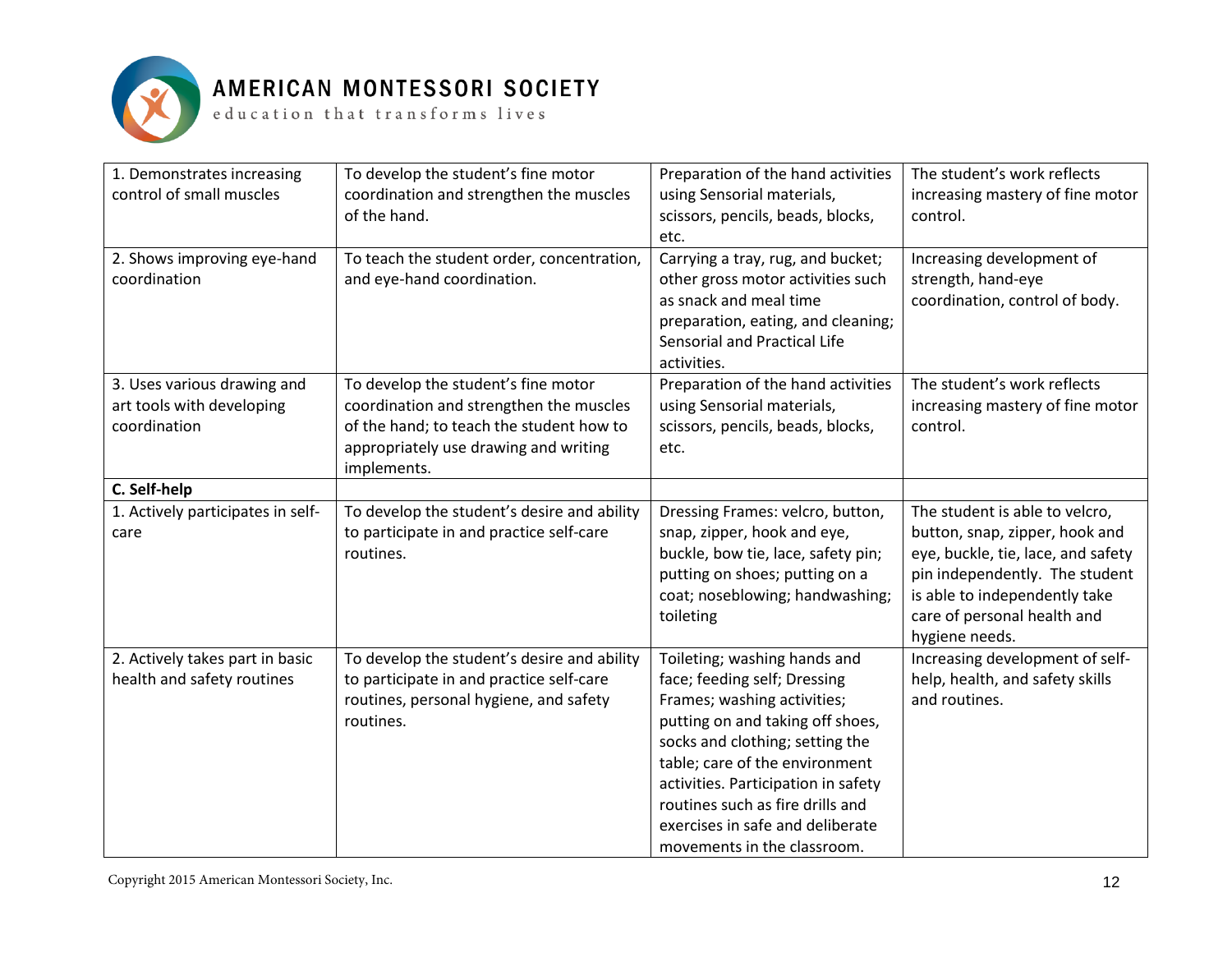| 1. Demonstrates increasing control of small muscles | To develop the student's fine motor coordination and strengthen the muscles of the hand. | Preparation of the hand activities using Sensorial materials, scissors, pencils, beads, blocks, etc. | The student's work reflects increasing mastery of fine motor control. |
|---|---|---|---|
| 2. Shows improving eye-hand coordination | To teach the student order, concentration, and eye-hand coordination. | Carrying a tray, rug, and bucket; other gross motor activities such as snack and meal time preparation, eating, and cleaning; Sensorial and Practical Life activities. | Increasing development of strength, hand-eye coordination, control of body. |
| 3. Uses various drawing and art tools with developing coordination | To develop the student's fine motor coordination and strengthen the muscles of the hand; to teach the student how to appropriately use drawing and writing implements. | Preparation of the hand activities using Sensorial materials, scissors, pencils, beads, blocks, etc. | The student's work reflects increasing mastery of fine motor control. |
| **C. Self-help** | | | |
| 1. Actively participates in self-care | To develop the student's desire and ability to participate in and practice self-care routines. | Dressing Frames: velcro, button, snap, zipper, hook and eye, buckle, bow tie, lace, safety pin; putting on shoes; putting on a coat; noseblowing; handwashing; toileting | The student is able to velcro, button, snap, zipper, hook and eye, buckle, tie, lace, and safety pin independently. The student is able to independently take care of personal health and hygiene needs. |
| 2. Actively takes part in basic health and safety routines | To develop the student's desire and ability to participate in and practice self-care routines, personal hygiene, and safety routines. | Toileting; washing hands and face; feeding self; Dressing Frames; washing activities; putting on and taking off shoes, socks and clothing; setting the table; care of the environment activities. Participation in safety routines such as fire drills and exercises in safe and deliberate movements in the classroom. | Increasing development of self-help, health, and safety skills and routines. |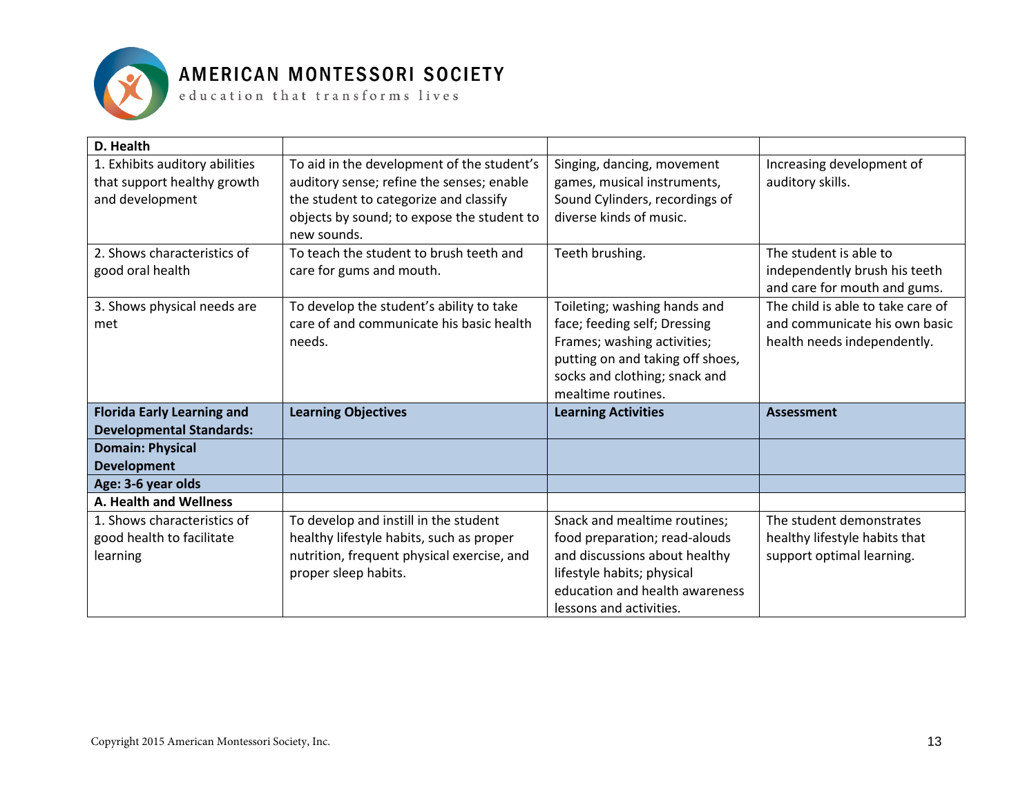| **D. Health** | | | |
|---|---|---|---|
| 1. Exhibits auditory abilities that support healthy growth and development | To aid in the development of the student's auditory sense; refine the senses; enable the student to categorize and classify objects by sound; to expose the student to new sounds. | Singing, dancing, movement games, musical instruments, Sound Cylinders, recordings of diverse kinds of music. | Increasing development of auditory skills. |
| 2. Shows characteristics of good oral health | To teach the student to brush teeth and care for gums and mouth. | Teeth brushing. | The student is able to independently brush his teeth and care for mouth and gums. |
| 3. Shows physical needs are met | To develop the student's ability to take care of and communicate his basic health needs. | Toileting; washing hands and face; feeding self; Dressing Frames; washing activities; putting on and taking off shoes, socks and clothing; snack and mealtime routines. | The child is able to take care of and communicate his own basic health needs independently. |
| **Florida Early Learning and Developmental Standards:** | **Learning Objectives** | **Learning Activities** | **Assessment** |
| **Domain: Physical Development** | | | |
| **Age: 3-6 year olds** | | | |
| **A. Health and Wellness** | | | |
| 1. Shows characteristics of good health to facilitate learning | To develop and instill in the student healthy lifestyle habits, such as proper nutrition, frequent physical exercise, and proper sleep habits. | Snack and mealtime routines; food preparation; read-alouds and discussions about healthy lifestyle habits; physical education and health awareness lessons and activities. | The student demonstrates healthy lifestyle habits that support optimal learning. |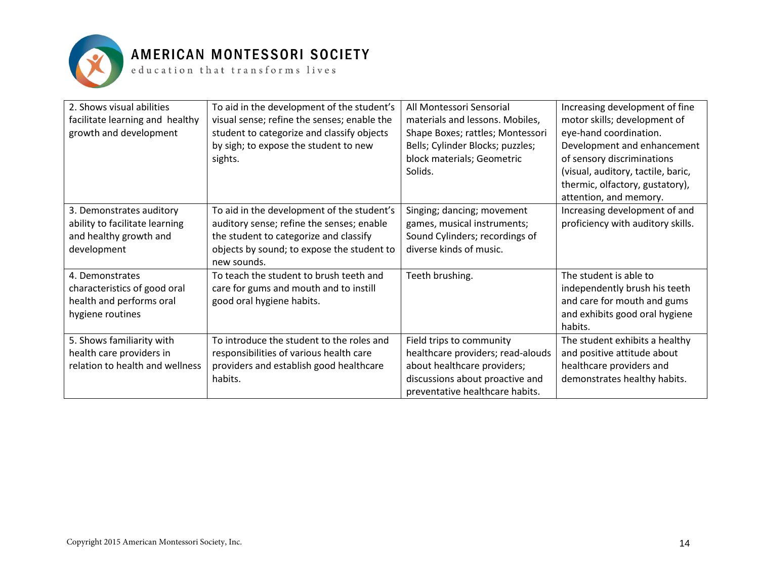| 2. Shows visual abilities facilitate learning and healthy growth and development | To aid in the development of the student's visual sense; refine the senses; enable the student to categorize and classify objects by sigh; to expose the student to new sights. | All Montessori Sensorial materials and lessons. Mobiles, Shape Boxes; rattles; Montessori Bells; Cylinder Blocks; puzzles; block materials; Geometric Solids. | Increasing development of fine motor skills; development of eye-hand coordination. Development and enhancement of sensory discriminations (visual, auditory, tactile, baric, thermic, olfactory, gustatory), attention, and memory. |
|---|---|---|---|
| 3. Demonstrates auditory ability to facilitate learning and healthy growth and development | To aid in the development of the student's auditory sense; refine the senses; enable the student to categorize and classify objects by sound; to expose the student to new sounds. | Singing; dancing; movement games, musical instruments; Sound Cylinders; recordings of diverse kinds of music. | Increasing development of and proficiency with auditory skills. |
| 4. Demonstrates characteristics of good oral health and performs oral hygiene routines | To teach the student to brush teeth and care for gums and mouth and to instill good oral hygiene habits. | Teeth brushing. | The student is able to independently brush his teeth and care for mouth and gums and exhibits good oral hygiene habits. |
| 5. Shows familiarity with health care providers in relation to health and wellness | To introduce the student to the roles and responsibilities of various health care providers and establish good healthcare habits. | Field trips to community healthcare providers; read-alouds about healthcare providers; discussions about proactive and preventative healthcare habits. | The student exhibits a healthy and positive attitude about healthcare providers and demonstrates healthy habits. |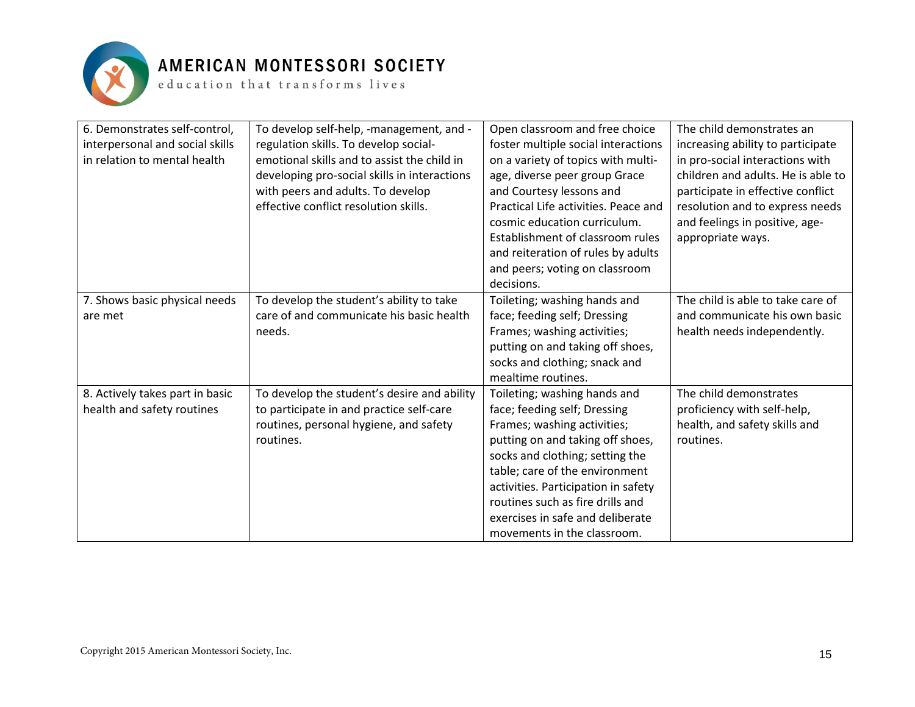| | | | |
|---|---|---|---|
| 6. Demonstrates self-control, interpersonal and social skills in relation to mental health | To develop self-help, -management, and -regulation skills. To develop social-emotional skills and to assist the child in developing pro-social skills in interactions with peers and adults. To develop effective conflict resolution skills. | Open classroom and free choice foster multiple social interactions on a variety of topics with multi-age, diverse peer group Grace and Courtesy lessons and Practical Life activities. Peace and cosmic education curriculum. Establishment of classroom rules and reiteration of rules by adults and peers; voting on classroom decisions. | The child demonstrates an increasing ability to participate in pro-social interactions with children and adults. He is able to participate in effective conflict resolution and to express needs and feelings in positive, age-appropriate ways. |
| 7. Shows basic physical needs are met | To develop the student's ability to take care of and communicate his basic health needs. | Toileting; washing hands and face; feeding self; Dressing Frames; washing activities; putting on and taking off shoes, socks and clothing; snack and mealtime routines. | The child is able to take care of and communicate his own basic health needs independently. |
| 8. Actively takes part in basic health and safety routines | To develop the student's desire and ability to participate in and practice self-care routines, personal hygiene, and safety routines. | Toileting; washing hands and face; feeding self; Dressing Frames; washing activities; putting on and taking off shoes, socks and clothing; setting the table; care of the environment activities. Participation in safety routines such as fire drills and exercises in safe and deliberate movements in the classroom. | The child demonstrates proficiency with self-help, health, and safety skills and routines. |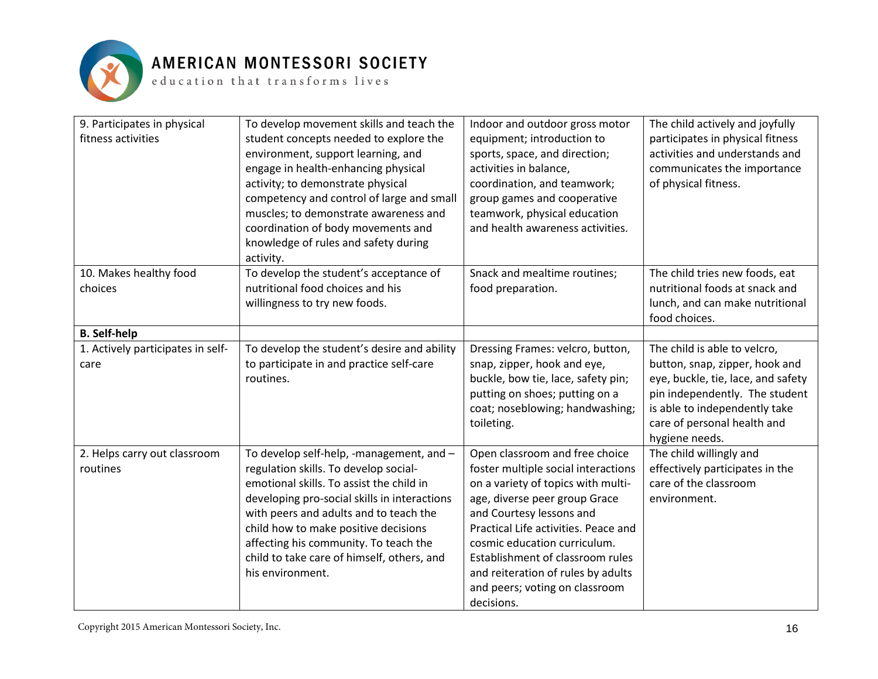| | | | |
|---|---|---|---|
| 9. Participates in physical fitness activities | To develop movement skills and teach the student concepts needed to explore the environment, support learning, and engage in health-enhancing physical activity; to demonstrate physical competency and control of large and small muscles; to demonstrate awareness and coordination of body movements and knowledge of rules and safety during activity. | Indoor and outdoor gross motor equipment; introduction to sports, space, and direction; activities in balance, coordination, and teamwork; group games and cooperative teamwork, physical education and health awareness activities. | The child actively and joyfully participates in physical fitness activities and understands and communicates the importance of physical fitness. |
| 10. Makes healthy food choices | To develop the student's acceptance of nutritional food choices and his willingness to try new foods. | Snack and mealtime routines; food preparation. | The child tries new foods, eat nutritional foods at snack and lunch, and can make nutritional food choices. |
| **B. Self-help** | | | |
| 1. Actively participates in self-care | To develop the student's desire and ability to participate in and practice self-care routines. | Dressing Frames: velcro, button, snap, zipper, hook and eye, buckle, bow tie, lace, safety pin; putting on shoes; putting on a coat; noseblowing; handwashing; toileting. | The child is able to velcro, button, snap, zipper, hook and eye, buckle, tie, lace, and safety pin independently. The student is able to independently take care of personal health and hygiene needs. |
| 2. Helps carry out classroom routines | To develop self-help, -management, and –regulation skills. To develop social-emotional skills. To assist the child in developing pro-social skills in interactions with peers and adults and to teach the child how to make positive decisions affecting his community. To teach the child to take care of himself, others, and his environment. | Open classroom and free choice foster multiple social interactions on a variety of topics with multi-age, diverse peer group Grace and Courtesy lessons and Practical Life activities. Peace and cosmic education curriculum. Establishment of classroom rules and reiteration of rules by adults and peers; voting on classroom decisions. | The child willingly and effectively participates in the care of the classroom environment. |

Copyright 2015 American Montessori Society, Inc.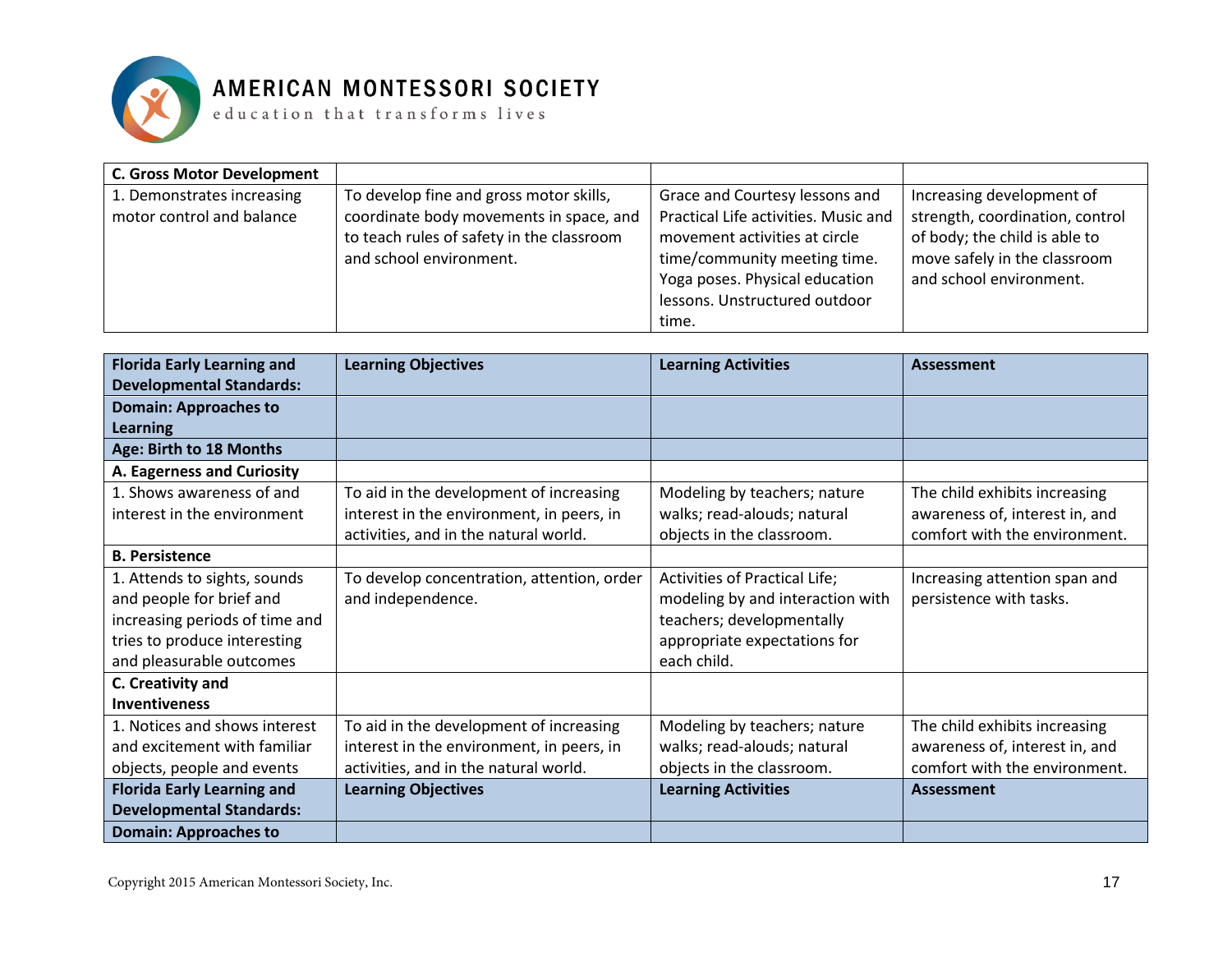| C. Gross Motor Development | | | |
|---|---|---|---|
| 1. Demonstrates increasing motor control and balance | To develop fine and gross motor skills, coordinate body movements in space, and to teach rules of safety in the classroom and school environment. | Grace and Courtesy lessons and Practical Life activities. Music and movement activities at circle time/community meeting time. Yoga poses. Physical education lessons. Unstructured outdoor time. | Increasing development of strength, coordination, control of body; the child is able to move safely in the classroom and school environment. |

| **Florida Early Learning and Developmental Standards:** | **Learning Objectives** | **Learning Activities** | **Assessment** |
|---|---|---|---|
| **Domain: Approaches to Learning** | | | |
| **Age: Birth to 18 Months** | | | |
| **A. Eagerness and Curiosity** | | | |
| 1. Shows awareness of and interest in the environment | To aid in the development of increasing interest in the environment, in peers, in activities, and in the natural world. | Modeling by teachers; nature walks; read-alouds; natural objects in the classroom. | The child exhibits increasing awareness of, interest in, and comfort with the environment. |
| **B. Persistence** | | | |
| 1. Attends to sights, sounds and people for brief and increasing periods of time and tries to produce interesting and pleasurable outcomes | To develop concentration, attention, order and independence. | Activities of Practical Life; modeling by and interaction with teachers; developmentally appropriate expectations for each child. | Increasing attention span and persistence with tasks. |
| **C. Creativity and Inventiveness** | | | |
| 1. Notices and shows interest and excitement with familiar objects, people and events | To aid in the development of increasing interest in the environment, in peers, in activities, and in the natural world. | Modeling by teachers; nature walks; read-alouds; natural objects in the classroom. | The child exhibits increasing awareness of, interest in, and comfort with the environment. |

| **Florida Early Learning and Developmental Standards:** | **Learning Objectives** | **Learning Activities** | **Assessment** |
|---|---|---|---|
| **Domain: Approaches to** | | | |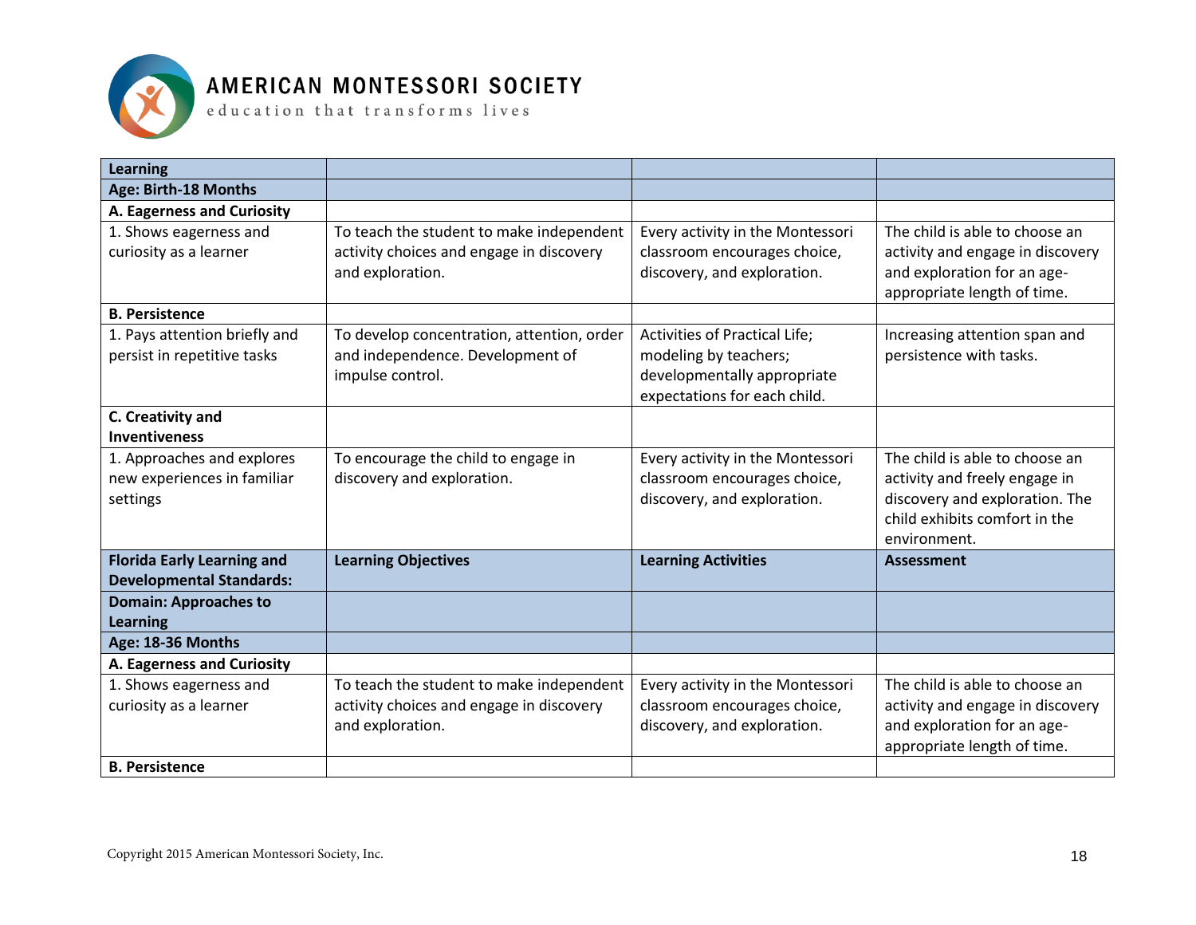| Learning | | | |
|---|---|---|---|
| **Age: Birth-18 Months** | | | |
| **A. Eagerness and Curiosity** | | | |
| 1. Shows eagerness and curiosity as a learner | To teach the student to make independent activity choices and engage in discovery and exploration. | Every activity in the Montessori classroom encourages choice, discovery, and exploration. | The child is able to choose an activity and engage in discovery and exploration for an age-appropriate length of time. |
| **B. Persistence** | | | |
| 1. Pays attention briefly and persist in repetitive tasks | To develop concentration, attention, order and independence. Development of impulse control. | Activities of Practical Life; modeling by teachers; developmentally appropriate expectations for each child. | Increasing attention span and persistence with tasks. |
| **C. Creativity and Inventiveness** | | | |
| 1. Approaches and explores new experiences in familiar settings | To encourage the child to engage in discovery and exploration. | Every activity in the Montessori classroom encourages choice, discovery, and exploration. | The child is able to choose an activity and freely engage in discovery and exploration. The child exhibits comfort in the environment. |
| **Florida Early Learning and Developmental Standards:** | **Learning Objectives** | **Learning Activities** | **Assessment** |
| **Domain: Approaches to Learning** | | | |
| **Age: 18-36 Months** | | | |
| **A. Eagerness and Curiosity** | | | |
| 1. Shows eagerness and curiosity as a learner | To teach the student to make independent activity choices and engage in discovery and exploration. | Every activity in the Montessori classroom encourages choice, discovery, and exploration. | The child is able to choose an activity and engage in discovery and exploration for an age-appropriate length of time. |
| **B. Persistence** | | | |

Copyright 2015 American Montessori Society, Inc.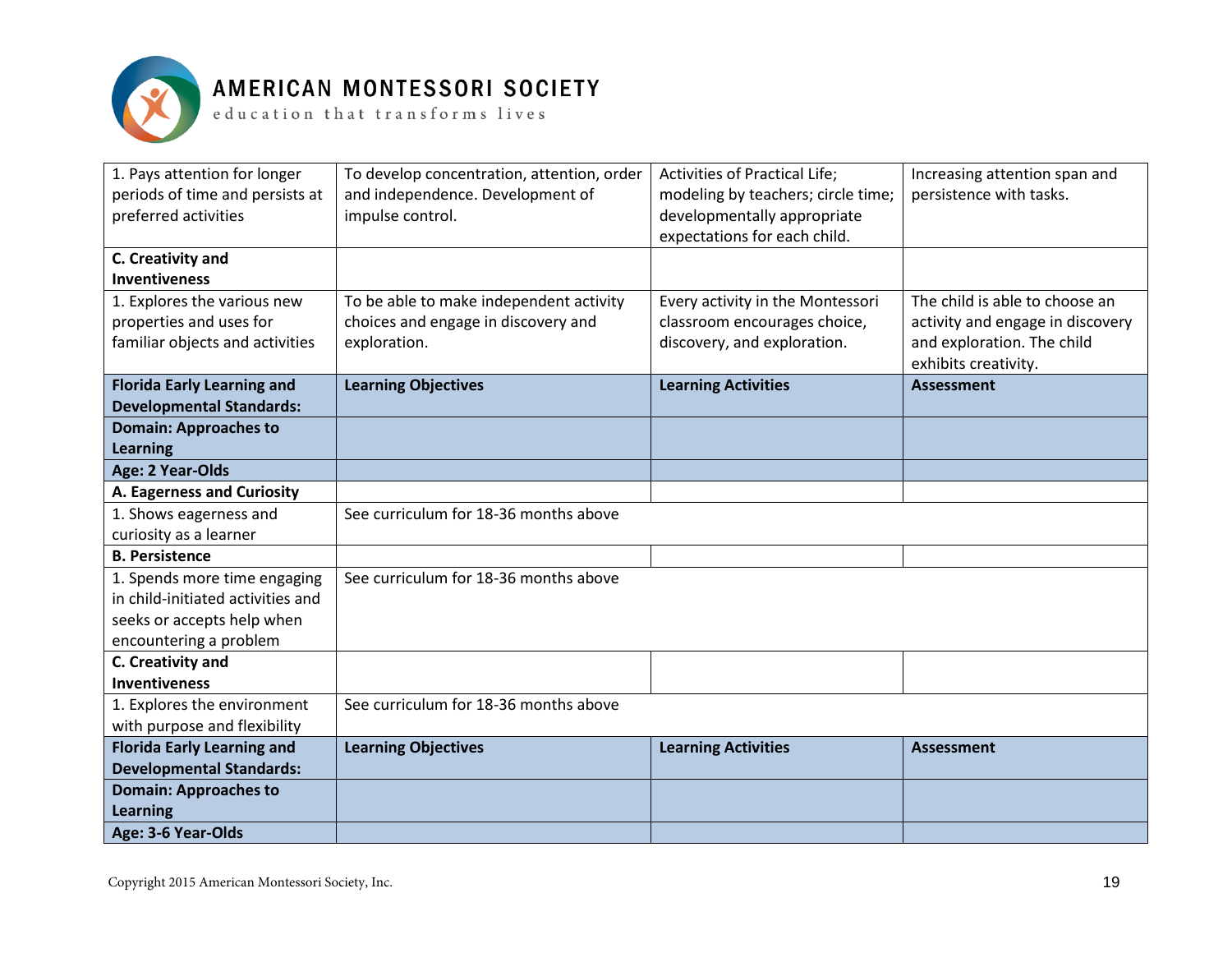| | | | |
|---|---|---|---|
| 1. Pays attention for longer periods of time and persists at preferred activities | To develop concentration, attention, order and independence. Development of impulse control. | Activities of Practical Life; modeling by teachers; circle time; developmentally appropriate expectations for each child. | Increasing attention span and persistence with tasks. |
| **C. Creativity and Inventiveness** | | | |
| 1. Explores the various new properties and uses for familiar objects and activities | To be able to make independent activity choices and engage in discovery and exploration. | Every activity in the Montessori classroom encourages choice, discovery, and exploration. | The child is able to choose an activity and engage in discovery and exploration. The child exhibits creativity. |
| **Florida Early Learning and Developmental Standards:** | **Learning Objectives** | **Learning Activities** | **Assessment** |
| **Domain: Approaches to Learning** | | | |
| **Age: 2 Year-Olds** | | | |
| **A. Eagerness and Curiosity** | | | |
| 1. Shows eagerness and curiosity as a learner | See curriculum for 18-36 months above | | |
| **B. Persistence** | | | |
| 1. Spends more time engaging in child-initiated activities and seeks or accepts help when encountering a problem | See curriculum for 18-36 months above | | |
| **C. Creativity and Inventiveness** | | | |
| 1. Explores the environment with purpose and flexibility | See curriculum for 18-36 months above | | |
| **Florida Early Learning and Developmental Standards:** | **Learning Objectives** | **Learning Activities** | **Assessment** |
| **Domain: Approaches to Learning** | | | |
| **Age: 3-6 Year-Olds** | | | |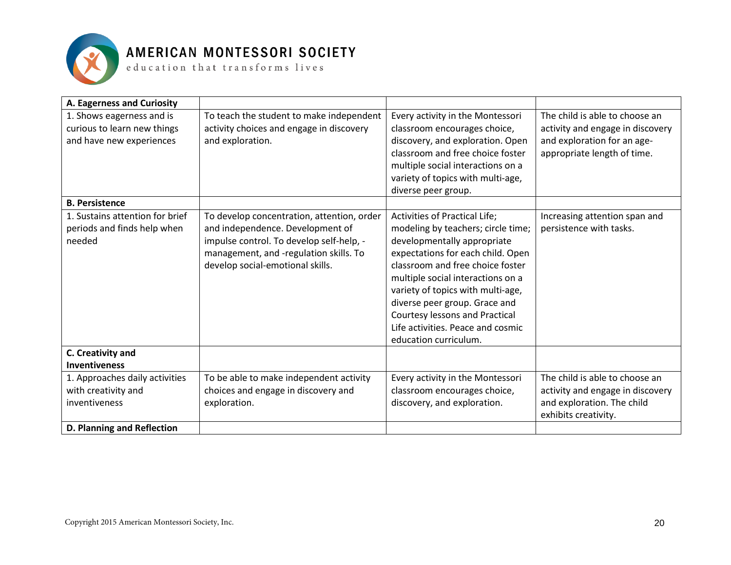| **A. Eagerness and Curiosity** | | | |
|---|---|---|---|
| 1. Shows eagerness and is curious to learn new things and have new experiences | To teach the student to make independent activity choices and engage in discovery and exploration. | Every activity in the Montessori classroom encourages choice, discovery, and exploration. Open classroom and free choice foster multiple social interactions on a variety of topics with multi-age, diverse peer group. | The child is able to choose an activity and engage in discovery and exploration for an age-appropriate length of time. |
| **B. Persistence** | | | |
| 1. Sustains attention for brief periods and finds help when needed | To develop concentration, attention, order and independence. Development of impulse control. To develop self-help, -management, and -regulation skills. To develop social-emotional skills. | Activities of Practical Life; modeling by teachers; circle time; developmentally appropriate expectations for each child. Open classroom and free choice foster multiple social interactions on a variety of topics with multi-age, diverse peer group. Grace and Courtesy lessons and Practical Life activities. Peace and cosmic education curriculum. | Increasing attention span and persistence with tasks. |
| **C. Creativity and Inventiveness** | | | |
| 1. Approaches daily activities with creativity and inventiveness | To be able to make independent activity choices and engage in discovery and exploration. | Every activity in the Montessori classroom encourages choice, discovery, and exploration. | The child is able to choose an activity and engage in discovery and exploration. The child exhibits creativity. |
| **D. Planning and Reflection** | | | |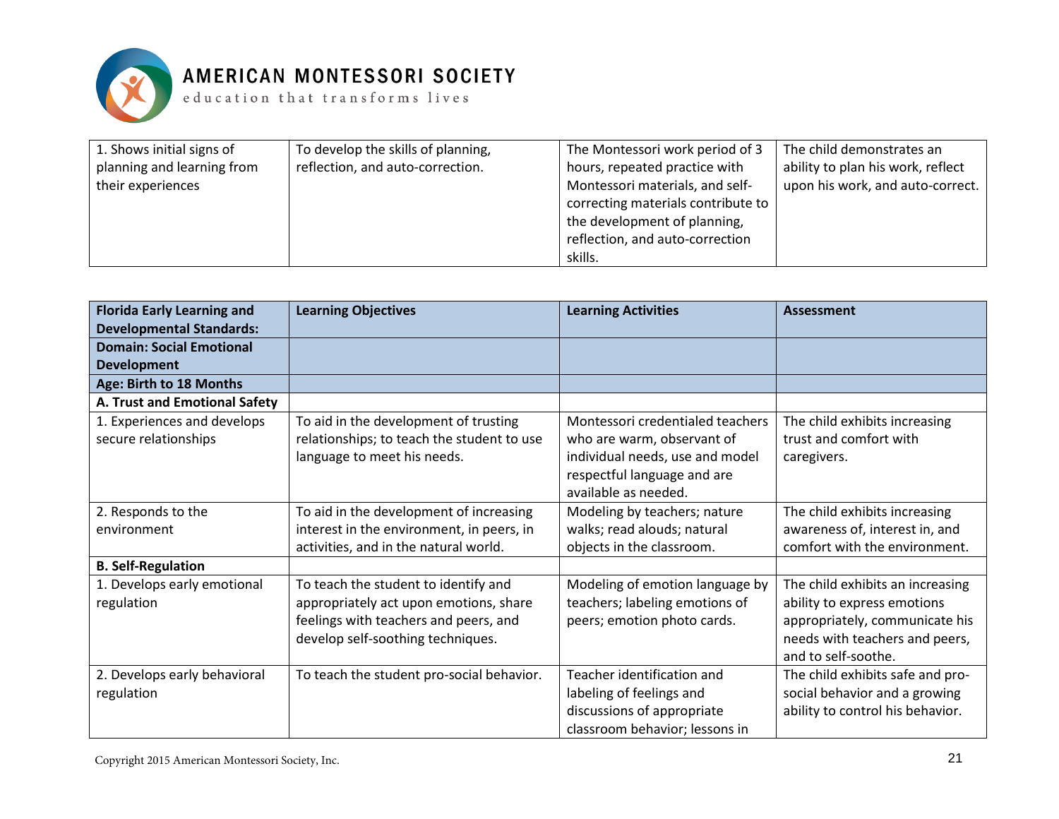| | | | |
|---|---|---|---|
| 1. Shows initial signs of planning and learning from their experiences | To develop the skills of planning, reflection, and auto-correction. | The Montessori work period of 3 hours, repeated practice with Montessori materials, and self-correcting materials contribute to the development of planning, reflection, and auto-correction skills. | The child demonstrates an ability to plan his work, reflect upon his work, and auto-correct. |

| Florida Early Learning and Developmental Standards: | Learning Objectives | Learning Activities | Assessment |
|---|---|---|---|
| **Domain: Social Emotional Development** | | | |
| **Age: Birth to 18 Months** | | | |
| **A. Trust and Emotional Safety** | | | |
| 1. Experiences and develops secure relationships | To aid in the development of trusting relationships; to teach the student to use language to meet his needs. | Montessori credentialed teachers who are warm, observant of individual needs, use and model respectful language and are available as needed. | The child exhibits increasing trust and comfort with caregivers. |
| 2. Responds to the environment | To aid in the development of increasing interest in the environment, in peers, in activities, and in the natural world. | Modeling by teachers; nature walks; read alouds; natural objects in the classroom. | The child exhibits increasing awareness of, interest in, and comfort with the environment. |
| **B. Self-Regulation** | | | |
| 1. Develops early emotional regulation | To teach the student to identify and appropriately act upon emotions, share feelings with teachers and peers, and develop self-soothing techniques. | Modeling of emotion language by teachers; labeling emotions of peers; emotion photo cards. | The child exhibits an increasing ability to express emotions appropriately, communicate his needs with teachers and peers, and to self-soothe. |
| 2. Develops early behavioral regulation | To teach the student pro-social behavior. | Teacher identification and labeling of feelings and discussions of appropriate classroom behavior; lessons in | The child exhibits safe and pro-social behavior and a growing ability to control his behavior. |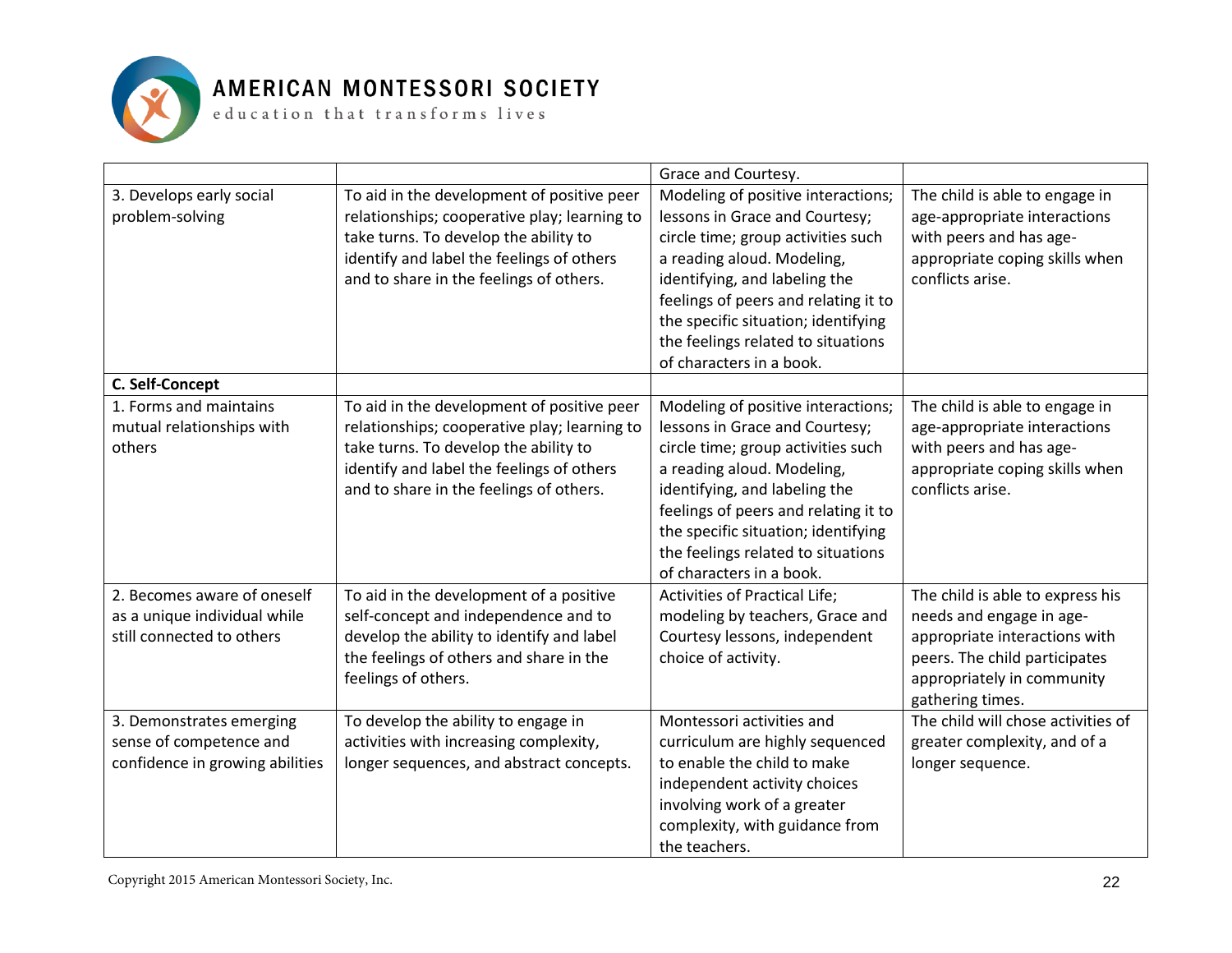| | | | |
|---|---|---|---|
| | | Grace and Courtesy. | |
| 3. Develops early social problem-solving | To aid in the development of positive peer relationships; cooperative play; learning to take turns. To develop the ability to identify and label the feelings of others and to share in the feelings of others. | Modeling of positive interactions; lessons in Grace and Courtesy; circle time; group activities such a reading aloud. Modeling, identifying, and labeling the feelings of peers and relating it to the specific situation; identifying the feelings related to situations of characters in a book. | The child is able to engage in age-appropriate interactions with peers and has age-appropriate coping skills when conflicts arise. |
| **C. Self-Concept** | | | |
| 1. Forms and maintains mutual relationships with others | To aid in the development of positive peer relationships; cooperative play; learning to take turns. To develop the ability to identify and label the feelings of others and to share in the feelings of others. | Modeling of positive interactions; lessons in Grace and Courtesy; circle time; group activities such a reading aloud. Modeling, identifying, and labeling the feelings of peers and relating it to the specific situation; identifying the feelings related to situations of characters in a book. | The child is able to engage in age-appropriate interactions with peers and has age-appropriate coping skills when conflicts arise. |
| 2. Becomes aware of oneself as a unique individual while still connected to others | To aid in the development of a positive self-concept and independence and to develop the ability to identify and label the feelings of others and share in the feelings of others. | Activities of Practical Life; modeling by teachers, Grace and Courtesy lessons, independent choice of activity. | The child is able to express his needs and engage in age-appropriate interactions with peers. The child participates appropriately in community gathering times. |
| 3. Demonstrates emerging sense of competence and confidence in growing abilities | To develop the ability to engage in activities with increasing complexity, longer sequences, and abstract concepts. | Montessori activities and curriculum are highly sequenced to enable the child to make independent activity choices involving work of a greater complexity, with guidance from the teachers. | The child will chose activities of greater complexity, and of a longer sequence. |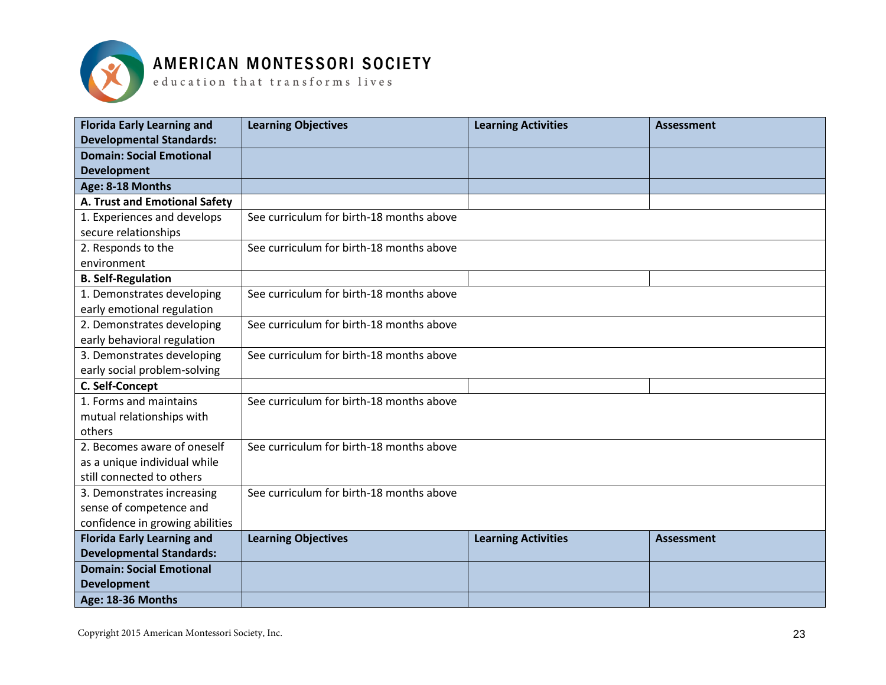**AMERICAN MONTESSORI SOCIETY**
education that transforms lives

| Florida Early Learning and Developmental Standards: | Learning Objectives | Learning Activities | Assessment |
|---|---|---|---|
| **Domain: Social Emotional Development** | | | |
| **Age: 8-18 Months** | | | |
| **A. Trust and Emotional Safety** | | | |
| 1. Experiences and develops secure relationships | See curriculum for birth-18 months above | | |
| 2. Responds to the environment | See curriculum for birth-18 months above | | |
| **B. Self-Regulation** | | | |
| 1. Demonstrates developing early emotional regulation | See curriculum for birth-18 months above | | |
| 2. Demonstrates developing early behavioral regulation | See curriculum for birth-18 months above | | |
| 3. Demonstrates developing early social problem-solving | See curriculum for birth-18 months above | | |
| **C. Self-Concept** | | | |
| 1. Forms and maintains mutual relationships with others | See curriculum for birth-18 months above | | |
| 2. Becomes aware of oneself as a unique individual while still connected to others | See curriculum for birth-18 months above | | |
| 3. Demonstrates increasing sense of competence and confidence in growing abilities | See curriculum for birth-18 months above | | |

| Florida Early Learning and Developmental Standards: | Learning Objectives | Learning Activities | Assessment |
|---|---|---|---|
| **Domain: Social Emotional Development** | | | |
| **Age: 18-36 Months** | | | |

Copyright 2015 American Montessori Society, Inc.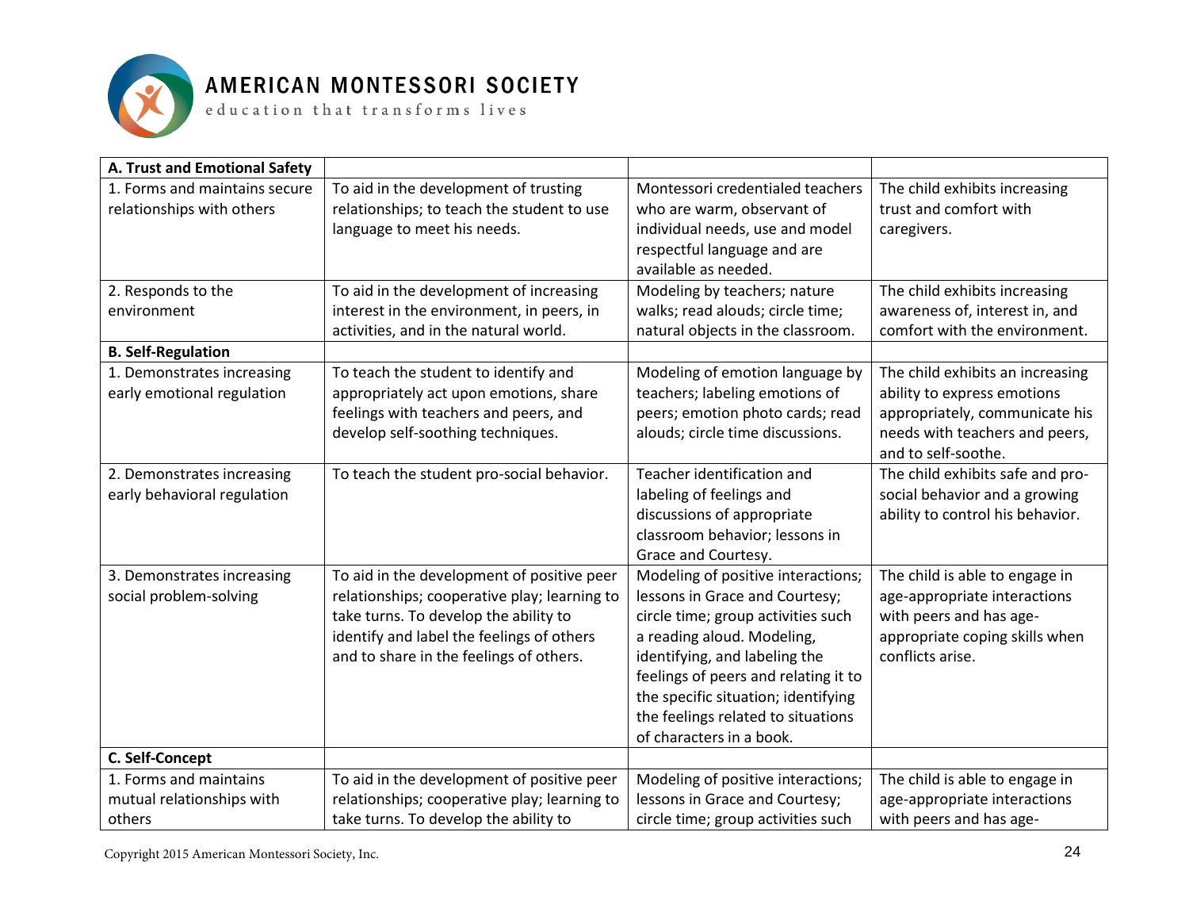| A. Trust and Emotional Safety | | | |
|---|---|---|---|
| 1. Forms and maintains secure relationships with others | To aid in the development of trusting relationships; to teach the student to use language to meet his needs. | Montessori credentialed teachers who are warm, observant of individual needs, use and model respectful language and are available as needed. | The child exhibits increasing trust and comfort with caregivers. |
| 2. Responds to the environment | To aid in the development of increasing interest in the environment, in peers, in activities, and in the natural world. | Modeling by teachers; nature walks; read alouds; circle time; natural objects in the classroom. | The child exhibits increasing awareness of, interest in, and comfort with the environment. |
| **B. Self-Regulation** | | | |
| 1. Demonstrates increasing early emotional regulation | To teach the student to identify and appropriately act upon emotions, share feelings with teachers and peers, and develop self-soothing techniques. | Modeling of emotion language by teachers; labeling emotions of peers; emotion photo cards; read alouds; circle time discussions. | The child exhibits an increasing ability to express emotions appropriately, communicate his needs with teachers and peers, and to self-soothe. |
| 2. Demonstrates increasing early behavioral regulation | To teach the student pro-social behavior. | Teacher identification and labeling of feelings and discussions of appropriate classroom behavior; lessons in Grace and Courtesy. | The child exhibits safe and pro-social behavior and a growing ability to control his behavior. |
| 3. Demonstrates increasing social problem-solving | To aid in the development of positive peer relationships; cooperative play; learning to take turns. To develop the ability to identify and label the feelings of others and to share in the feelings of others. | Modeling of positive interactions; lessons in Grace and Courtesy; circle time; group activities such a reading aloud. Modeling, identifying, and labeling the feelings of peers and relating it to the specific situation; identifying the feelings related to situations of characters in a book. | The child is able to engage in age-appropriate interactions with peers and has age-appropriate coping skills when conflicts arise. |
| **C. Self-Concept** | | | |
| 1. Forms and maintains mutual relationships with others | To aid in the development of positive peer relationships; cooperative play; learning to take turns. To develop the ability to | Modeling of positive interactions; lessons in Grace and Courtesy; circle time; group activities such | The child is able to engage in age-appropriate interactions with peers and has age- |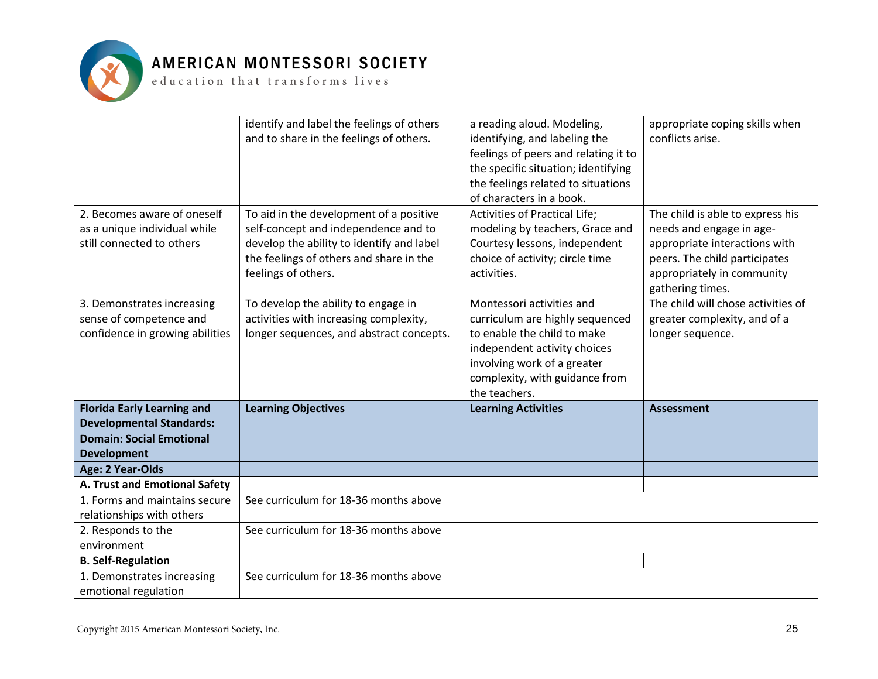| | | | |
|---|---|---|---|
| | identify and label the feelings of others and to share in the feelings of others. | a reading aloud. Modeling, identifying, and labeling the feelings of peers and relating it to the specific situation; identifying the feelings related to situations of characters in a book. | appropriate coping skills when conflicts arise. |
| 2. Becomes aware of oneself as a unique individual while still connected to others | To aid in the development of a positive self-concept and independence and to develop the ability to identify and label the feelings of others and share in the feelings of others. | Activities of Practical Life; modeling by teachers, Grace and Courtesy lessons, independent choice of activity; circle time activities. | The child is able to express his needs and engage in age-appropriate interactions with peers. The child participates appropriately in community gathering times. |
| 3. Demonstrates increasing sense of competence and confidence in growing abilities | To develop the ability to engage in activities with increasing complexity, longer sequences, and abstract concepts. | Montessori activities and curriculum are highly sequenced to enable the child to make independent activity choices involving work of a greater complexity, with guidance from the teachers. | The child will chose activities of greater complexity, and of a longer sequence. |
| **Florida Early Learning and Developmental Standards:** | **Learning Objectives** | **Learning Activities** | **Assessment** |
| **Domain: Social Emotional Development** | | | |
| **Age: 2 Year-Olds** | | | |
| **A. Trust and Emotional Safety** | | | |
| 1. Forms and maintains secure relationships with others | See curriculum for 18-36 months above | | |
| 2. Responds to the environment | See curriculum for 18-36 months above | | |
| **B. Self-Regulation** | | | |
| 1. Demonstrates increasing emotional regulation | See curriculum for 18-36 months above | | |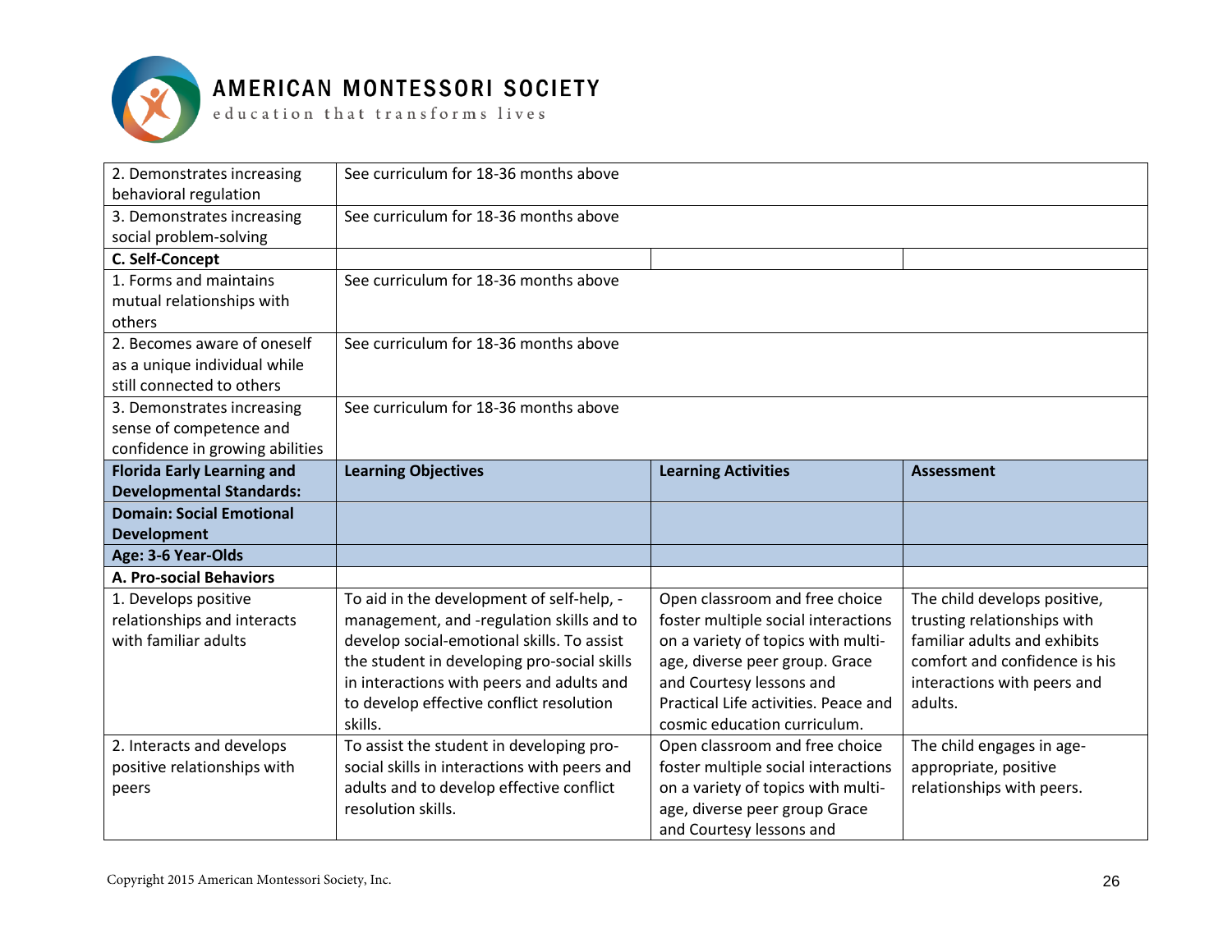| | | | |
|---|---|---|---|
| 2. Demonstrates increasing behavioral regulation | See curriculum for 18-36 months above | | |
| 3. Demonstrates increasing social problem-solving | See curriculum for 18-36 months above | | |
| **C. Self-Concept** | | | |
| 1. Forms and maintains mutual relationships with others | See curriculum for 18-36 months above | | |
| 2. Becomes aware of oneself as a unique individual while still connected to others | See curriculum for 18-36 months above | | |
| 3. Demonstrates increasing sense of competence and confidence in growing abilities | See curriculum for 18-36 months above | | |
| **Florida Early Learning and Developmental Standards:** | **Learning Objectives** | **Learning Activities** | **Assessment** |
| **Domain: Social Emotional Development** | | | |
| **Age: 3-6 Year-Olds** | | | |
| **A. Pro-social Behaviors** | | | |
| 1. Develops positive relationships and interacts with familiar adults | To aid in the development of self-help, -management, and -regulation skills and to develop social-emotional skills. To assist the student in developing pro-social skills in interactions with peers and adults and to develop effective conflict resolution skills. | Open classroom and free choice foster multiple social interactions on a variety of topics with multi-age, diverse peer group. Grace and Courtesy lessons and Practical Life activities. Peace and cosmic education curriculum. | The child develops positive, trusting relationships with familiar adults and exhibits comfort and confidence is his interactions with peers and adults. |
| 2. Interacts and develops positive relationships with peers | To assist the student in developing pro-social skills in interactions with peers and adults and to develop effective conflict resolution skills. | Open classroom and free choice foster multiple social interactions on a variety of topics with multi-age, diverse peer group Grace and Courtesy lessons and | The child engages in age-appropriate, positive relationships with peers. |

Copyright 2015 American Montessori Society, Inc.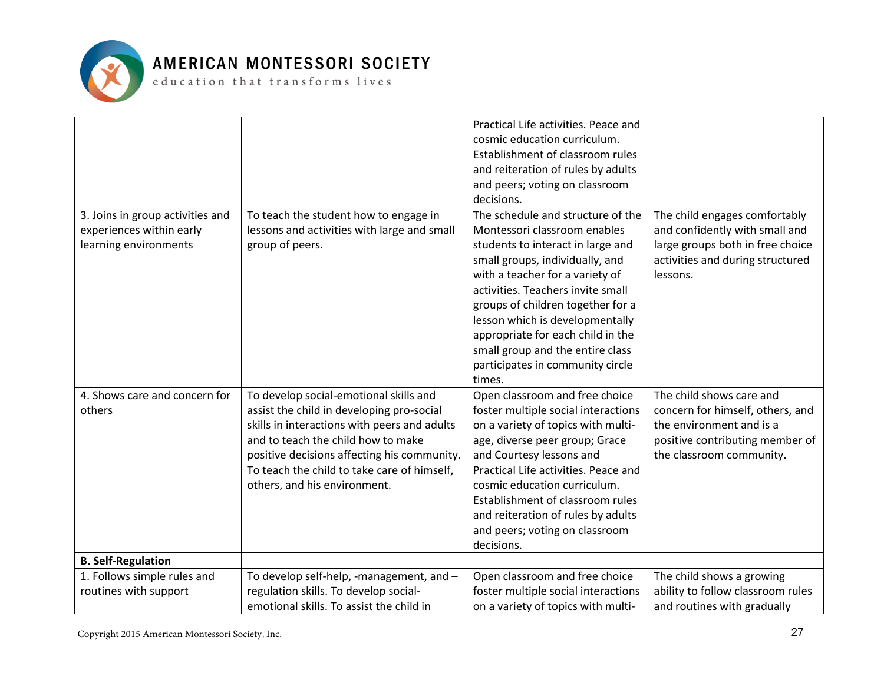|  |  |  |  |
|---|---|---|---|
|  |  | Practical Life activities. Peace and cosmic education curriculum. Establishment of classroom rules and reiteration of rules by adults and peers; voting on classroom decisions. |  |
| 3. Joins in group activities and experiences within early learning environments | To teach the student how to engage in lessons and activities with large and small group of peers. | The schedule and structure of the Montessori classroom enables students to interact in large and small groups, individually, and with a teacher for a variety of activities. Teachers invite small groups of children together for a lesson which is developmentally appropriate for each child in the small group and the entire class participates in community circle times. | The child engages comfortably and confidently with small and large groups both in free choice activities and during structured lessons. |
| 4. Shows care and concern for others | To develop social-emotional skills and assist the child in developing pro-social skills in interactions with peers and adults and to teach the child how to make positive decisions affecting his community. To teach the child to take care of himself, others, and his environment. | Open classroom and free choice foster multiple social interactions on a variety of topics with multi-age, diverse peer group; Grace and Courtesy lessons and Practical Life activities. Peace and cosmic education curriculum. Establishment of classroom rules and reiteration of rules by adults and peers; voting on classroom decisions. | The child shows care and concern for himself, others, and the environment and is a positive contributing member of the classroom community. |
| **B. Self-Regulation** |  |  |  |
| 1. Follows simple rules and routines with support | To develop self-help, -management, and –regulation skills. To develop social-emotional skills. To assist the child in | Open classroom and free choice foster multiple social interactions on a variety of topics with multi- | The child shows a growing ability to follow classroom rules and routines with gradually |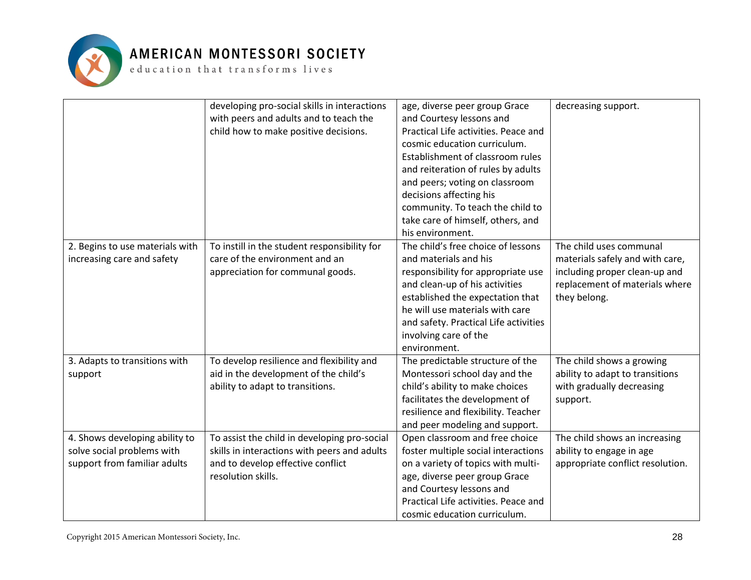|  |  |  |  |
|---|---|---|---|
|  | developing pro-social skills in interactions with peers and adults and to teach the child how to make positive decisions. | age, diverse peer group Grace and Courtesy lessons and Practical Life activities. Peace and cosmic education curriculum. Establishment of classroom rules and reiteration of rules by adults and peers; voting on classroom decisions affecting his community. To teach the child to take care of himself, others, and his environment. | decreasing support. |
| 2. Begins to use materials with increasing care and safety | To instill in the student responsibility for care of the environment and an appreciation for communal goods. | The child's free choice of lessons and materials and his responsibility for appropriate use and clean-up of his activities established the expectation that he will use materials with care and safety. Practical Life activities involving care of the environment. | The child uses communal materials safely and with care, including proper clean-up and replacement of materials where they belong. |
| 3. Adapts to transitions with support | To develop resilience and flexibility and aid in the development of the child's ability to adapt to transitions. | The predictable structure of the Montessori school day and the child's ability to make choices facilitates the development of resilience and flexibility. Teacher and peer modeling and support. | The child shows a growing ability to adapt to transitions with gradually decreasing support. |
| 4. Shows developing ability to solve social problems with support from familiar adults | To assist the child in developing pro-social skills in interactions with peers and adults and to develop effective conflict resolution skills. | Open classroom and free choice foster multiple social interactions on a variety of topics with multi-age, diverse peer group Grace and Courtesy lessons and Practical Life activities. Peace and cosmic education curriculum. | The child shows an increasing ability to engage in age appropriate conflict resolution. |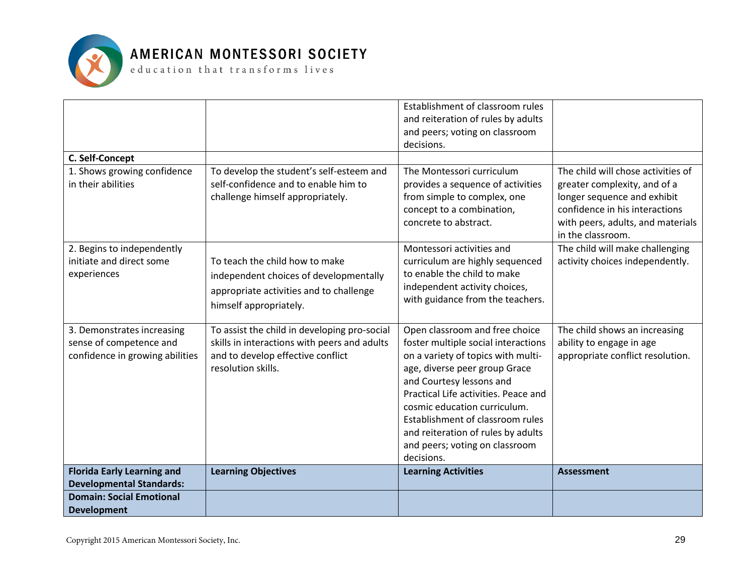| | | | |
|---|---|---|---|
| | | Establishment of classroom rules and reiteration of rules by adults and peers; voting on classroom decisions. | |
| **C. Self-Concept** | | | |
| 1. Shows growing confidence in their abilities | To develop the student's self-esteem and self-confidence and to enable him to challenge himself appropriately. | The Montessori curriculum provides a sequence of activities from simple to complex, one concept to a combination, concrete to abstract. | The child will chose activities of greater complexity, and of a longer sequence and exhibit confidence in his interactions with peers, adults, and materials in the classroom. |
| 2. Begins to independently initiate and direct some experiences | To teach the child how to make independent choices of developmentally appropriate activities and to challenge himself appropriately. | Montessori activities and curriculum are highly sequenced to enable the child to make independent activity choices, with guidance from the teachers. | The child will make challenging activity choices independently. |
| 3. Demonstrates increasing sense of competence and confidence in growing abilities | To assist the child in developing pro-social skills in interactions with peers and adults and to develop effective conflict resolution skills. | Open classroom and free choice foster multiple social interactions on a variety of topics with multi-age, diverse peer group Grace and Courtesy lessons and Practical Life activities. Peace and cosmic education curriculum. Establishment of classroom rules and reiteration of rules by adults and peers; voting on classroom decisions. | The child shows an increasing ability to engage in age appropriate conflict resolution. |
| **Florida Early Learning and Developmental Standards:** | **Learning Objectives** | **Learning Activities** | **Assessment** |
| **Domain: Social Emotional Development** | | | |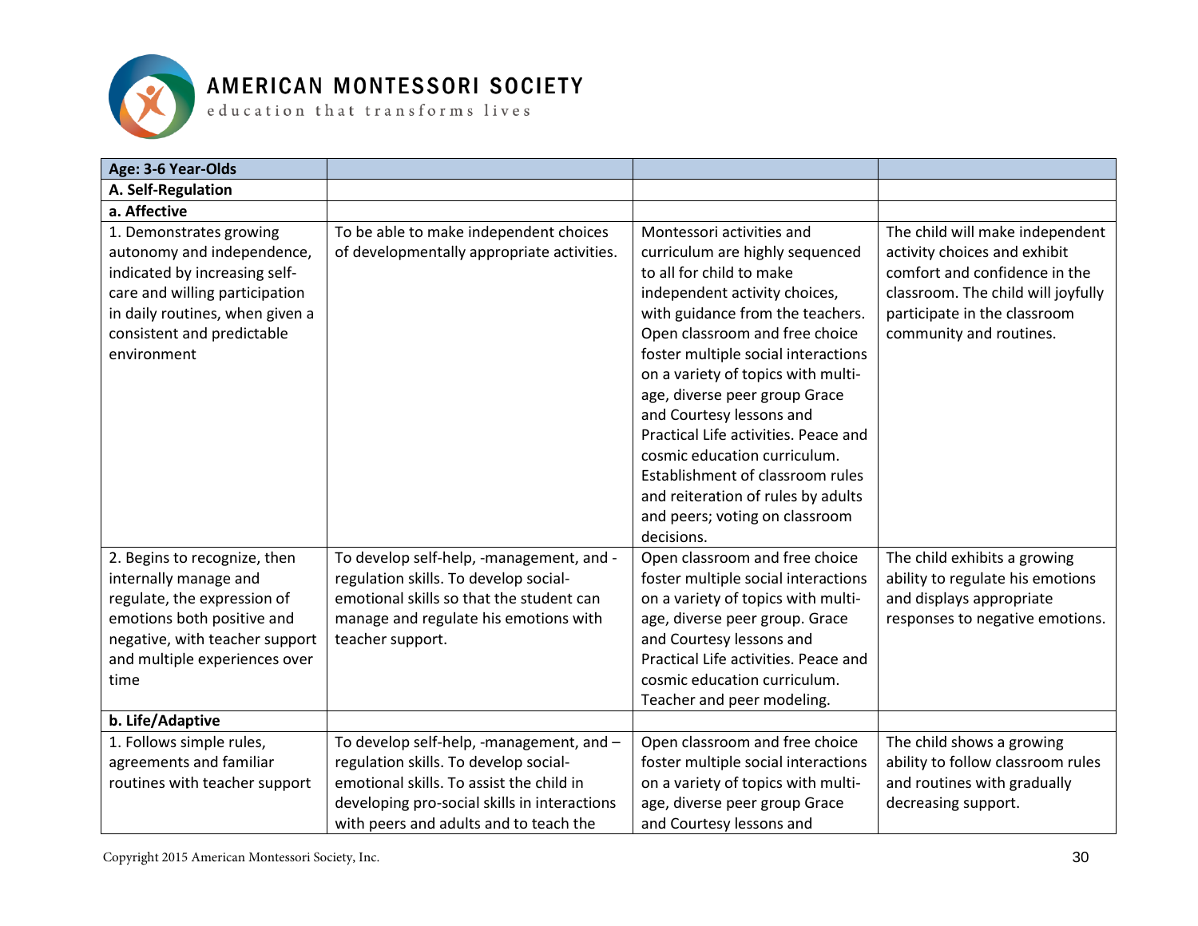| Age: 3-6 Year-Olds | | | |
|---|---|---|---|
| **A. Self-Regulation** | | | |
| **a. Affective** | | | |
| 1. Demonstrates growing autonomy and independence, indicated by increasing self-care and willing participation in daily routines, when given a consistent and predictable environment | To be able to make independent choices of developmentally appropriate activities. | Montessori activities and curriculum are highly sequenced to all for child to make independent activity choices, with guidance from the teachers. Open classroom and free choice foster multiple social interactions on a variety of topics with multi-age, diverse peer group Grace and Courtesy lessons and Practical Life activities. Peace and cosmic education curriculum. Establishment of classroom rules and reiteration of rules by adults and peers; voting on classroom decisions. | The child will make independent activity choices and exhibit comfort and confidence in the classroom. The child will joyfully participate in the classroom community and routines. |
| 2. Begins to recognize, then internally manage and regulate, the expression of emotions both positive and negative, with teacher support and multiple experiences over time | To develop self-help, -management, and -regulation skills. To develop social-emotional skills so that the student can manage and regulate his emotions with teacher support. | Open classroom and free choice foster multiple social interactions on a variety of topics with multi-age, diverse peer group. Grace and Courtesy lessons and Practical Life activities. Peace and cosmic education curriculum. Teacher and peer modeling. | The child exhibits a growing ability to regulate his emotions and displays appropriate responses to negative emotions. |
| **b. Life/Adaptive** | | | |
| 1. Follows simple rules, agreements and familiar routines with teacher support | To develop self-help, -management, and – regulation skills. To develop social-emotional skills. To assist the child in developing pro-social skills in interactions with peers and adults and to teach the | Open classroom and free choice foster multiple social interactions on a variety of topics with multi-age, diverse peer group Grace and Courtesy lessons and | The child shows a growing ability to follow classroom rules and routines with gradually decreasing support. |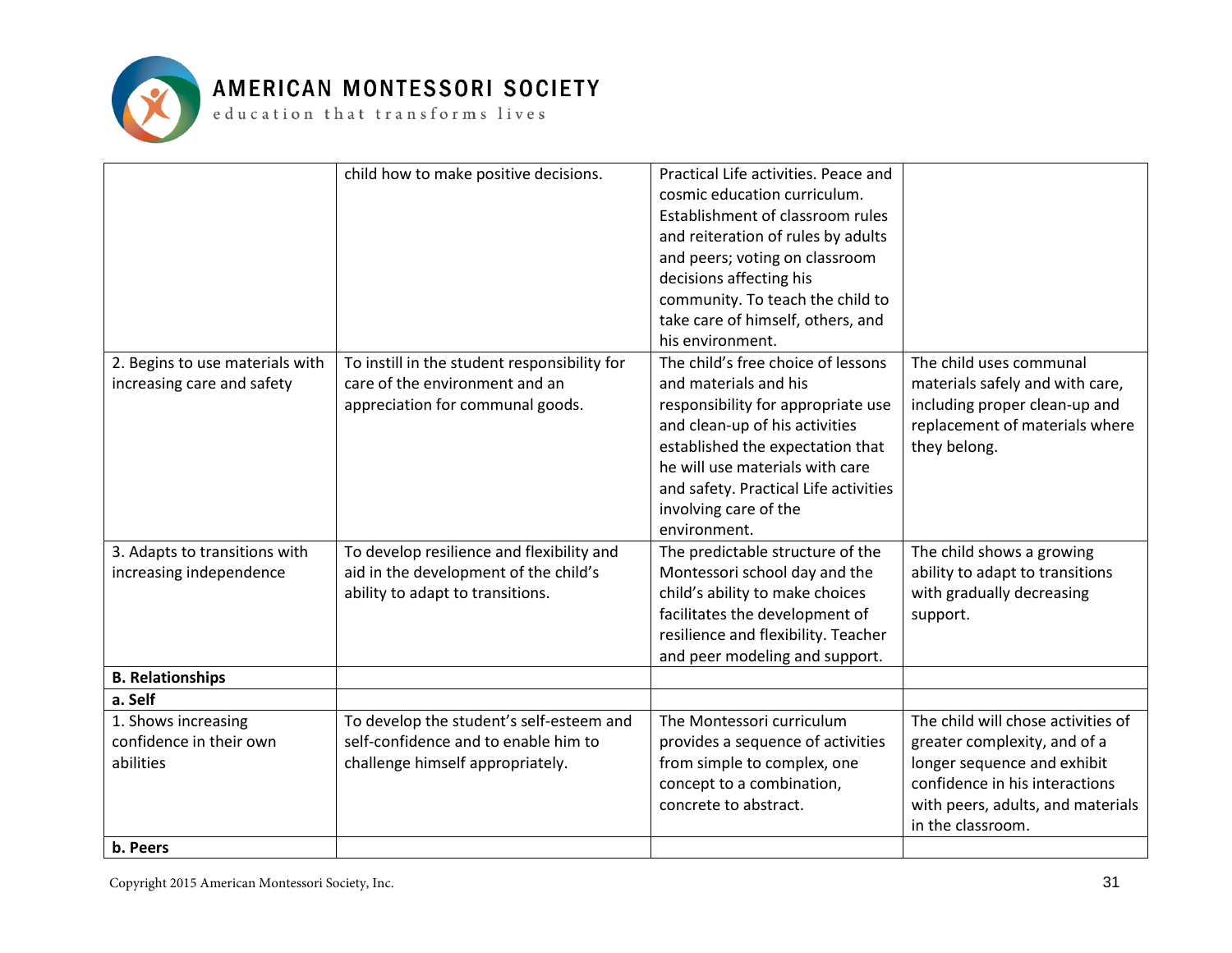| | | | |
|---|---|---|---|
| | child how to make positive decisions. | Practical Life activities. Peace and cosmic education curriculum. Establishment of classroom rules and reiteration of rules by adults and peers; voting on classroom decisions affecting his community. To teach the child to take care of himself, others, and his environment. | |
| 2. Begins to use materials with increasing care and safety | To instill in the student responsibility for care of the environment and an appreciation for communal goods. | The child's free choice of lessons and materials and his responsibility for appropriate use and clean-up of his activities established the expectation that he will use materials with care and safety. Practical Life activities involving care of the environment. | The child uses communal materials safely and with care, including proper clean-up and replacement of materials where they belong. |
| 3. Adapts to transitions with increasing independence | To develop resilience and flexibility and aid in the development of the child's ability to adapt to transitions. | The predictable structure of the Montessori school day and the child's ability to make choices facilitates the development of resilience and flexibility. Teacher and peer modeling and support. | The child shows a growing ability to adapt to transitions with gradually decreasing support. |
| **B. Relationships** | | | |
| **a. Self** | | | |
| 1. Shows increasing confidence in their own abilities | To develop the student's self-esteem and self-confidence and to enable him to challenge himself appropriately. | The Montessori curriculum provides a sequence of activities from simple to complex, one concept to a combination, concrete to abstract. | The child will chose activities of greater complexity, and of a longer sequence and exhibit confidence in his interactions with peers, adults, and materials in the classroom. |
| **b. Peers** | | | |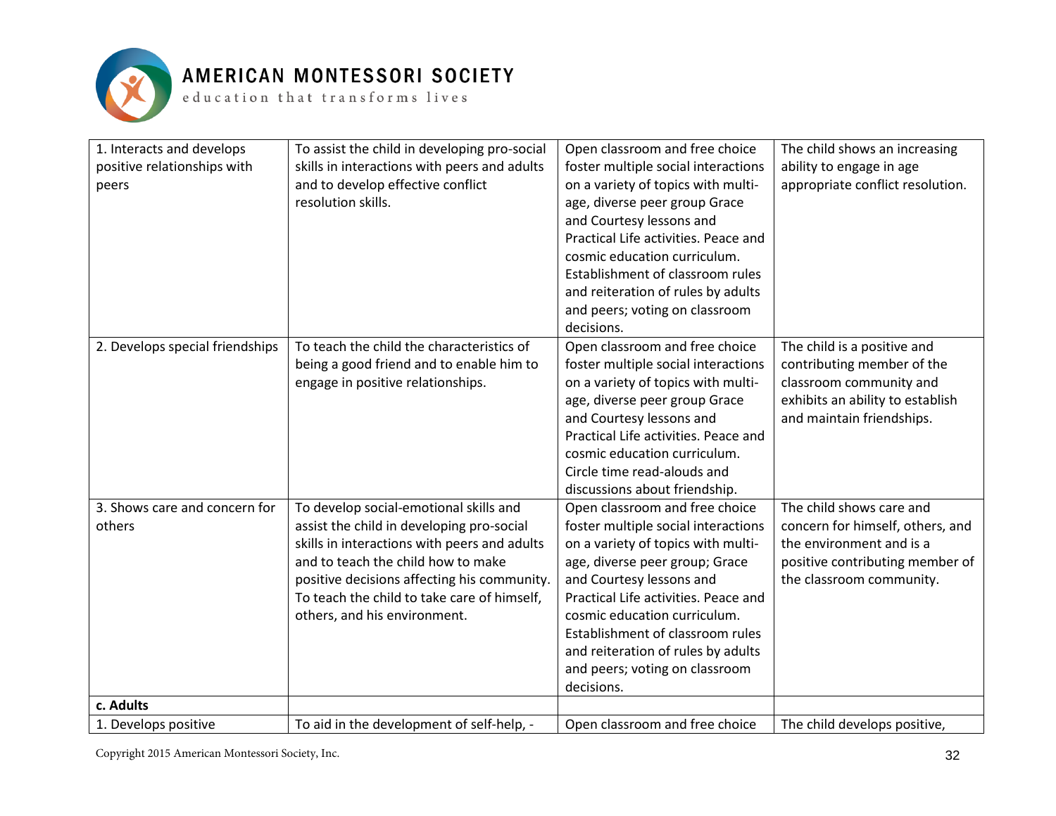| | | | |
|---|---|---|---|
| 1. Interacts and develops positive relationships with peers | To assist the child in developing pro-social skills in interactions with peers and adults and to develop effective conflict resolution skills. | Open classroom and free choice foster multiple social interactions on a variety of topics with multi-age, diverse peer group Grace and Courtesy lessons and Practical Life activities. Peace and cosmic education curriculum. Establishment of classroom rules and reiteration of rules by adults and peers; voting on classroom decisions. | The child shows an increasing ability to engage in age appropriate conflict resolution. |
| 2. Develops special friendships | To teach the child the characteristics of being a good friend and to enable him to engage in positive relationships. | Open classroom and free choice foster multiple social interactions on a variety of topics with multi-age, diverse peer group Grace and Courtesy lessons and Practical Life activities. Peace and cosmic education curriculum. Circle time read-alouds and discussions about friendship. | The child is a positive and contributing member of the classroom community and exhibits an ability to establish and maintain friendships. |
| 3. Shows care and concern for others | To develop social-emotional skills and assist the child in developing pro-social skills in interactions with peers and adults and to teach the child how to make positive decisions affecting his community. To teach the child to take care of himself, others, and his environment. | Open classroom and free choice foster multiple social interactions on a variety of topics with multi-age, diverse peer group; Grace and Courtesy lessons and Practical Life activities. Peace and cosmic education curriculum. Establishment of classroom rules and reiteration of rules by adults and peers; voting on classroom decisions. | The child shows care and concern for himself, others, and the environment and is a positive contributing member of the classroom community. |
| **c. Adults** | | | |
| 1. Develops positive | To aid in the development of self-help, - | Open classroom and free choice | The child develops positive, |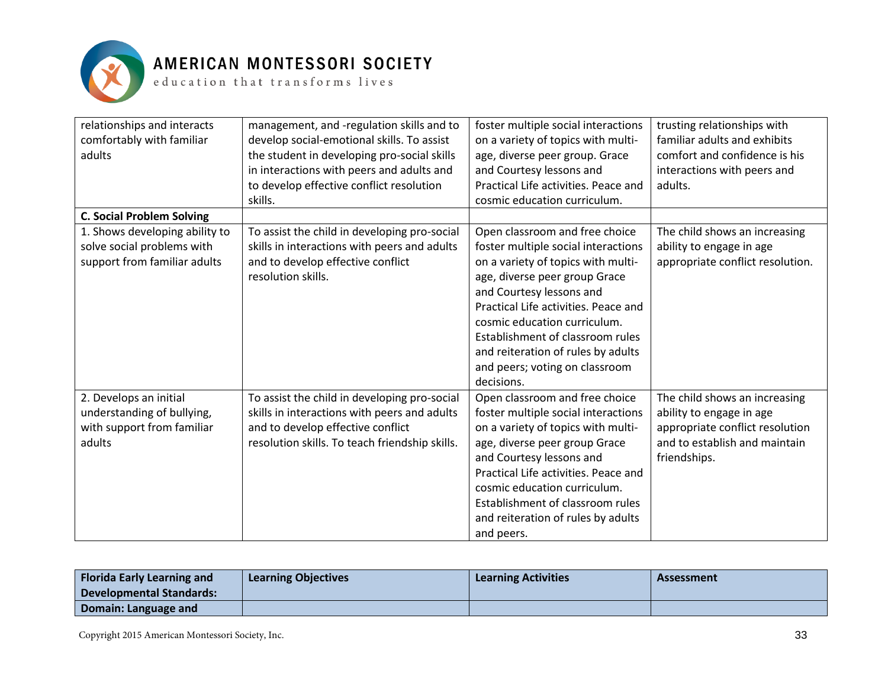| | | | |
|---|---|---|---|
| relationships and interacts comfortably with familiar adults | management, and -regulation skills and to develop social-emotional skills. To assist the student in developing pro-social skills in interactions with peers and adults and to develop effective conflict resolution skills. | foster multiple social interactions on a variety of topics with multi-age, diverse peer group. Grace and Courtesy lessons and Practical Life activities. Peace and cosmic education curriculum. | trusting relationships with familiar adults and exhibits comfort and confidence is his interactions with peers and adults. |
| **C. Social Problem Solving** | | | |
| 1. Shows developing ability to solve social problems with support from familiar adults | To assist the child in developing pro-social skills in interactions with peers and adults and to develop effective conflict resolution skills. | Open classroom and free choice foster multiple social interactions on a variety of topics with multi-age, diverse peer group Grace and Courtesy lessons and Practical Life activities. Peace and cosmic education curriculum. Establishment of classroom rules and reiteration of rules by adults and peers; voting on classroom decisions. | The child shows an increasing ability to engage in age appropriate conflict resolution. |
| 2. Develops an initial understanding of bullying, with support from familiar adults | To assist the child in developing pro-social skills in interactions with peers and adults and to develop effective conflict resolution skills. To teach friendship skills. | Open classroom and free choice foster multiple social interactions on a variety of topics with multi-age, diverse peer group Grace and Courtesy lessons and Practical Life activities. Peace and cosmic education curriculum. Establishment of classroom rules and reiteration of rules by adults and peers. | The child shows an increasing ability to engage in age appropriate conflict resolution and to establish and maintain friendships. |

| Florida Early Learning and Developmental Standards: | Learning Objectives | Learning Activities | Assessment |
|---|---|---|---|
| **Domain: Language and** | | | |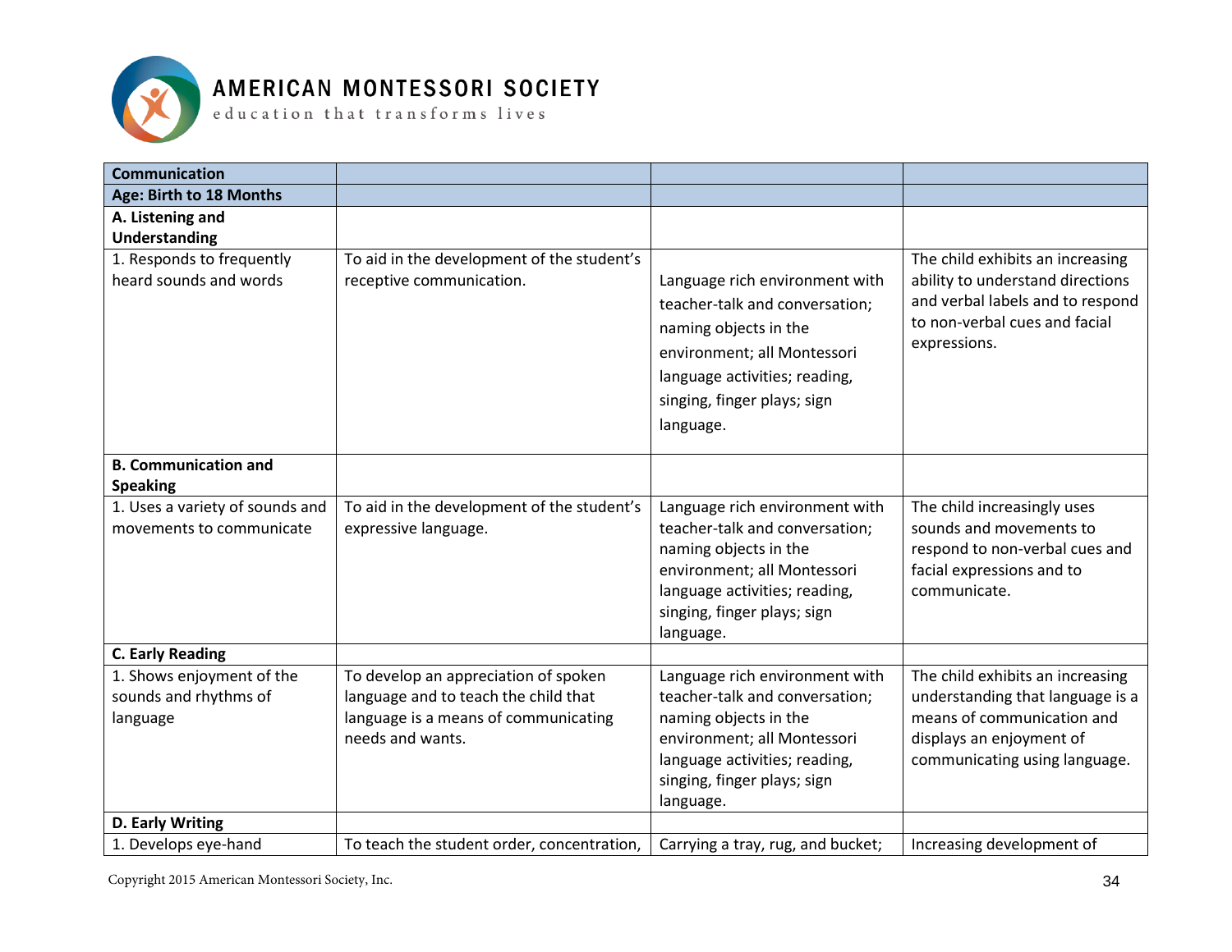| Communication | | | |
|---|---|---|---|
| **Age: Birth to 18 Months** | | | |
| **A. Listening and Understanding** | | | |
| 1. Responds to frequently heard sounds and words | To aid in the development of the student's receptive communication. | Language rich environment with teacher-talk and conversation; naming objects in the environment; all Montessori language activities; reading, singing, finger plays; sign language. | The child exhibits an increasing ability to understand directions and verbal labels and to respond to non-verbal cues and facial expressions. |
| **B. Communication and Speaking** | | | |
| 1. Uses a variety of sounds and movements to communicate | To aid in the development of the student's expressive language. | Language rich environment with teacher-talk and conversation; naming objects in the environment; all Montessori language activities; reading, singing, finger plays; sign language. | The child increasingly uses sounds and movements to respond to non-verbal cues and facial expressions and to communicate. |
| **C. Early Reading** | | | |
| 1. Shows enjoyment of the sounds and rhythms of language | To develop an appreciation of spoken language and to teach the child that language is a means of communicating needs and wants. | Language rich environment with teacher-talk and conversation; naming objects in the environment; all Montessori language activities; reading, singing, finger plays; sign language. | The child exhibits an increasing understanding that language is a means of communication and displays an enjoyment of communicating using language. |
| **D. Early Writing** | | | |
| 1. Develops eye-hand | To teach the student order, concentration, | Carrying a tray, rug, and bucket; | Increasing development of |

Copyright 2015 American Montessori Society, Inc.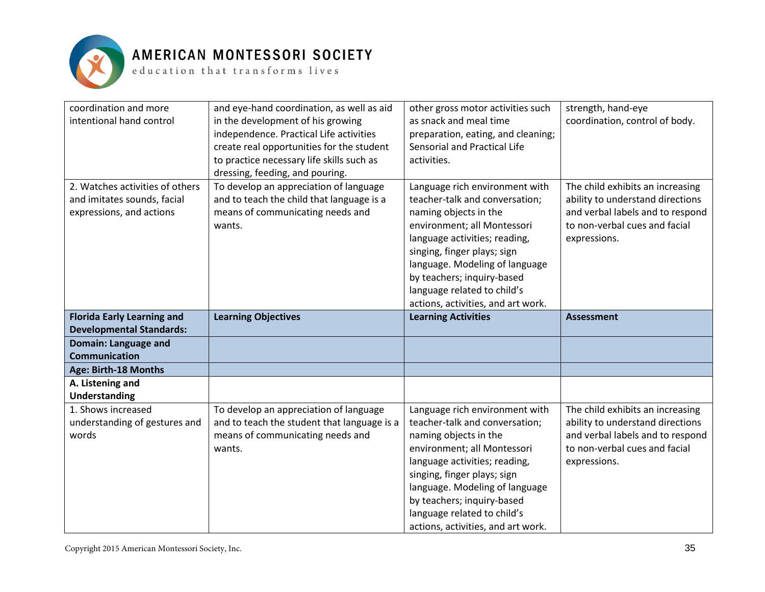| coordination and more intentional hand control | and eye-hand coordination, as well as aid in the development of his growing independence. Practical Life activities create real opportunities for the student to practice necessary life skills such as dressing, feeding, and pouring. | other gross motor activities such as snack and meal time preparation, eating, and cleaning; Sensorial and Practical Life activities. | strength, hand-eye coordination, control of body. |
|---|---|---|---|
| 2. Watches activities of others and imitates sounds, facial expressions, and actions | To develop an appreciation of language and to teach the child that language is a means of communicating needs and wants. | Language rich environment with teacher-talk and conversation; naming objects in the environment; all Montessori language activities; reading, singing, finger plays; sign language. Modeling of language by teachers; inquiry-based language related to child's actions, activities, and art work. | The child exhibits an increasing ability to understand directions and verbal labels and to respond to non-verbal cues and facial expressions. |
| **Florida Early Learning and Developmental Standards:** | **Learning Objectives** | **Learning Activities** | **Assessment** |
| **Domain: Language and Communication** | | | |
| **Age: Birth-18 Months** | | | |
| **A. Listening and Understanding** | | | |
| 1. Shows increased understanding of gestures and words | To develop an appreciation of language and to teach the student that language is a means of communicating needs and wants. | Language rich environment with teacher-talk and conversation; naming objects in the environment; all Montessori language activities; reading, singing, finger plays; sign language. Modeling of language by teachers; inquiry-based language related to child's actions, activities, and art work. | The child exhibits an increasing ability to understand directions and verbal labels and to respond to non-verbal cues and facial expressions. |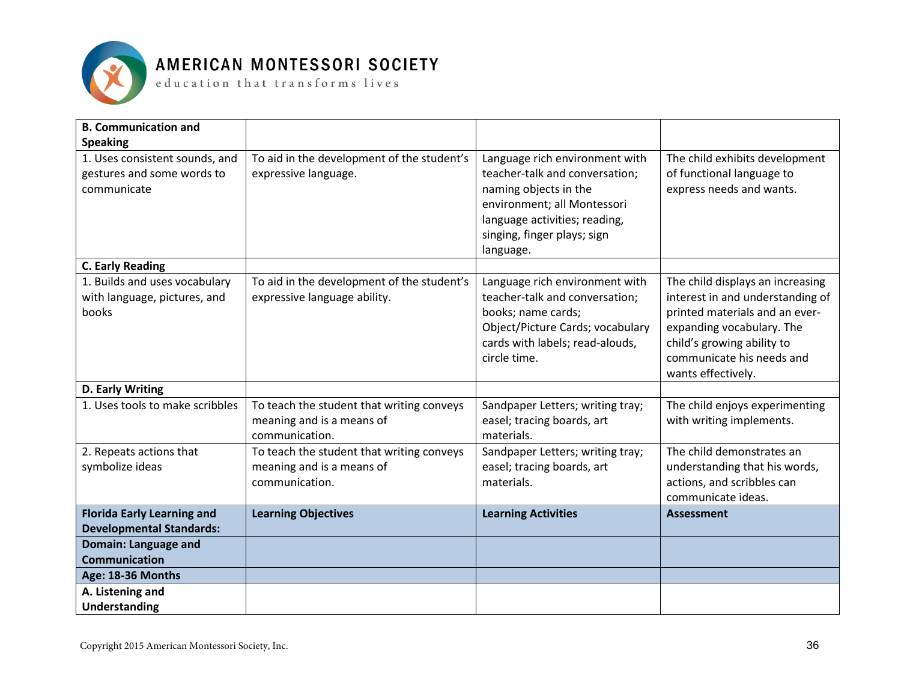| **B. Communication and Speaking** | | | |
|---|---|---|---|
| 1. Uses consistent sounds, and gestures and some words to communicate | To aid in the development of the student's expressive language. | Language rich environment with teacher-talk and conversation; naming objects in the environment; all Montessori language activities; reading, singing, finger plays; sign language. | The child exhibits development of functional language to express needs and wants. |
| **C. Early Reading** | | | |
| 1. Builds and uses vocabulary with language, pictures, and books | To aid in the development of the student's expressive language ability. | Language rich environment with teacher-talk and conversation; books; name cards; Object/Picture Cards; vocabulary cards with labels; read-alouds, circle time. | The child displays an increasing interest in and understanding of printed materials and an ever-expanding vocabulary. The child's growing ability to communicate his needs and wants effectively. |
| **D. Early Writing** | | | |
| 1. Uses tools to make scribbles | To teach the student that writing conveys meaning and is a means of communication. | Sandpaper Letters; writing tray; easel; tracing boards, art materials. | The child enjoys experimenting with writing implements. |
| 2. Repeats actions that symbolize ideas | To teach the student that writing conveys meaning and is a means of communication. | Sandpaper Letters; writing tray; easel; tracing boards, art materials. | The child demonstrates an understanding that his words, actions, and scribbles can communicate ideas. |
| **Florida Early Learning and Developmental Standards:** | **Learning Objectives** | **Learning Activities** | **Assessment** |
| **Domain: Language and Communication** | | | |
| **Age: 18-36 Months** | | | |
| **A. Listening and Understanding** | | | |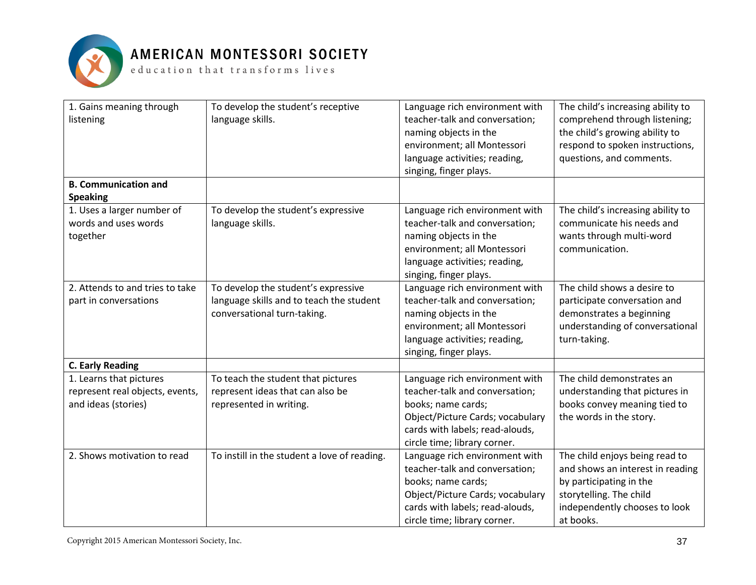| | | | |
|---|---|---|---|
| 1. Gains meaning through listening | To develop the student's receptive language skills. | Language rich environment with teacher-talk and conversation; naming objects in the environment; all Montessori language activities; reading, singing, finger plays. | The child's increasing ability to comprehend through listening; the child's growing ability to respond to spoken instructions, questions, and comments. |
| **B. Communication and Speaking** | | | |
| 1. Uses a larger number of words and uses words together | To develop the student's expressive language skills. | Language rich environment with teacher-talk and conversation; naming objects in the environment; all Montessori language activities; reading, singing, finger plays. | The child's increasing ability to communicate his needs and wants through multi-word communication. |
| 2. Attends to and tries to take part in conversations | To develop the student's expressive language skills and to teach the student conversational turn-taking. | Language rich environment with teacher-talk and conversation; naming objects in the environment; all Montessori language activities; reading, singing, finger plays. | The child shows a desire to participate conversation and demonstrates a beginning understanding of conversational turn-taking. |
| **C. Early Reading** | | | |
| 1. Learns that pictures represent real objects, events, and ideas (stories) | To teach the student that pictures represent ideas that can also be represented in writing. | Language rich environment with teacher-talk and conversation; books; name cards; Object/Picture Cards; vocabulary cards with labels; read-alouds, circle time; library corner. | The child demonstrates an understanding that pictures in books convey meaning tied to the words in the story. |
| 2. Shows motivation to read | To instill in the student a love of reading. | Language rich environment with teacher-talk and conversation; books; name cards; Object/Picture Cards; vocabulary cards with labels; read-alouds, circle time; library corner. | The child enjoys being read to and shows an interest in reading by participating in the storytelling. The child independently chooses to look at books. |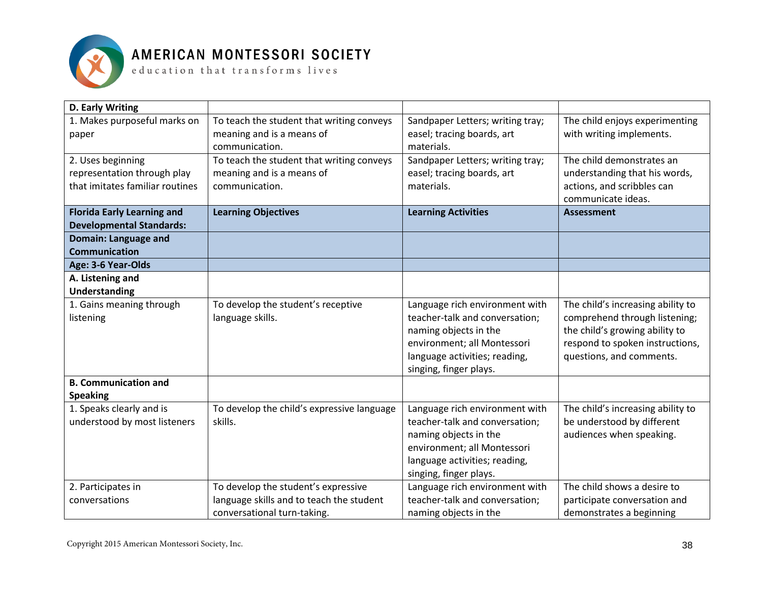**AMERICAN MONTESSORI SOCIETY**
education that transforms lives

| **D. Early Writing** | | | |
|---|---|---|---|
| 1. Makes purposeful marks on paper | To teach the student that writing conveys meaning and is a means of communication. | Sandpaper Letters; writing tray; easel; tracing boards, art materials. | The child enjoys experimenting with writing implements. |
| 2. Uses beginning representation through play that imitates familiar routines | To teach the student that writing conveys meaning and is a means of communication. | Sandpaper Letters; writing tray; easel; tracing boards, art materials. | The child demonstrates an understanding that his words, actions, and scribbles can communicate ideas. |
| **Florida Early Learning and Developmental Standards:** | **Learning Objectives** | **Learning Activities** | **Assessment** |
| **Domain: Language and Communication** | | | |
| **Age: 3-6 Year-Olds** | | | |
| **A. Listening and Understanding** | | | |
| 1. Gains meaning through listening | To develop the student's receptive language skills. | Language rich environment with teacher-talk and conversation; naming objects in the environment; all Montessori language activities; reading, singing, finger plays. | The child's increasing ability to comprehend through listening; the child's growing ability to respond to spoken instructions, questions, and comments. |
| **B. Communication and Speaking** | | | |
| 1. Speaks clearly and is understood by most listeners | To develop the child's expressive language skills. | Language rich environment with teacher-talk and conversation; naming objects in the environment; all Montessori language activities; reading, singing, finger plays. | The child's increasing ability to be understood by different audiences when speaking. |
| 2. Participates in conversations | To develop the student's expressive language skills and to teach the student conversational turn-taking. | Language rich environment with teacher-talk and conversation; naming objects in the | The child shows a desire to participate conversation and demonstrates a beginning |

Copyright 2015 American Montessori Society, Inc.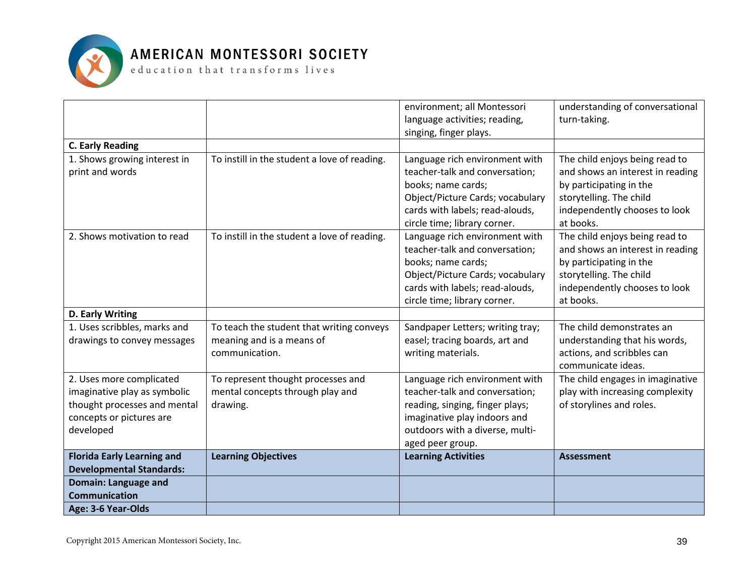| | | environment; all Montessori language activities; reading, singing, finger plays. | understanding of conversational turn-taking. |
|---|---|---|---|
| **C. Early Reading** | | | |
| 1. Shows growing interest in print and words | To instill in the student a love of reading. | Language rich environment with teacher-talk and conversation; books; name cards; Object/Picture Cards; vocabulary cards with labels; read-alouds, circle time; library corner. | The child enjoys being read to and shows an interest in reading by participating in the storytelling. The child independently chooses to look at books. |
| 2. Shows motivation to read | To instill in the student a love of reading. | Language rich environment with teacher-talk and conversation; books; name cards; Object/Picture Cards; vocabulary cards with labels; read-alouds, circle time; library corner. | The child enjoys being read to and shows an interest in reading by participating in the storytelling. The child independently chooses to look at books. |
| **D. Early Writing** | | | |
| 1. Uses scribbles, marks and drawings to convey messages | To teach the student that writing conveys meaning and is a means of communication. | Sandpaper Letters; writing tray; easel; tracing boards, art and writing materials. | The child demonstrates an understanding that his words, actions, and scribbles can communicate ideas. |
| 2. Uses more complicated imaginative play as symbolic thought processes and mental concepts or pictures are developed | To represent thought processes and mental concepts through play and drawing. | Language rich environment with teacher-talk and conversation; reading, singing, finger plays; imaginative play indoors and outdoors with a diverse, multi-aged peer group. | The child engages in imaginative play with increasing complexity of storylines and roles. |
| **Florida Early Learning and Developmental Standards:** | **Learning Objectives** | **Learning Activities** | **Assessment** |
| **Domain: Language and Communication** | | | |
| **Age: 3-6 Year-Olds** | | | |

Copyright 2015 American Montessori Society, Inc.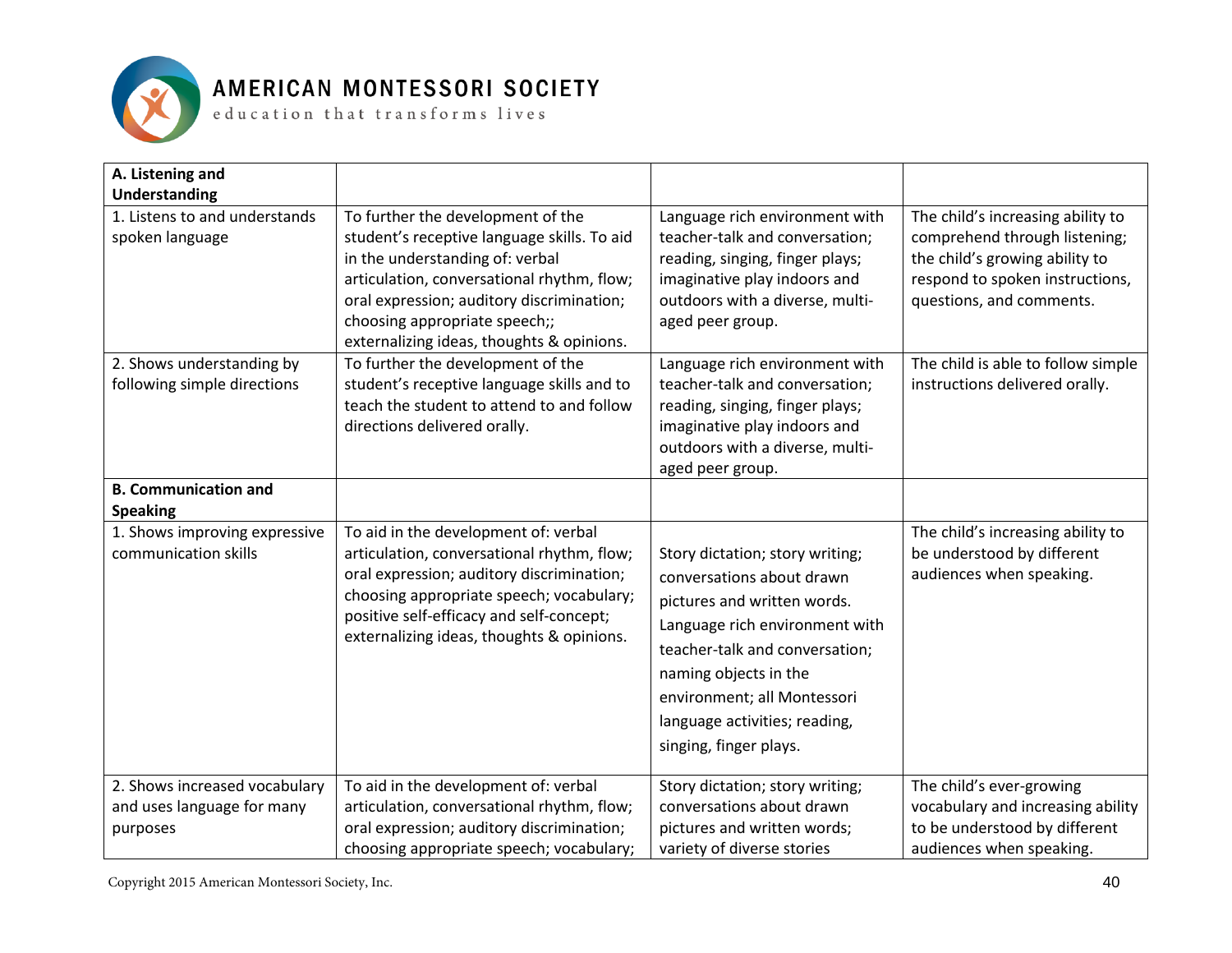| A. Listening and Understanding | | | |
| --- | --- | --- | --- |
| 1. Listens to and understands spoken language | To further the development of the student's receptive language skills. To aid in the understanding of: verbal articulation, conversational rhythm, flow; oral expression; auditory discrimination; choosing appropriate speech;; externalizing ideas, thoughts & opinions. | Language rich environment with teacher-talk and conversation; reading, singing, finger plays; imaginative play indoors and outdoors with a diverse, multi-aged peer group. | The child's increasing ability to comprehend through listening; the child's growing ability to respond to spoken instructions, questions, and comments. |
| 2. Shows understanding by following simple directions | To further the development of the student's receptive language skills and to teach the student to attend to and follow directions delivered orally. | Language rich environment with teacher-talk and conversation; reading, singing, finger plays; imaginative play indoors and outdoors with a diverse, multi-aged peer group. | The child is able to follow simple instructions delivered orally. |
| **B. Communication and Speaking** | | | |
| 1. Shows improving expressive communication skills | To aid in the development of: verbal articulation, conversational rhythm, flow; oral expression; auditory discrimination; choosing appropriate speech; vocabulary; positive self-efficacy and self-concept; externalizing ideas, thoughts & opinions. | Story dictation; story writing; conversations about drawn pictures and written words. Language rich environment with teacher-talk and conversation; naming objects in the environment; all Montessori language activities; reading, singing, finger plays. | The child's increasing ability to be understood by different audiences when speaking. |
| 2. Shows increased vocabulary and uses language for many purposes | To aid in the development of: verbal articulation, conversational rhythm, flow; oral expression; auditory discrimination; choosing appropriate speech; vocabulary; | Story dictation; story writing; conversations about drawn pictures and written words; variety of diverse stories | The child's ever-growing vocabulary and increasing ability to be understood by different audiences when speaking. |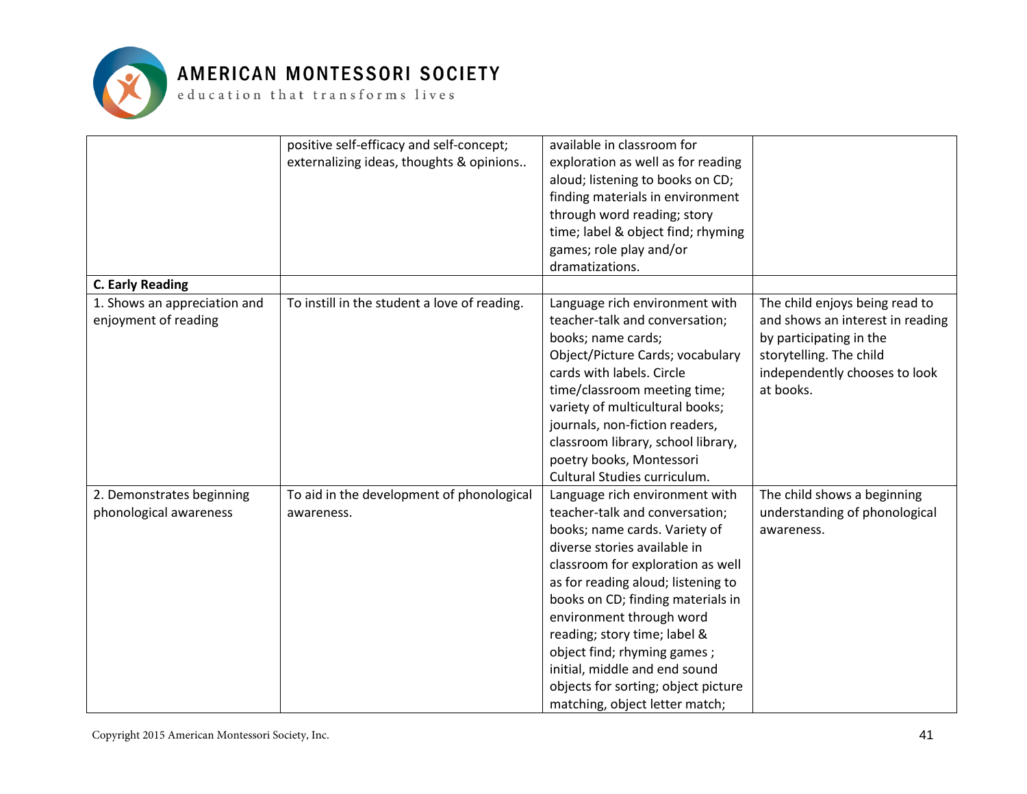|  |  |  |  |
| --- | --- | --- | --- |
|  | positive self-efficacy and self-concept; externalizing ideas, thoughts & opinions.. | available in classroom for exploration as well as for reading aloud; listening to books on CD; finding materials in environment through word reading; story time; label & object find; rhyming games; role play and/or dramatizations. |  |
| **C. Early Reading** |  |  |  |
| 1. Shows an appreciation and enjoyment of reading | To instill in the student a love of reading. | Language rich environment with teacher-talk and conversation; books; name cards; Object/Picture Cards; vocabulary cards with labels. Circle time/classroom meeting time; variety of multicultural books; journals, non-fiction readers, classroom library, school library, poetry books, Montessori Cultural Studies curriculum. | The child enjoys being read to and shows an interest in reading by participating in the storytelling. The child independently chooses to look at books. |
| 2. Demonstrates beginning phonological awareness | To aid in the development of phonological awareness. | Language rich environment with teacher-talk and conversation; books; name cards. Variety of diverse stories available in classroom for exploration as well as for reading aloud; listening to books on CD; finding materials in environment through word reading; story time; label & object find; rhyming games ; initial, middle and end sound objects for sorting; object picture matching, object letter match; | The child shows a beginning understanding of phonological awareness. |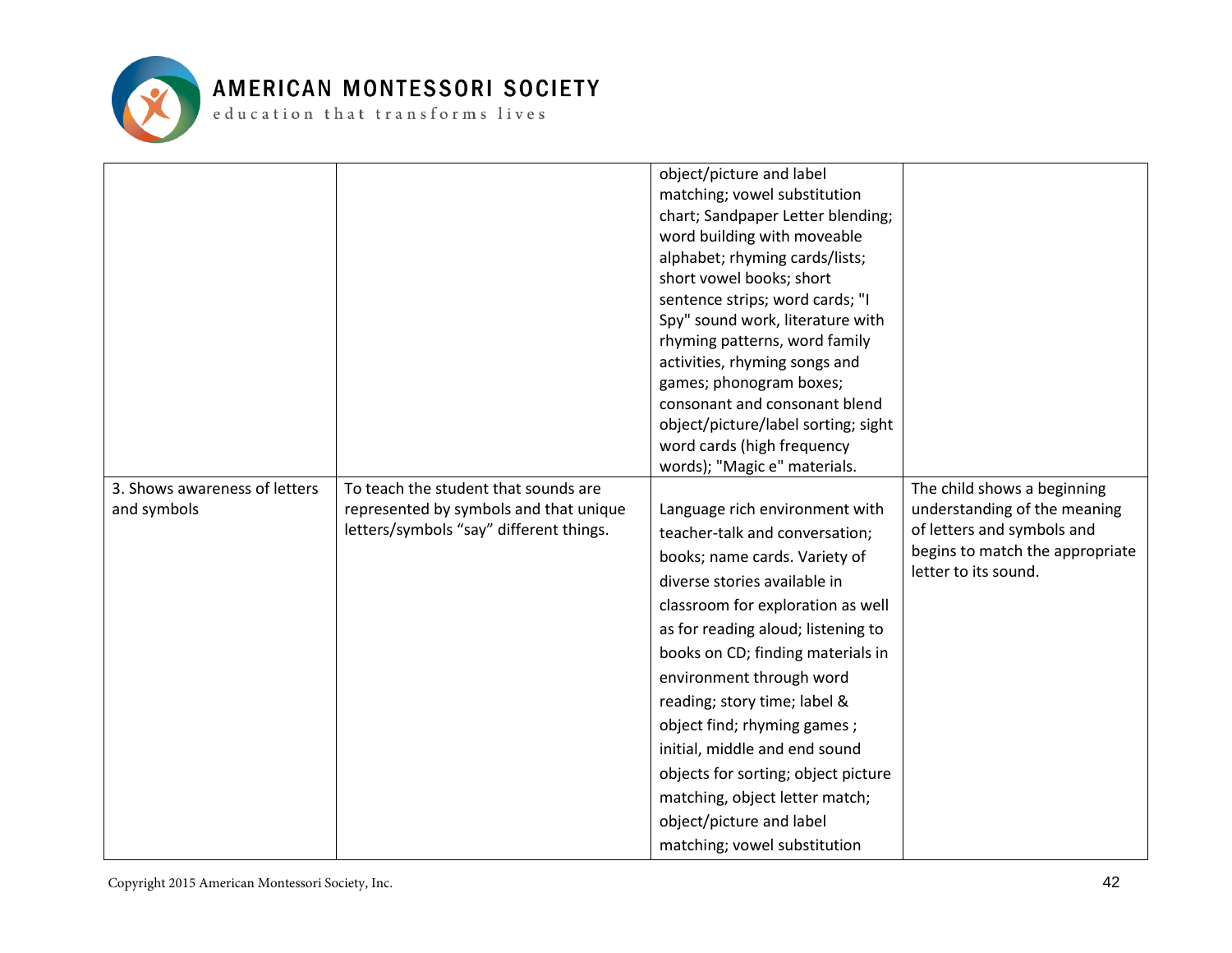| | | | |
|---|---|---|---|
| | | object/picture and label matching; vowel substitution chart; Sandpaper Letter blending; word building with moveable alphabet; rhyming cards/lists; short vowel books; short sentence strips; word cards; "I Spy" sound work, literature with rhyming patterns, word family activities, rhyming songs and games; phonogram boxes; consonant and consonant blend object/picture/label sorting; sight word cards (high frequency words); "Magic e" materials. | |
| 3. Shows awareness of letters and symbols | To teach the student that sounds are represented by symbols and that unique letters/symbols "say" different things. | Language rich environment with teacher-talk and conversation; books; name cards. Variety of diverse stories available in classroom for exploration as well as for reading aloud; listening to books on CD; finding materials in environment through word reading; story time; label & object find; rhyming games ; initial, middle and end sound objects for sorting; object picture matching, object letter match; object/picture and label matching; vowel substitution | The child shows a beginning understanding of the meaning of letters and symbols and begins to match the appropriate letter to its sound. |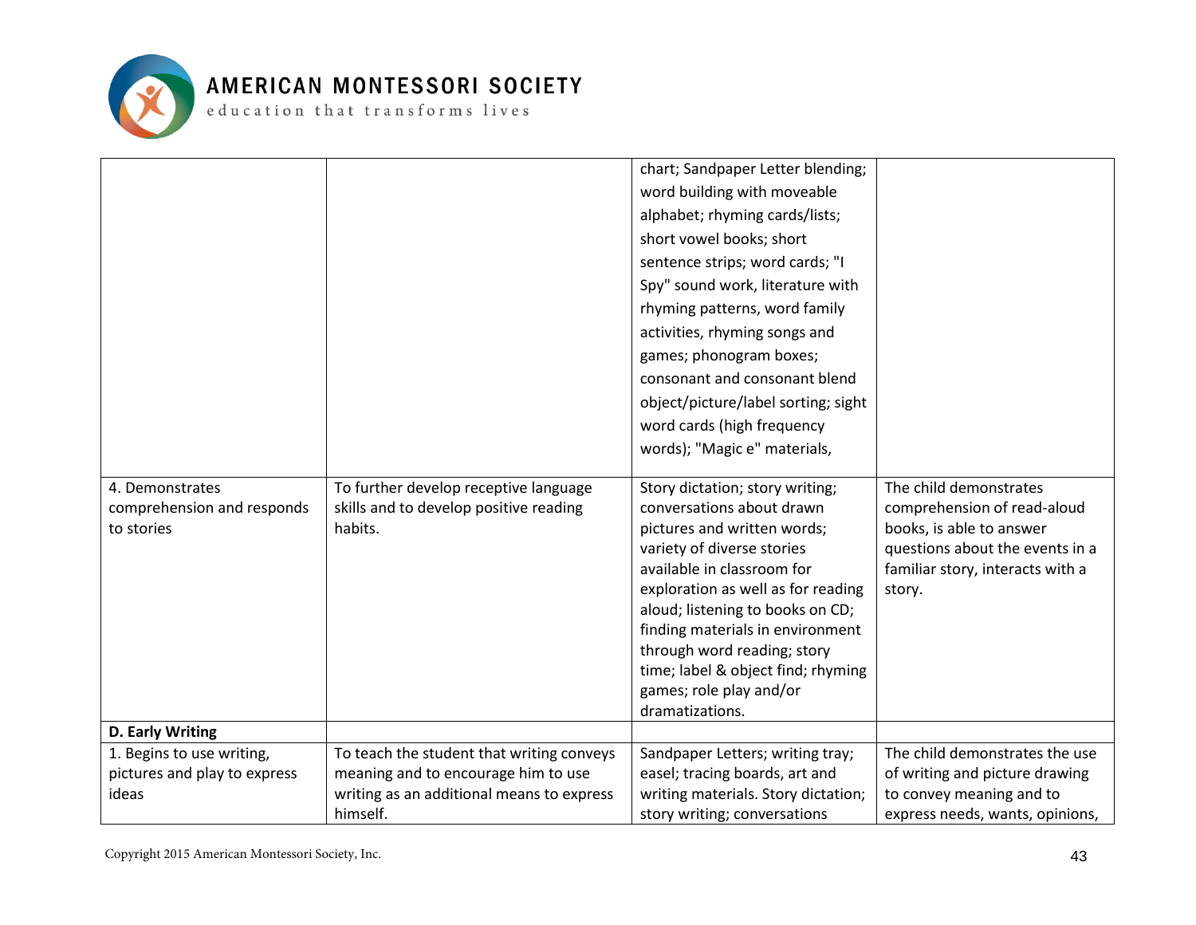| | | | |
|---|---|---|---|
| | | chart; Sandpaper Letter blending; word building with moveable alphabet; rhyming cards/lists; short vowel books; short sentence strips; word cards; "I Spy" sound work, literature with rhyming patterns, word family activities, rhyming songs and games; phonogram boxes; consonant and consonant blend object/picture/label sorting; sight word cards (high frequency words); "Magic e" materials, | |
| 4. Demonstrates comprehension and responds to stories | To further develop receptive language skills and to develop positive reading habits. | Story dictation; story writing; conversations about drawn pictures and written words; variety of diverse stories available in classroom for exploration as well as for reading aloud; listening to books on CD; finding materials in environment through word reading; story time; label & object find; rhyming games; role play and/or dramatizations. | The child demonstrates comprehension of read-aloud books, is able to answer questions about the events in a familiar story, interacts with a story. |
| **D. Early Writing** | | | |
| 1. Begins to use writing, pictures and play to express ideas | To teach the student that writing conveys meaning and to encourage him to use writing as an additional means to express himself. | Sandpaper Letters; writing tray; easel; tracing boards, art and writing materials. Story dictation; story writing; conversations | The child demonstrates the use of writing and picture drawing to convey meaning and to express needs, wants, opinions, |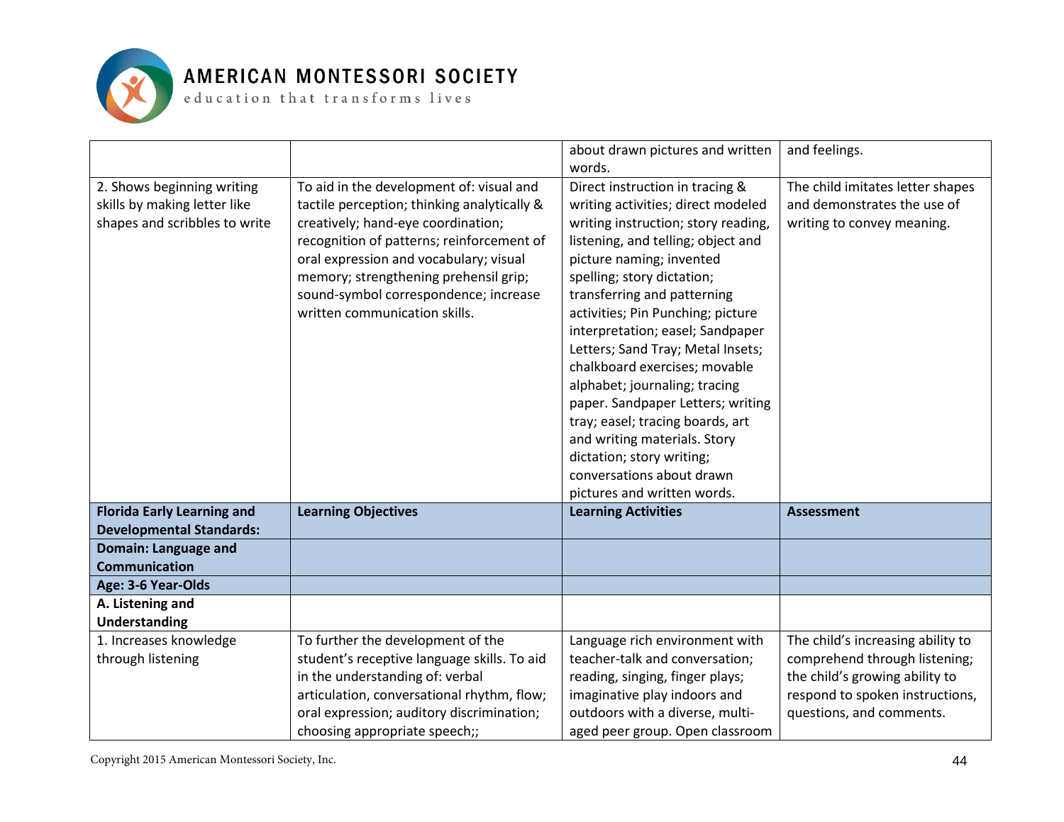| | | | |
|---|---|---|---|
| | | about drawn pictures and written words. | and feelings. |
| 2. Shows beginning writing skills by making letter like shapes and scribbles to write | To aid in the development of: visual and tactile perception; thinking analytically & creatively; hand-eye coordination; recognition of patterns; reinforcement of oral expression and vocabulary; visual memory; strengthening prehensil grip; sound-symbol correspondence; increase written communication skills. | Direct instruction in tracing & writing activities; direct modeled writing instruction; story reading, listening, and telling; object and picture naming; invented spelling; story dictation; transferring and patterning activities; Pin Punching; picture interpretation; easel; Sandpaper Letters; Sand Tray; Metal Insets; chalkboard exercises; movable alphabet; journaling; tracing paper. Sandpaper Letters; writing tray; easel; tracing boards, art and writing materials. Story dictation; story writing; conversations about drawn pictures and written words. | The child imitates letter shapes and demonstrates the use of writing to convey meaning. |
| **Florida Early Learning and Developmental Standards:** | **Learning Objectives** | **Learning Activities** | **Assessment** |
| **Domain: Language and Communication** | | | |
| **Age: 3-6 Year-Olds** | | | |
| **A. Listening and Understanding** | | | |
| 1. Increases knowledge through listening | To further the development of the student's receptive language skills. To aid in the understanding of: verbal articulation, conversational rhythm, flow; oral expression; auditory discrimination; choosing appropriate speech;; | Language rich environment with teacher-talk and conversation; reading, singing, finger plays; imaginative play indoors and outdoors with a diverse, multi-aged peer group. Open classroom | The child's increasing ability to comprehend through listening; the child's growing ability to respond to spoken instructions, questions, and comments. |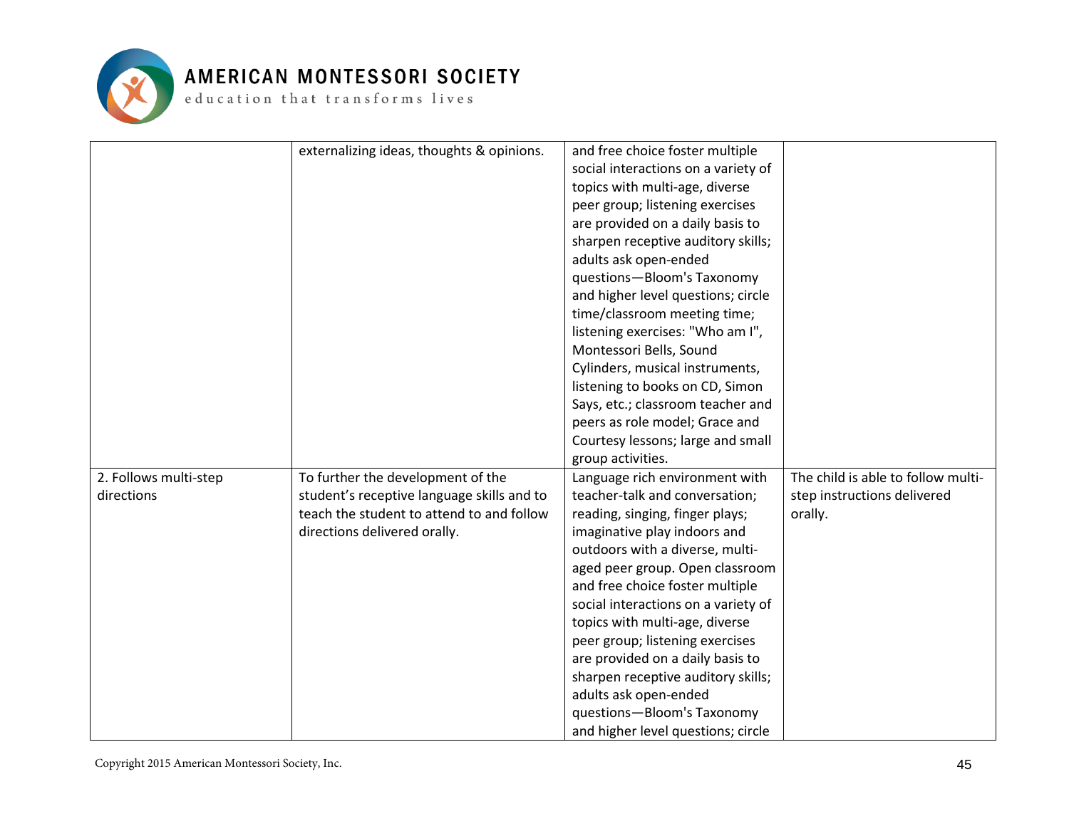| | | | |
|---|---|---|---|
| | externalizing ideas, thoughts & opinions. | and free choice foster multiple social interactions on a variety of topics with multi-age, diverse peer group; listening exercises are provided on a daily basis to sharpen receptive auditory skills; adults ask open-ended questions—Bloom's Taxonomy and higher level questions; circle time/classroom meeting time; listening exercises: "Who am I", Montessori Bells, Sound Cylinders, musical instruments, listening to books on CD, Simon Says, etc.; classroom teacher and peers as role model; Grace and Courtesy lessons; large and small group activities. | |
| 2. Follows multi-step directions | To further the development of the student's receptive language skills and to teach the student to attend to and follow directions delivered orally. | Language rich environment with teacher-talk and conversation; reading, singing, finger plays; imaginative play indoors and outdoors with a diverse, multi-aged peer group. Open classroom and free choice foster multiple social interactions on a variety of topics with multi-age, diverse peer group; listening exercises are provided on a daily basis to sharpen receptive auditory skills; adults ask open-ended questions—Bloom's Taxonomy and higher level questions; circle | The child is able to follow multi-step instructions delivered orally. |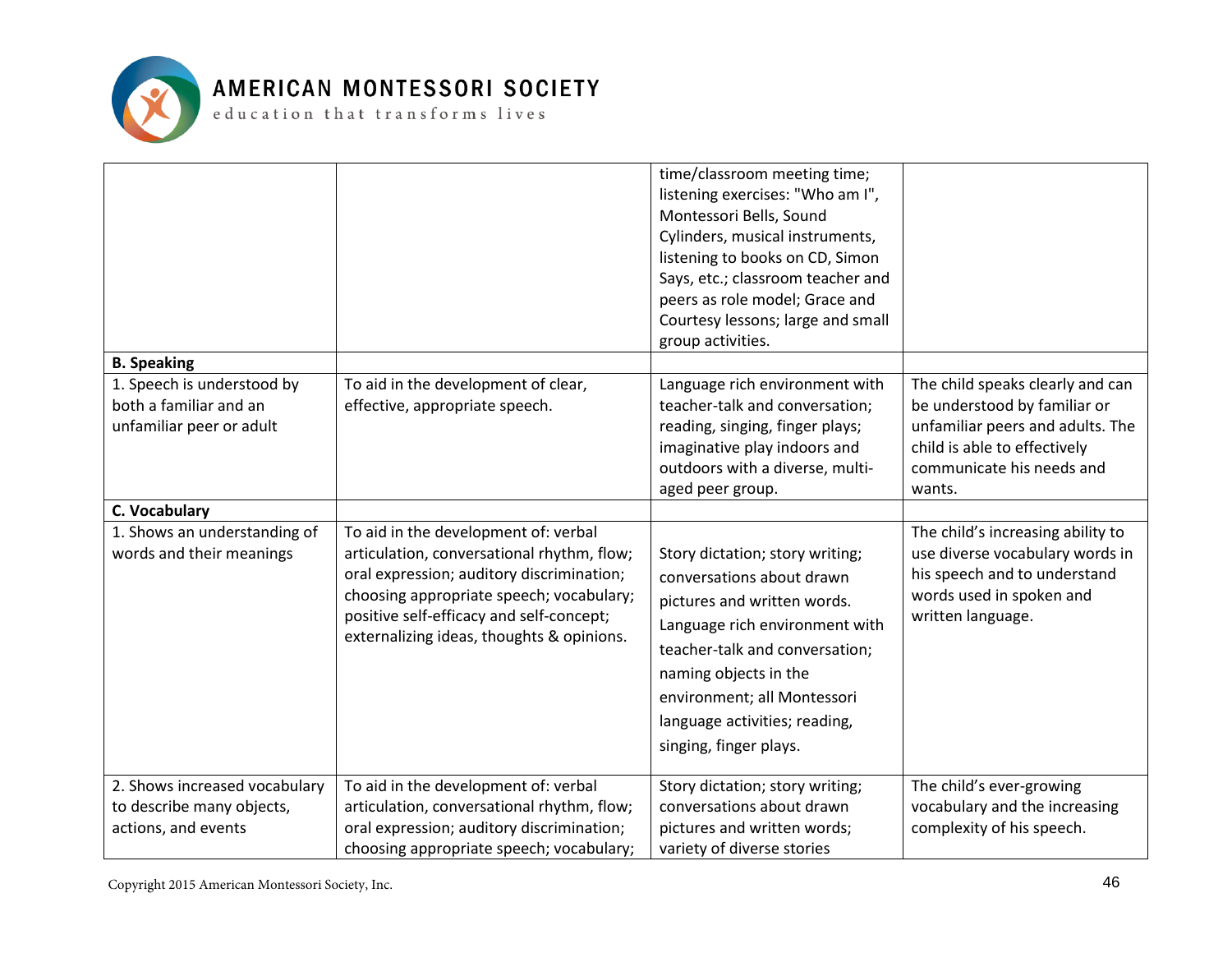| | | | |
|---|---|---|---|
| | | time/classroom meeting time; listening exercises: "Who am I", Montessori Bells, Sound Cylinders, musical instruments, listening to books on CD, Simon Says, etc.; classroom teacher and peers as role model; Grace and Courtesy lessons; large and small group activities. | |
| **B. Speaking** | | | |
| 1. Speech is understood by both a familiar and an unfamiliar peer or adult | To aid in the development of clear, effective, appropriate speech. | Language rich environment with teacher-talk and conversation; reading, singing, finger plays; imaginative play indoors and outdoors with a diverse, multi-aged peer group. | The child speaks clearly and can be understood by familiar or unfamiliar peers and adults. The child is able to effectively communicate his needs and wants. |
| **C. Vocabulary** | | | |
| 1. Shows an understanding of words and their meanings | To aid in the development of: verbal articulation, conversational rhythm, flow; oral expression; auditory discrimination; choosing appropriate speech; vocabulary; positive self-efficacy and self-concept; externalizing ideas, thoughts & opinions. | Story dictation; story writing; conversations about drawn pictures and written words. Language rich environment with teacher-talk and conversation; naming objects in the environment; all Montessori language activities; reading, singing, finger plays. | The child's increasing ability to use diverse vocabulary words in his speech and to understand words used in spoken and written language. |
| 2. Shows increased vocabulary to describe many objects, actions, and events | To aid in the development of: verbal articulation, conversational rhythm, flow; oral expression; auditory discrimination; choosing appropriate speech; vocabulary; | Story dictation; story writing; conversations about drawn pictures and written words; variety of diverse stories | The child's ever-growing vocabulary and the increasing complexity of his speech. |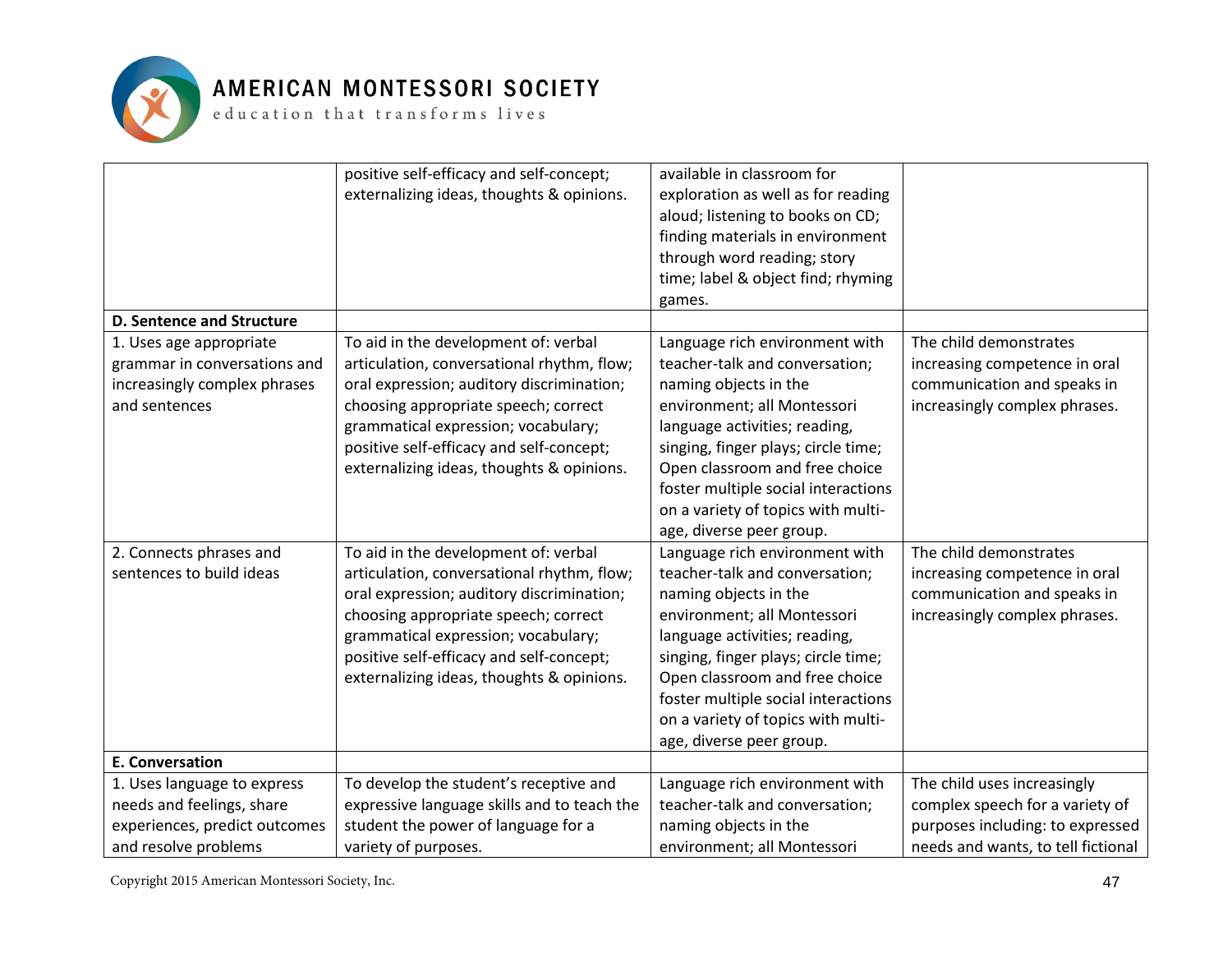| | | | |
|---|---|---|---|
| | positive self-efficacy and self-concept; externalizing ideas, thoughts & opinions. | available in classroom for exploration as well as for reading aloud; listening to books on CD; finding materials in environment through word reading; story time; label & object find; rhyming games. | |
| **D. Sentence and Structure** | | | |
| 1. Uses age appropriate grammar in conversations and increasingly complex phrases and sentences | To aid in the development of: verbal articulation, conversational rhythm, flow; oral expression; auditory discrimination; choosing appropriate speech; correct grammatical expression; vocabulary; positive self-efficacy and self-concept; externalizing ideas, thoughts & opinions. | Language rich environment with teacher-talk and conversation; naming objects in the environment; all Montessori language activities; reading, singing, finger plays; circle time; Open classroom and free choice foster multiple social interactions on a variety of topics with multi-age, diverse peer group. | The child demonstrates increasing competence in oral communication and speaks in increasingly complex phrases. |
| 2. Connects phrases and sentences to build ideas | To aid in the development of: verbal articulation, conversational rhythm, flow; oral expression; auditory discrimination; choosing appropriate speech; correct grammatical expression; vocabulary; positive self-efficacy and self-concept; externalizing ideas, thoughts & opinions. | Language rich environment with teacher-talk and conversation; naming objects in the environment; all Montessori language activities; reading, singing, finger plays; circle time; Open classroom and free choice foster multiple social interactions on a variety of topics with multi-age, diverse peer group. | The child demonstrates increasing competence in oral communication and speaks in increasingly complex phrases. |
| **E. Conversation** | | | |
| 1. Uses language to express needs and feelings, share experiences, predict outcomes and resolve problems | To develop the student's receptive and expressive language skills and to teach the student the power of language for a variety of purposes. | Language rich environment with teacher-talk and conversation; naming objects in the environment; all Montessori | The child uses increasingly complex speech for a variety of purposes including: to expressed needs and wants, to tell fictional |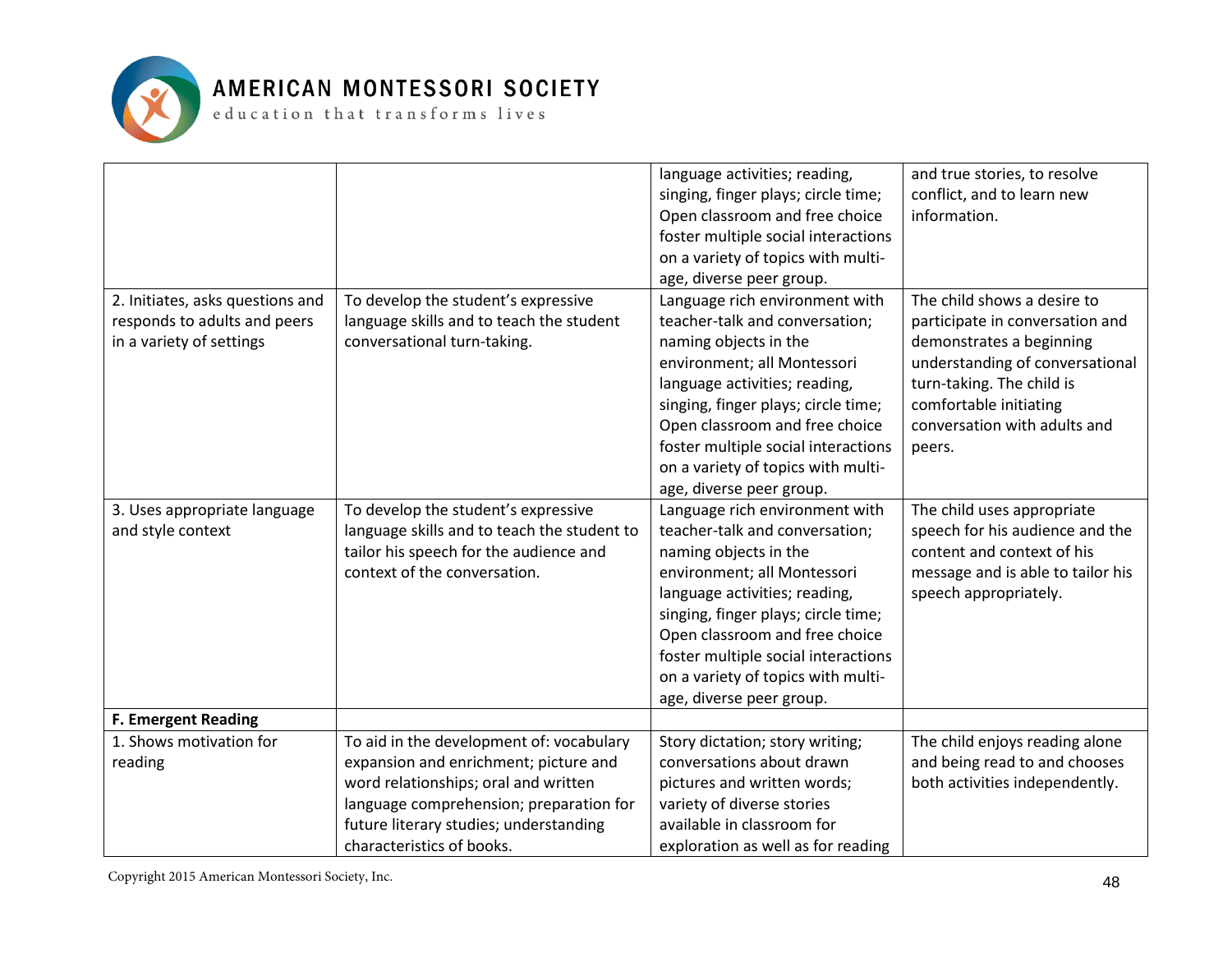| | | | |
|---|---|---|---|
| | | language activities; reading, singing, finger plays; circle time; Open classroom and free choice foster multiple social interactions on a variety of topics with multi-age, diverse peer group. | and true stories, to resolve conflict, and to learn new information. |
| 2. Initiates, asks questions and responds to adults and peers in a variety of settings | To develop the student's expressive language skills and to teach the student conversational turn-taking. | Language rich environment with teacher-talk and conversation; naming objects in the environment; all Montessori language activities; reading, singing, finger plays; circle time; Open classroom and free choice foster multiple social interactions on a variety of topics with multi-age, diverse peer group. | The child shows a desire to participate in conversation and demonstrates a beginning understanding of conversational turn-taking. The child is comfortable initiating conversation with adults and peers. |
| 3. Uses appropriate language and style context | To develop the student's expressive language skills and to teach the student to tailor his speech for the audience and context of the conversation. | Language rich environment with teacher-talk and conversation; naming objects in the environment; all Montessori language activities; reading, singing, finger plays; circle time; Open classroom and free choice foster multiple social interactions on a variety of topics with multi-age, diverse peer group. | The child uses appropriate speech for his audience and the content and context of his message and is able to tailor his speech appropriately. |
| **F. Emergent Reading** | | | |
| 1. Shows motivation for reading | To aid in the development of: vocabulary expansion and enrichment; picture and word relationships; oral and written language comprehension; preparation for future literary studies; understanding characteristics of books. | Story dictation; story writing; conversations about drawn pictures and written words; variety of diverse stories available in classroom for exploration as well as for reading | The child enjoys reading alone and being read to and chooses both activities independently. |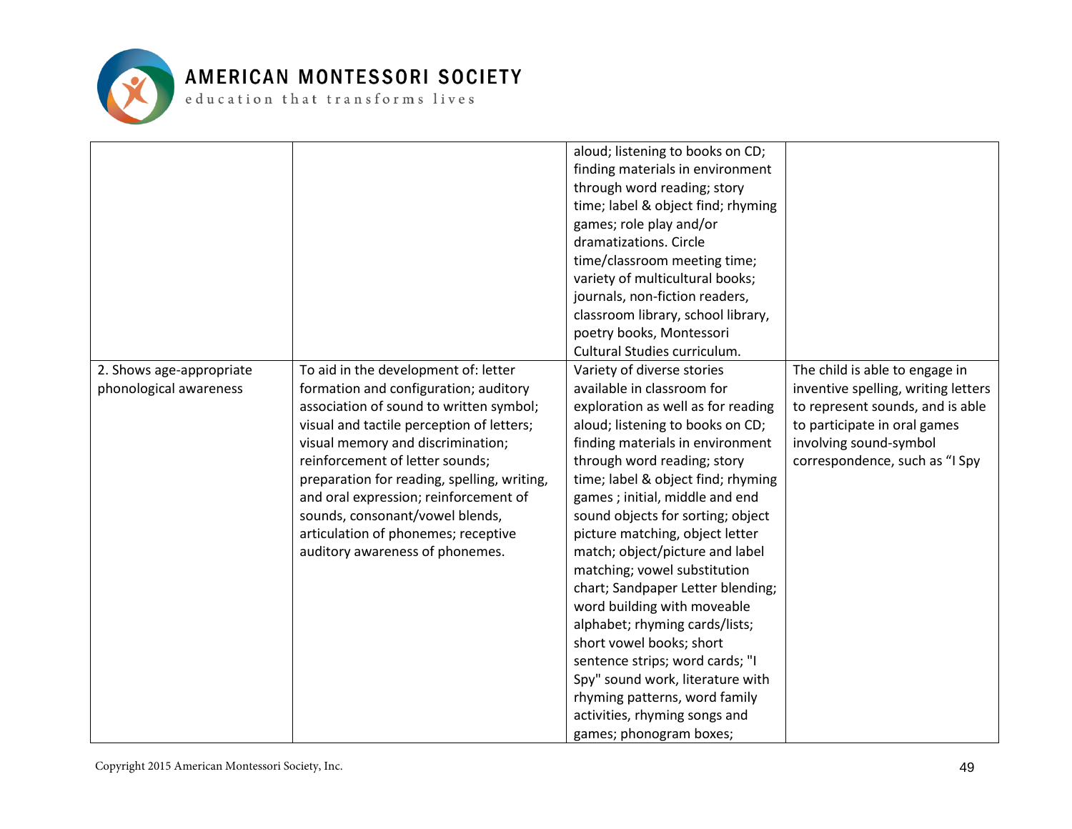| | | | |
|---|---|---|---|
| | | aloud; listening to books on CD; finding materials in environment through word reading; story time; label & object find; rhyming games; role play and/or dramatizations. Circle time/classroom meeting time; variety of multicultural books; journals, non-fiction readers, classroom library, school library, poetry books, Montessori Cultural Studies curriculum. | |
| 2. Shows age-appropriate phonological awareness | To aid in the development of: letter formation and configuration; auditory association of sound to written symbol; visual and tactile perception of letters; visual memory and discrimination; reinforcement of letter sounds; preparation for reading, spelling, writing, and oral expression; reinforcement of sounds, consonant/vowel blends, articulation of phonemes; receptive auditory awareness of phonemes. | Variety of diverse stories available in classroom for exploration as well as for reading aloud; listening to books on CD; finding materials in environment through word reading; story time; label & object find; rhyming games ; initial, middle and end sound objects for sorting; object picture matching, object letter match; object/picture and label matching; vowel substitution chart; Sandpaper Letter blending; word building with moveable alphabet; rhyming cards/lists; short vowel books; short sentence strips; word cards; "I Spy" sound work, literature with rhyming patterns, word family activities, rhyming songs and games; phonogram boxes; | The child is able to engage in inventive spelling, writing letters to represent sounds, and is able to participate in oral games involving sound-symbol correspondence, such as "I Spy |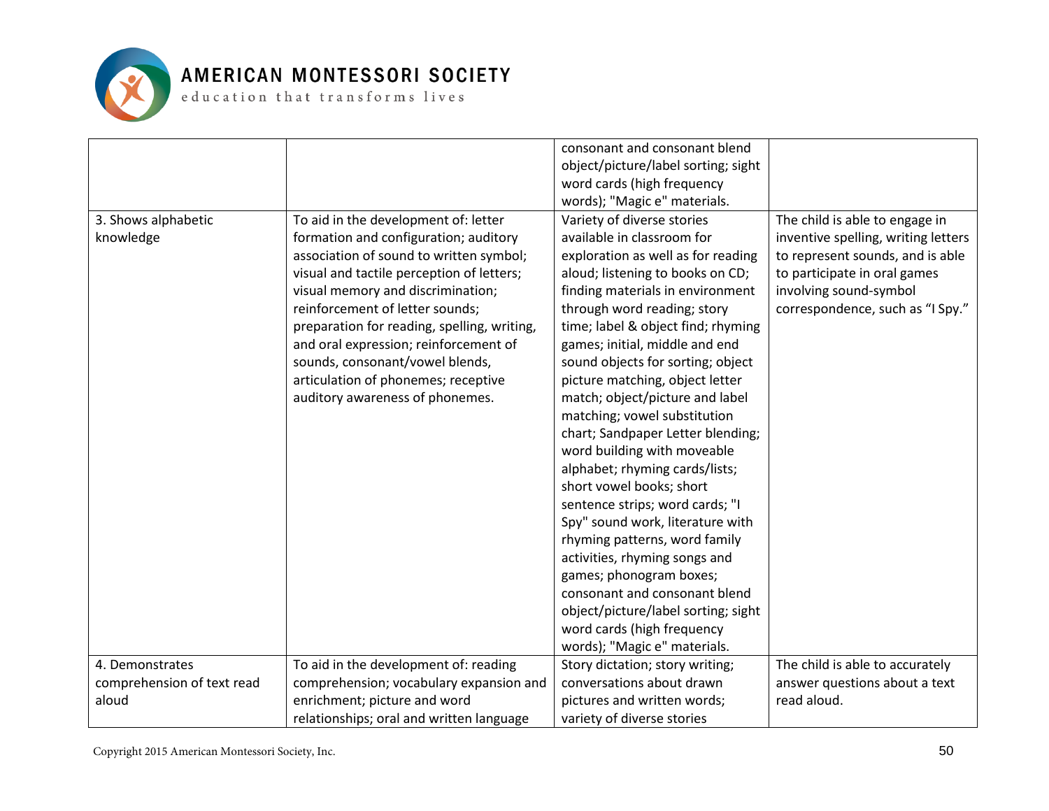| | | | |
|---|---|---|---|
| | | consonant and consonant blend object/picture/label sorting; sight word cards (high frequency words); "Magic e" materials. | |
| 3. Shows alphabetic knowledge | To aid in the development of: letter formation and configuration; auditory association of sound to written symbol; visual and tactile perception of letters; visual memory and discrimination; reinforcement of letter sounds; preparation for reading, spelling, writing, and oral expression; reinforcement of sounds, consonant/vowel blends, articulation of phonemes; receptive auditory awareness of phonemes. | Variety of diverse stories available in classroom for exploration as well as for reading aloud; listening to books on CD; finding materials in environment through word reading; story time; label & object find; rhyming games; initial, middle and end sound objects for sorting; object picture matching, object letter match; object/picture and label matching; vowel substitution chart; Sandpaper Letter blending; word building with moveable alphabet; rhyming cards/lists; short vowel books; short sentence strips; word cards; "I Spy" sound work, literature with rhyming patterns, word family activities, rhyming songs and games; phonogram boxes; consonant and consonant blend object/picture/label sorting; sight word cards (high frequency words); "Magic e" materials. | The child is able to engage in inventive spelling, writing letters to represent sounds, and is able to participate in oral games involving sound-symbol correspondence, such as "I Spy." |
| 4. Demonstrates comprehension of text read aloud | To aid in the development of: reading comprehension; vocabulary expansion and enrichment; picture and word relationships; oral and written language | Story dictation; story writing; conversations about drawn pictures and written words; variety of diverse stories | The child is able to accurately answer questions about a text read aloud. |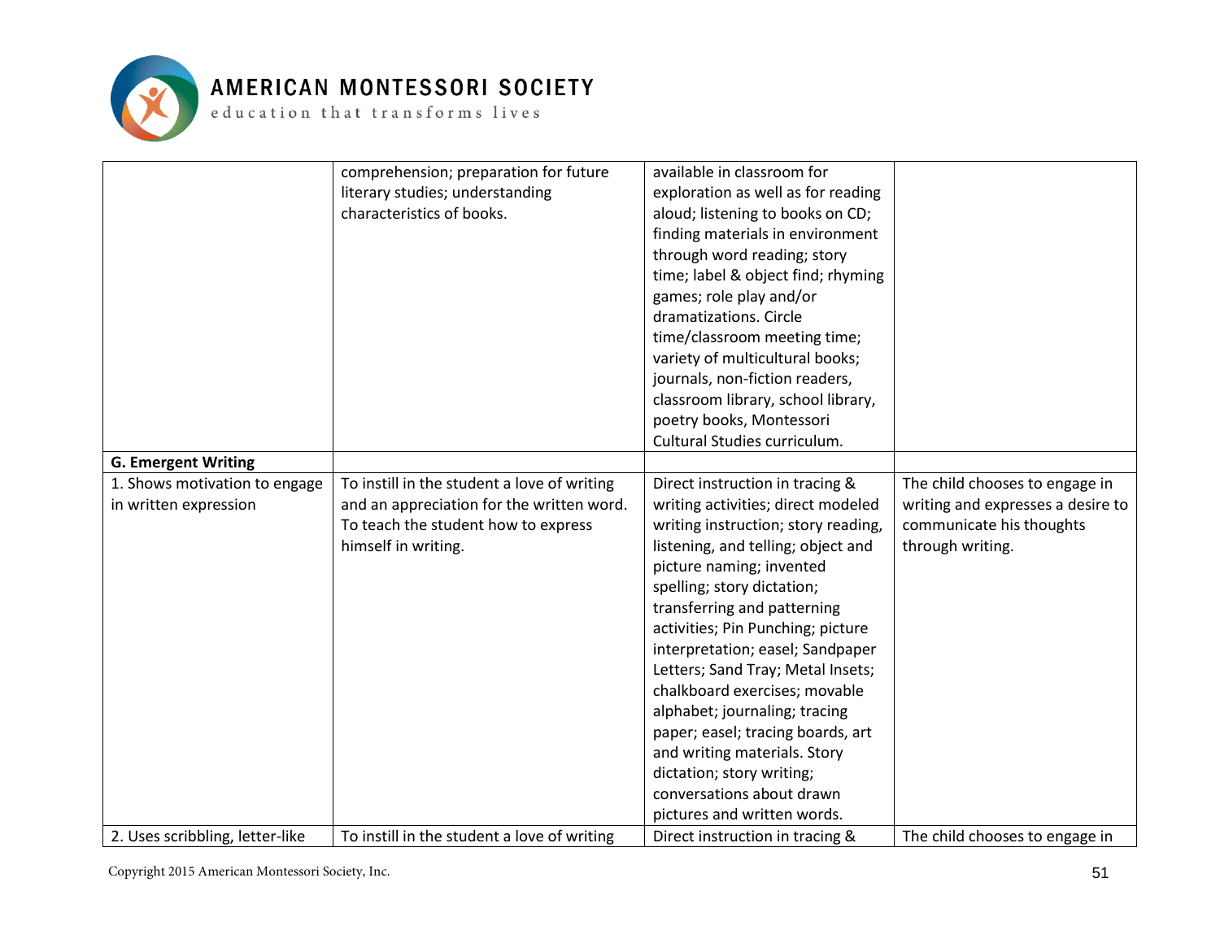| | | | |
|---|---|---|---|
| | comprehension; preparation for future literary studies; understanding characteristics of books. | available in classroom for exploration as well as for reading aloud; listening to books on CD; finding materials in environment through word reading; story time; label & object find; rhyming games; role play and/or dramatizations. Circle time/classroom meeting time; variety of multicultural books; journals, non-fiction readers, classroom library, school library, poetry books, Montessori Cultural Studies curriculum. | |
| **G. Emergent Writing** | | | |
| 1. Shows motivation to engage in written expression | To instill in the student a love of writing and an appreciation for the written word. To teach the student how to express himself in writing. | Direct instruction in tracing & writing activities; direct modeled writing instruction; story reading, listening, and telling; object and picture naming; invented spelling; story dictation; transferring and patterning activities; Pin Punching; picture interpretation; easel; Sandpaper Letters; Sand Tray; Metal Insets; chalkboard exercises; movable alphabet; journaling; tracing paper; easel; tracing boards, art and writing materials. Story dictation; story writing; conversations about drawn pictures and written words. | The child chooses to engage in writing and expresses a desire to communicate his thoughts through writing. |
| 2. Uses scribbling, letter-like | To instill in the student a love of writing | Direct instruction in tracing & | The child chooses to engage in |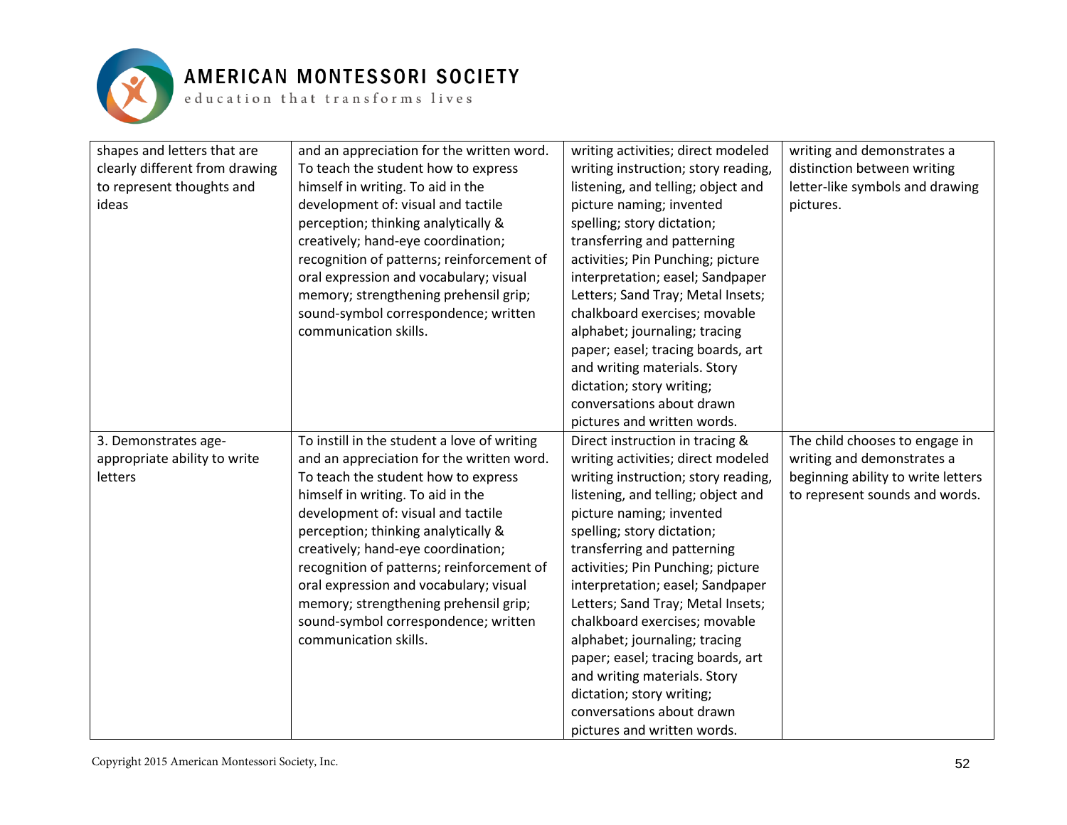| | | | |
|---|---|---|---|
| shapes and letters that are clearly different from drawing to represent thoughts and ideas | and an appreciation for the written word. To teach the student how to express himself in writing. To aid in the development of: visual and tactile perception; thinking analytically & creatively; hand-eye coordination; recognition of patterns; reinforcement of oral expression and vocabulary; visual memory; strengthening prehensil grip; sound-symbol correspondence; written communication skills. | writing activities; direct modeled writing instruction; story reading, listening, and telling; object and picture naming; invented spelling; story dictation; transferring and patterning activities; Pin Punching; picture interpretation; easel; Sandpaper Letters; Sand Tray; Metal Insets; chalkboard exercises; movable alphabet; journaling; tracing paper; easel; tracing boards, art and writing materials. Story dictation; story writing; conversations about drawn pictures and written words. | writing and demonstrates a distinction between writing letter-like symbols and drawing pictures. |
| 3. Demonstrates age-appropriate ability to write letters | To instill in the student a love of writing and an appreciation for the written word. To teach the student how to express himself in writing. To aid in the development of: visual and tactile perception; thinking analytically & creatively; hand-eye coordination; recognition of patterns; reinforcement of oral expression and vocabulary; visual memory; strengthening prehensil grip; sound-symbol correspondence; written communication skills. | Direct instruction in tracing & writing activities; direct modeled writing instruction; story reading, listening, and telling; object and picture naming; invented spelling; story dictation; transferring and patterning activities; Pin Punching; picture interpretation; easel; Sandpaper Letters; Sand Tray; Metal Insets; chalkboard exercises; movable alphabet; journaling; tracing paper; easel; tracing boards, art and writing materials. Story dictation; story writing; conversations about drawn pictures and written words. | The child chooses to engage in writing and demonstrates a beginning ability to write letters to represent sounds and words. |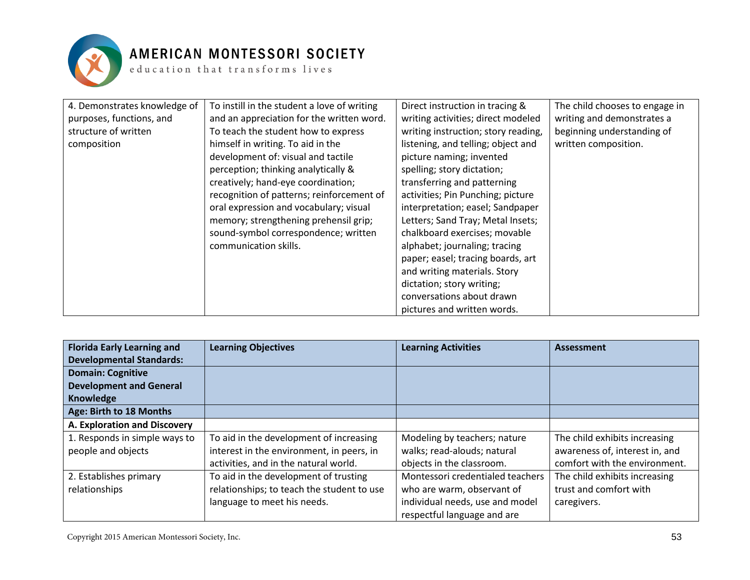| 4. Demonstrates knowledge of purposes, functions, and structure of written composition | To instill in the student a love of writing and an appreciation for the written word. To teach the student how to express himself in writing. To aid in the development of: visual and tactile perception; thinking analytically & creatively; hand-eye coordination; recognition of patterns; reinforcement of oral expression and vocabulary; visual memory; strengthening prehensil grip; sound-symbol correspondence; written communication skills. | Direct instruction in tracing & writing activities; direct modeled writing instruction; story reading, listening, and telling; object and picture naming; invented spelling; story dictation; transferring and patterning activities; Pin Punching; picture interpretation; easel; Sandpaper Letters; Sand Tray; Metal Insets; chalkboard exercises; movable alphabet; journaling; tracing paper; easel; tracing boards, art and writing materials. Story dictation; story writing; conversations about drawn pictures and written words. | The child chooses to engage in writing and demonstrates a beginning understanding of written composition. |
|---|---|---|---|

| **Florida Early Learning and Developmental Standards:** | **Learning Objectives** | **Learning Activities** | **Assessment** |
|---|---|---|---|
| **Domain: Cognitive Development and General Knowledge** | | | |
| **Age: Birth to 18 Months** | | | |
| **A. Exploration and Discovery** | | | |
| 1. Responds in simple ways to people and objects | To aid in the development of increasing interest in the environment, in peers, in activities, and in the natural world. | Modeling by teachers; nature walks; read-alouds; natural objects in the classroom. | The child exhibits increasing awareness of, interest in, and comfort with the environment. |
| 2. Establishes primary relationships | To aid in the development of trusting relationships; to teach the student to use language to meet his needs. | Montessori credentialed teachers who are warm, observant of individual needs, use and model respectful language and are | The child exhibits increasing trust and comfort with caregivers. |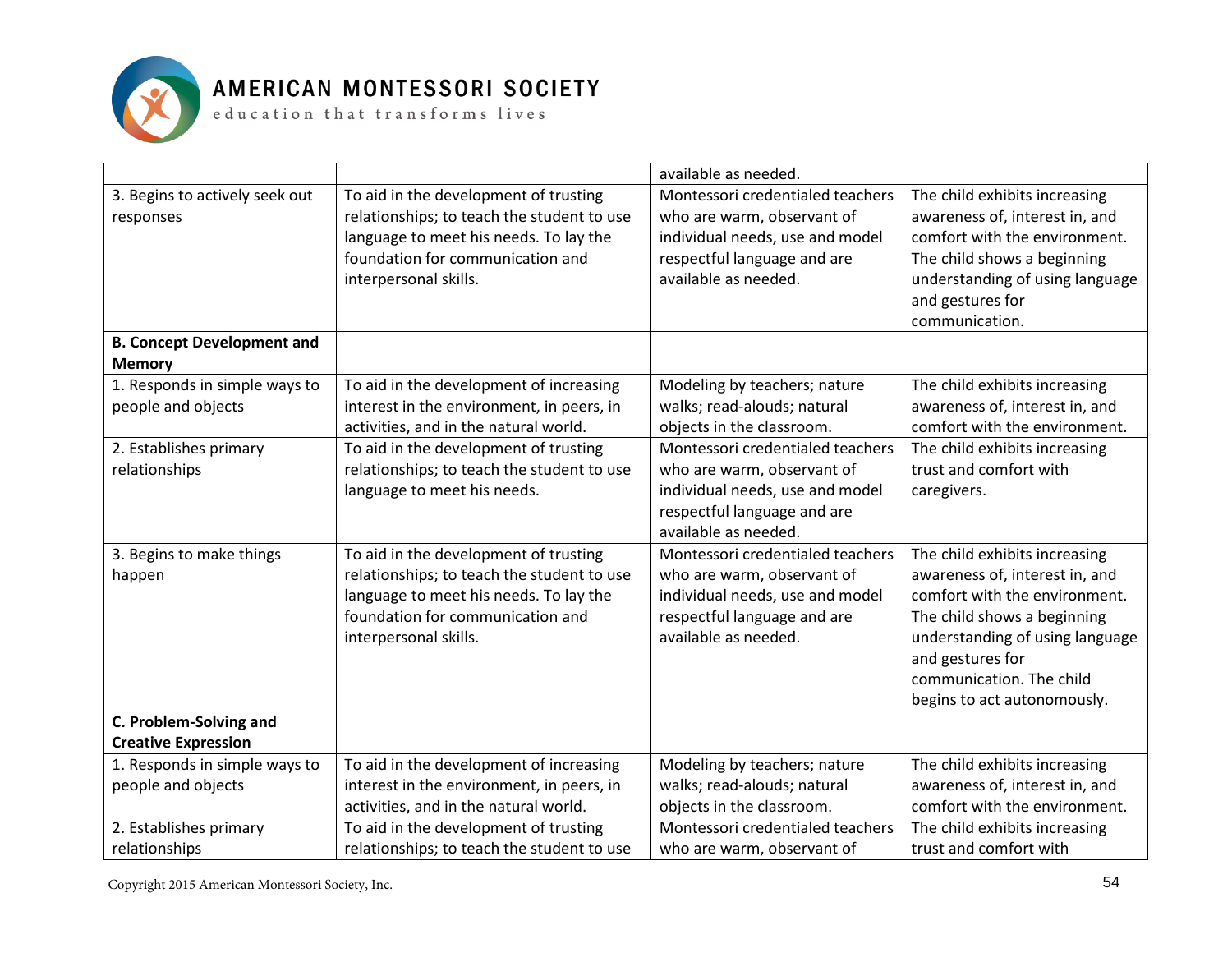| | | available as needed. | |
|---|---|---|---|
| 3. Begins to actively seek out responses | To aid in the development of trusting relationships; to teach the student to use language to meet his needs. To lay the foundation for communication and interpersonal skills. | Montessori credentialed teachers who are warm, observant of individual needs, use and model respectful language and are available as needed. | The child exhibits increasing awareness of, interest in, and comfort with the environment. The child shows a beginning understanding of using language and gestures for communication. |
| **B. Concept Development and Memory** | | | |
| 1. Responds in simple ways to people and objects | To aid in the development of increasing interest in the environment, in peers, in activities, and in the natural world. | Modeling by teachers; nature walks; read-alouds; natural objects in the classroom. | The child exhibits increasing awareness of, interest in, and comfort with the environment. |
| 2. Establishes primary relationships | To aid in the development of trusting relationships; to teach the student to use language to meet his needs. | Montessori credentialed teachers who are warm, observant of individual needs, use and model respectful language and are available as needed. | The child exhibits increasing trust and comfort with caregivers. |
| 3. Begins to make things happen | To aid in the development of trusting relationships; to teach the student to use language to meet his needs. To lay the foundation for communication and interpersonal skills. | Montessori credentialed teachers who are warm, observant of individual needs, use and model respectful language and are available as needed. | The child exhibits increasing awareness of, interest in, and comfort with the environment. The child shows a beginning understanding of using language and gestures for communication. The child begins to act autonomously. |
| **C. Problem-Solving and Creative Expression** | | | |
| 1. Responds in simple ways to people and objects | To aid in the development of increasing interest in the environment, in peers, in activities, and in the natural world. | Modeling by teachers; nature walks; read-alouds; natural objects in the classroom. | The child exhibits increasing awareness of, interest in, and comfort with the environment. |
| 2. Establishes primary relationships | To aid in the development of trusting relationships; to teach the student to use | Montessori credentialed teachers who are warm, observant of | The child exhibits increasing trust and comfort with |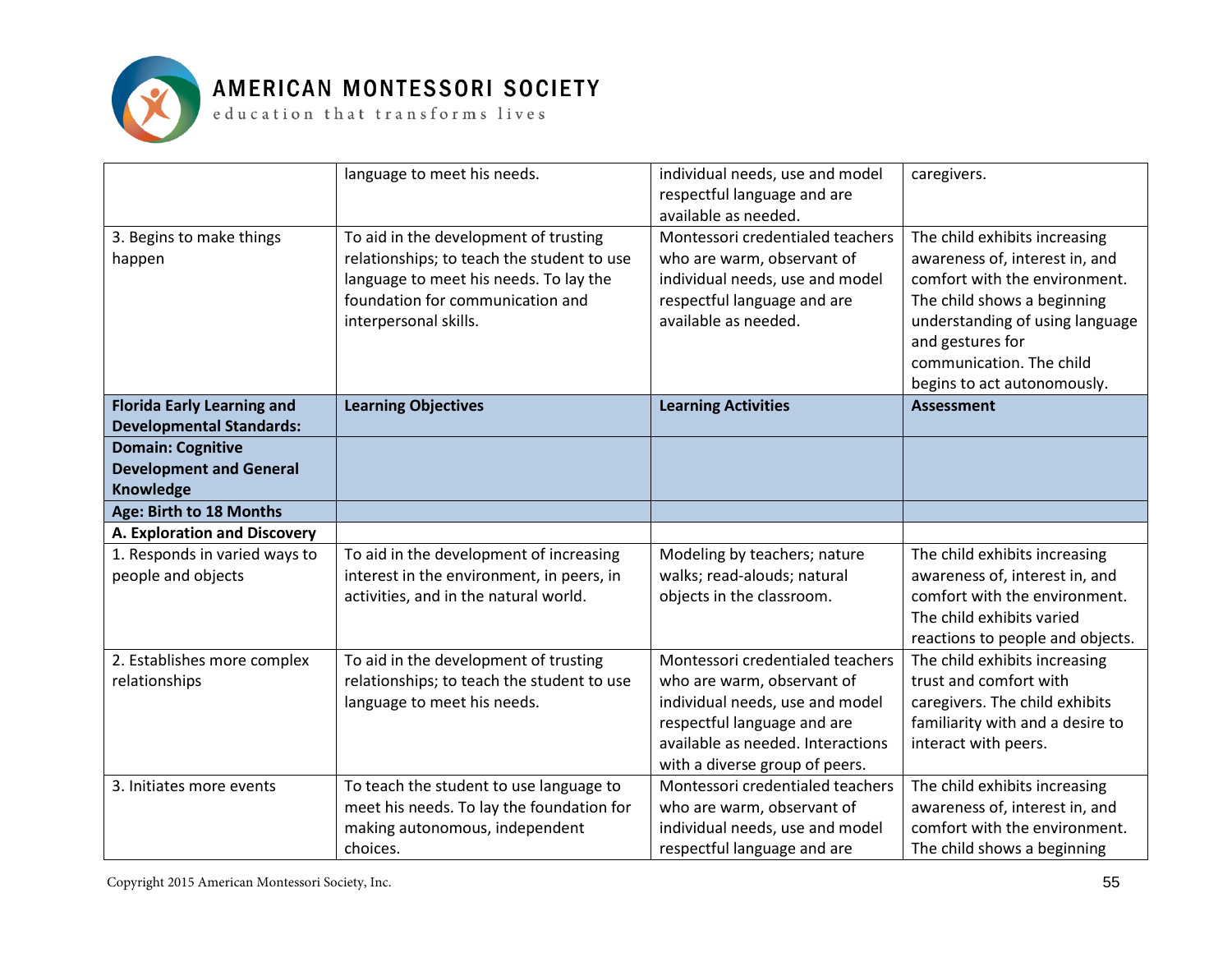| | | | |
|---|---|---|---|
| | language to meet his needs. | individual needs, use and model respectful language and are available as needed. | caregivers. |
| 3. Begins to make things happen | To aid in the development of trusting relationships; to teach the student to use language to meet his needs. To lay the foundation for communication and interpersonal skills. | Montessori credentialed teachers who are warm, observant of individual needs, use and model respectful language and are available as needed. | The child exhibits increasing awareness of, interest in, and comfort with the environment. The child shows a beginning understanding of using language and gestures for communication. The child begins to act autonomously. |
| **Florida Early Learning and Developmental Standards:** | **Learning Objectives** | **Learning Activities** | **Assessment** |
| **Domain: Cognitive Development and General Knowledge** | | | |
| **Age: Birth to 18 Months** | | | |
| **A. Exploration and Discovery** | | | |
| 1. Responds in varied ways to people and objects | To aid in the development of increasing interest in the environment, in peers, in activities, and in the natural world. | Modeling by teachers; nature walks; read-alouds; natural objects in the classroom. | The child exhibits increasing awareness of, interest in, and comfort with the environment. The child exhibits varied reactions to people and objects. |
| 2. Establishes more complex relationships | To aid in the development of trusting relationships; to teach the student to use language to meet his needs. | Montessori credentialed teachers who are warm, observant of individual needs, use and model respectful language and are available as needed. Interactions with a diverse group of peers. | The child exhibits increasing trust and comfort with caregivers. The child exhibits familiarity with and a desire to interact with peers. |
| 3. Initiates more events | To teach the student to use language to meet his needs. To lay the foundation for making autonomous, independent choices. | Montessori credentialed teachers who are warm, observant of individual needs, use and model respectful language and are | The child exhibits increasing awareness of, interest in, and comfort with the environment. The child shows a beginning |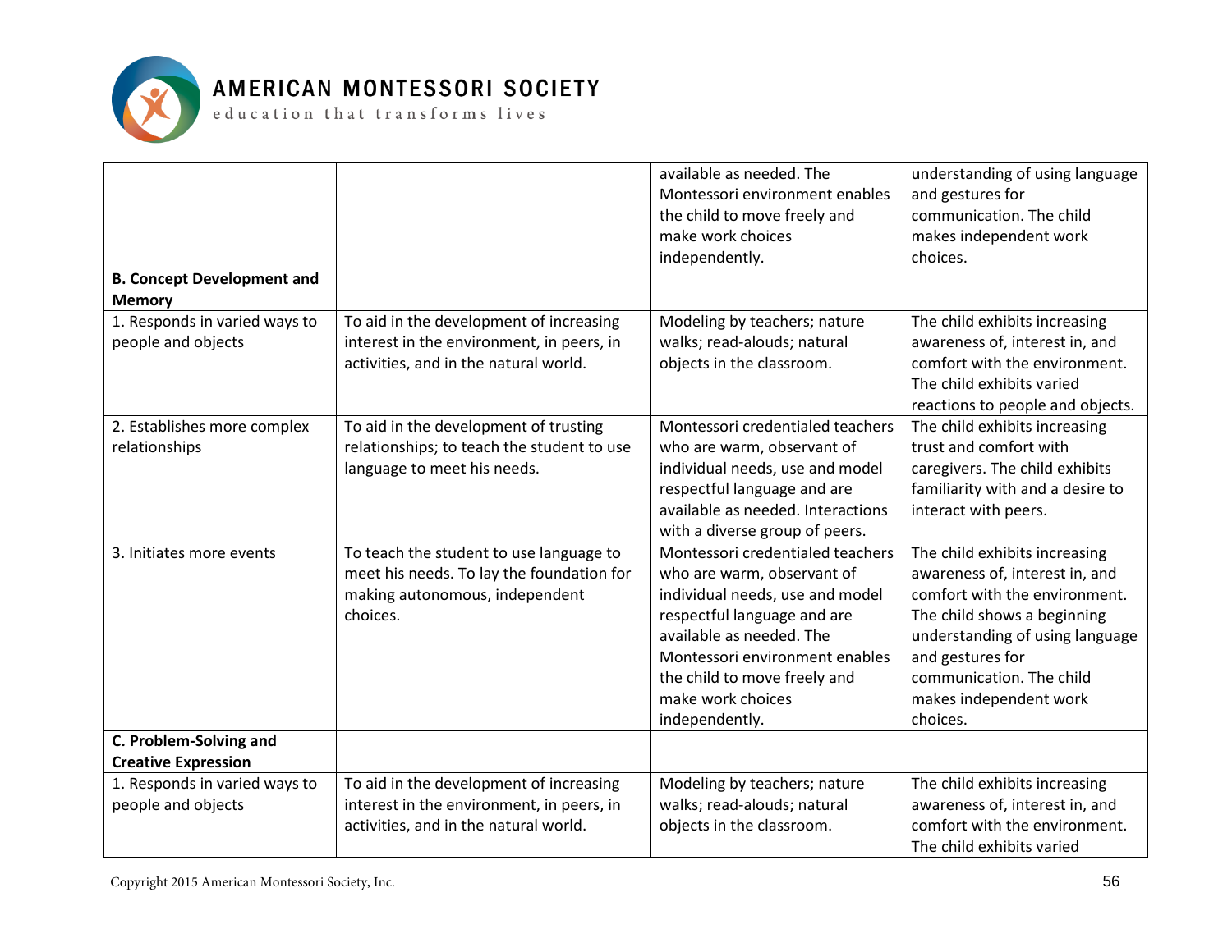| | | | |
|---|---|---|---|
| | | available as needed. The Montessori environment enables the child to move freely and make work choices independently. | understanding of using language and gestures for communication. The child makes independent work choices. |
| **B. Concept Development and Memory** | | | |
| 1. Responds in varied ways to people and objects | To aid in the development of increasing interest in the environment, in peers, in activities, and in the natural world. | Modeling by teachers; nature walks; read-alouds; natural objects in the classroom. | The child exhibits increasing awareness of, interest in, and comfort with the environment. The child exhibits varied reactions to people and objects. |
| 2. Establishes more complex relationships | To aid in the development of trusting relationships; to teach the student to use language to meet his needs. | Montessori credentialed teachers who are warm, observant of individual needs, use and model respectful language and are available as needed. Interactions with a diverse group of peers. | The child exhibits increasing trust and comfort with caregivers. The child exhibits familiarity with and a desire to interact with peers. |
| 3. Initiates more events | To teach the student to use language to meet his needs. To lay the foundation for making autonomous, independent choices. | Montessori credentialed teachers who are warm, observant of individual needs, use and model respectful language and are available as needed. The Montessori environment enables the child to move freely and make work choices independently. | The child exhibits increasing awareness of, interest in, and comfort with the environment. The child shows a beginning understanding of using language and gestures for communication. The child makes independent work choices. |
| **C. Problem-Solving and Creative Expression** | | | |
| 1. Responds in varied ways to people and objects | To aid in the development of increasing interest in the environment, in peers, in activities, and in the natural world. | Modeling by teachers; nature walks; read-alouds; natural objects in the classroom. | The child exhibits increasing awareness of, interest in, and comfort with the environment. The child exhibits varied |

Copyright 2015 American Montessori Society, Inc.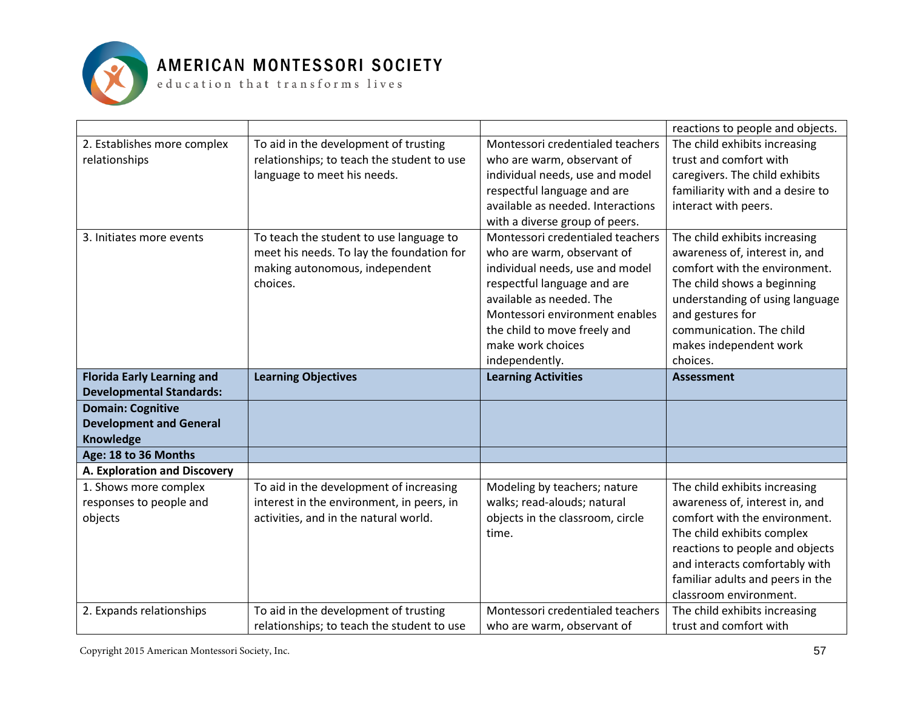| | | | reactions to people and objects. |
|---|---|---|---|
| 2. Establishes more complex relationships | To aid in the development of trusting relationships; to teach the student to use language to meet his needs. | Montessori credentialed teachers who are warm, observant of individual needs, use and model respectful language and are available as needed. Interactions with a diverse group of peers. | The child exhibits increasing trust and comfort with caregivers. The child exhibits familiarity with and a desire to interact with peers. |
| 3. Initiates more events | To teach the student to use language to meet his needs. To lay the foundation for making autonomous, independent choices. | Montessori credentialed teachers who are warm, observant of individual needs, use and model respectful language and are available as needed. The Montessori environment enables the child to move freely and make work choices independently. | The child exhibits increasing awareness of, interest in, and comfort with the environment. The child shows a beginning understanding of using language and gestures for communication. The child makes independent work choices. |
| **Florida Early Learning and Developmental Standards:** | **Learning Objectives** | **Learning Activities** | **Assessment** |
| **Domain: Cognitive Development and General Knowledge** | | | |
| **Age: 18 to 36 Months** | | | |
| **A. Exploration and Discovery** | | | |
| 1. Shows more complex responses to people and objects | To aid in the development of increasing interest in the environment, in peers, in activities, and in the natural world. | Modeling by teachers; nature walks; read-alouds; natural objects in the classroom, circle time. | The child exhibits increasing awareness of, interest in, and comfort with the environment. The child exhibits complex reactions to people and objects and interacts comfortably with familiar adults and peers in the classroom environment. |
| 2. Expands relationships | To aid in the development of trusting relationships; to teach the student to use | Montessori credentialed teachers who are warm, observant of | The child exhibits increasing trust and comfort with |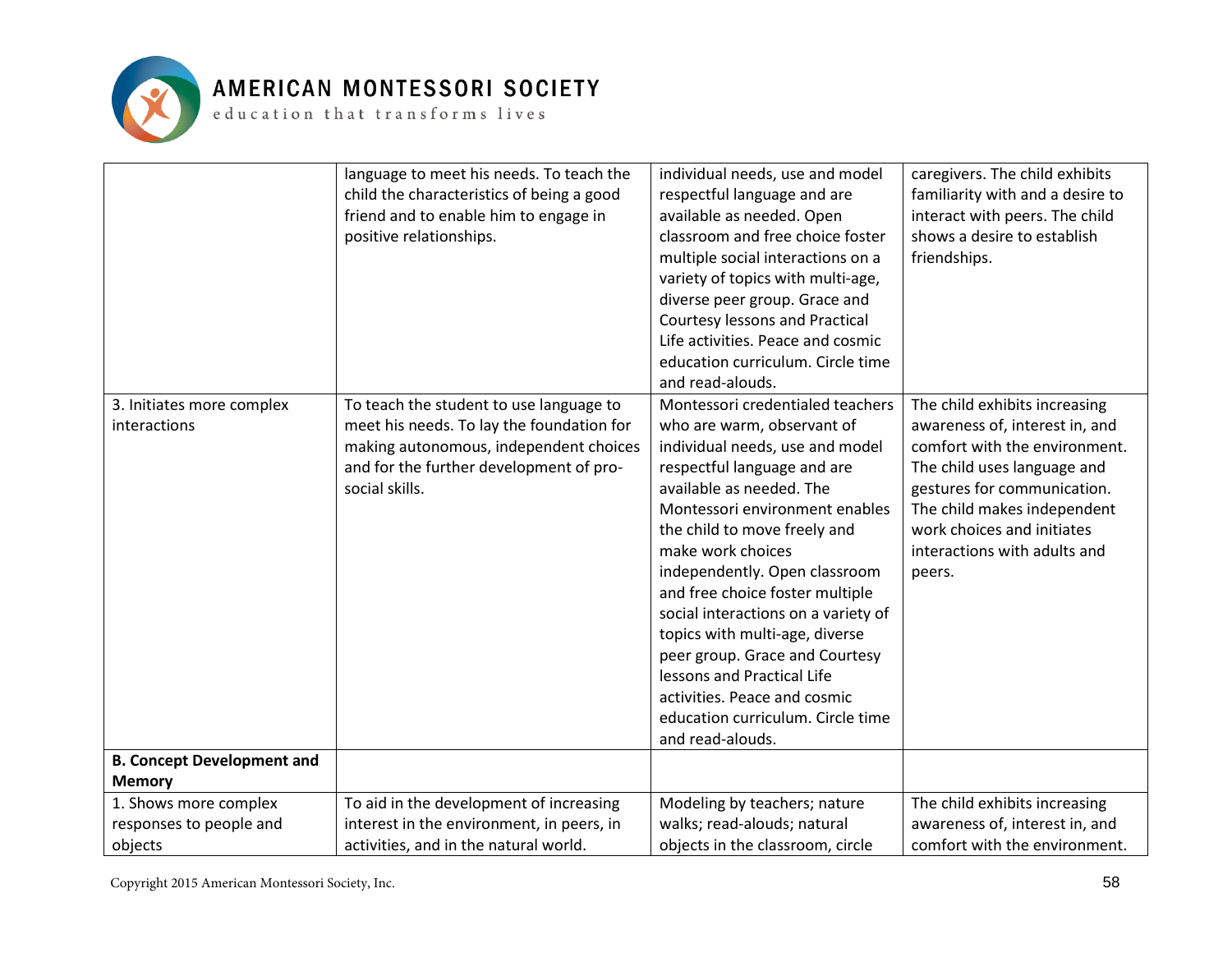| | language to meet his needs. To teach the child the characteristics of being a good friend and to enable him to engage in positive relationships. | individual needs, use and model respectful language and are available as needed. Open classroom and free choice foster multiple social interactions on a variety of topics with multi-age, diverse peer group. Grace and Courtesy lessons and Practical Life activities. Peace and cosmic education curriculum. Circle time and read-alouds. | caregivers. The child exhibits familiarity with and a desire to interact with peers. The child shows a desire to establish friendships. |
|---|---|---|---|
| 3. Initiates more complex interactions | To teach the student to use language to meet his needs. To lay the foundation for making autonomous, independent choices and for the further development of pro-social skills. | Montessori credentialed teachers who are warm, observant of individual needs, use and model respectful language and are available as needed. The Montessori environment enables the child to move freely and make work choices independently. Open classroom and free choice foster multiple social interactions on a variety of topics with multi-age, diverse peer group. Grace and Courtesy lessons and Practical Life activities. Peace and cosmic education curriculum. Circle time and read-alouds. | The child exhibits increasing awareness of, interest in, and comfort with the environment. The child uses language and gestures for communication. The child makes independent work choices and initiates interactions with adults and peers. |
| **B. Concept Development and Memory** | | | |
| 1. Shows more complex responses to people and objects | To aid in the development of increasing interest in the environment, in peers, in activities, and in the natural world. | Modeling by teachers; nature walks; read-alouds; natural objects in the classroom, circle | The child exhibits increasing awareness of, interest in, and comfort with the environment. |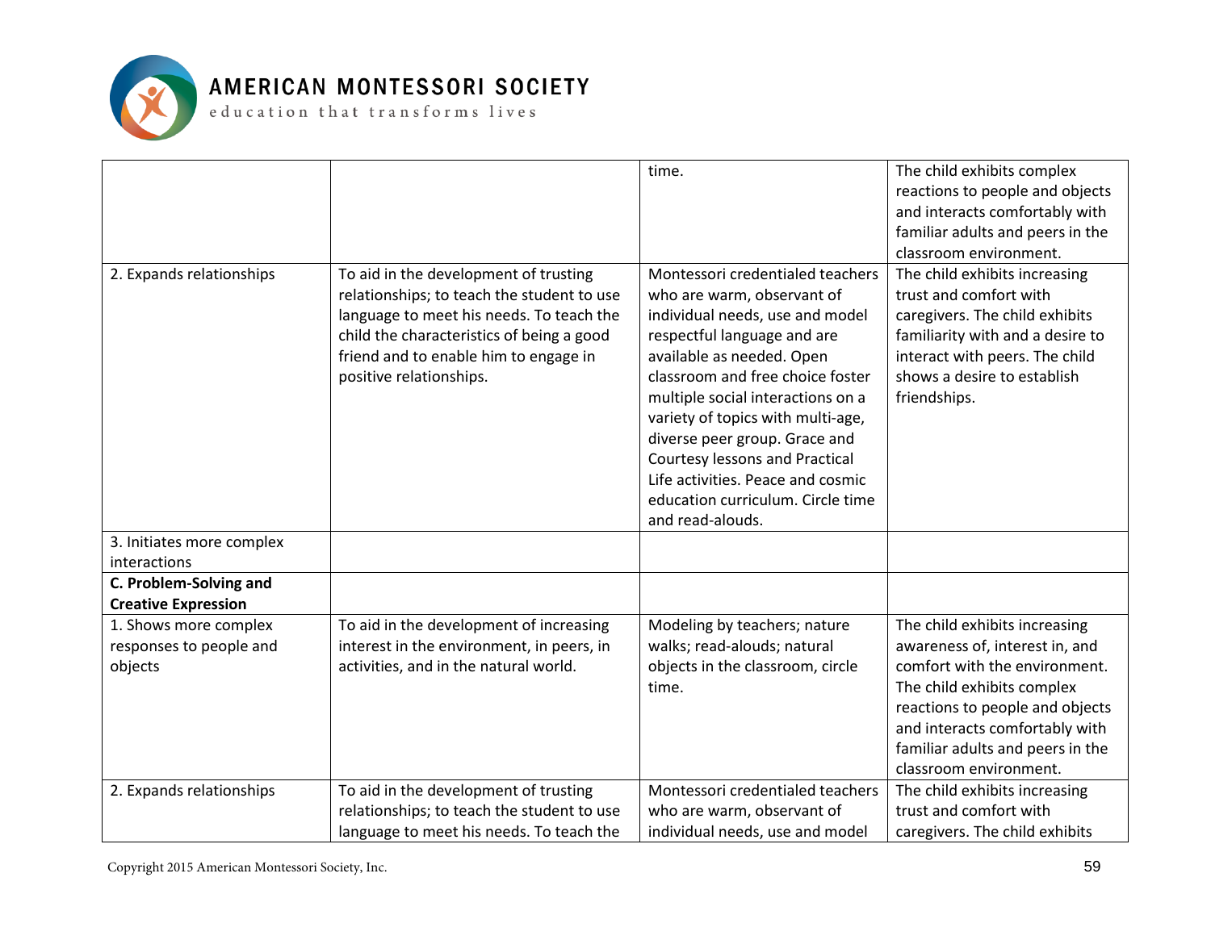| | | | |
|---|---|---|---|
| | | time. | The child exhibits complex reactions to people and objects and interacts comfortably with familiar adults and peers in the classroom environment. |
| 2. Expands relationships | To aid in the development of trusting relationships; to teach the student to use language to meet his needs. To teach the child the characteristics of being a good friend and to enable him to engage in positive relationships. | Montessori credentialed teachers who are warm, observant of individual needs, use and model respectful language and are available as needed. Open classroom and free choice foster multiple social interactions on a variety of topics with multi-age, diverse peer group. Grace and Courtesy lessons and Practical Life activities. Peace and cosmic education curriculum. Circle time and read-alouds. | The child exhibits increasing trust and comfort with caregivers. The child exhibits familiarity with and a desire to interact with peers. The child shows a desire to establish friendships. |
| 3. Initiates more complex interactions | | | |
| **C. Problem-Solving and Creative Expression** | | | |
| 1. Shows more complex responses to people and objects | To aid in the development of increasing interest in the environment, in peers, in activities, and in the natural world. | Modeling by teachers; nature walks; read-alouds; natural objects in the classroom, circle time. | The child exhibits increasing awareness of, interest in, and comfort with the environment. The child exhibits complex reactions to people and objects and interacts comfortably with familiar adults and peers in the classroom environment. |
| 2. Expands relationships | To aid in the development of trusting relationships; to teach the student to use language to meet his needs. To teach the | Montessori credentialed teachers who are warm, observant of individual needs, use and model | The child exhibits increasing trust and comfort with caregivers. The child exhibits |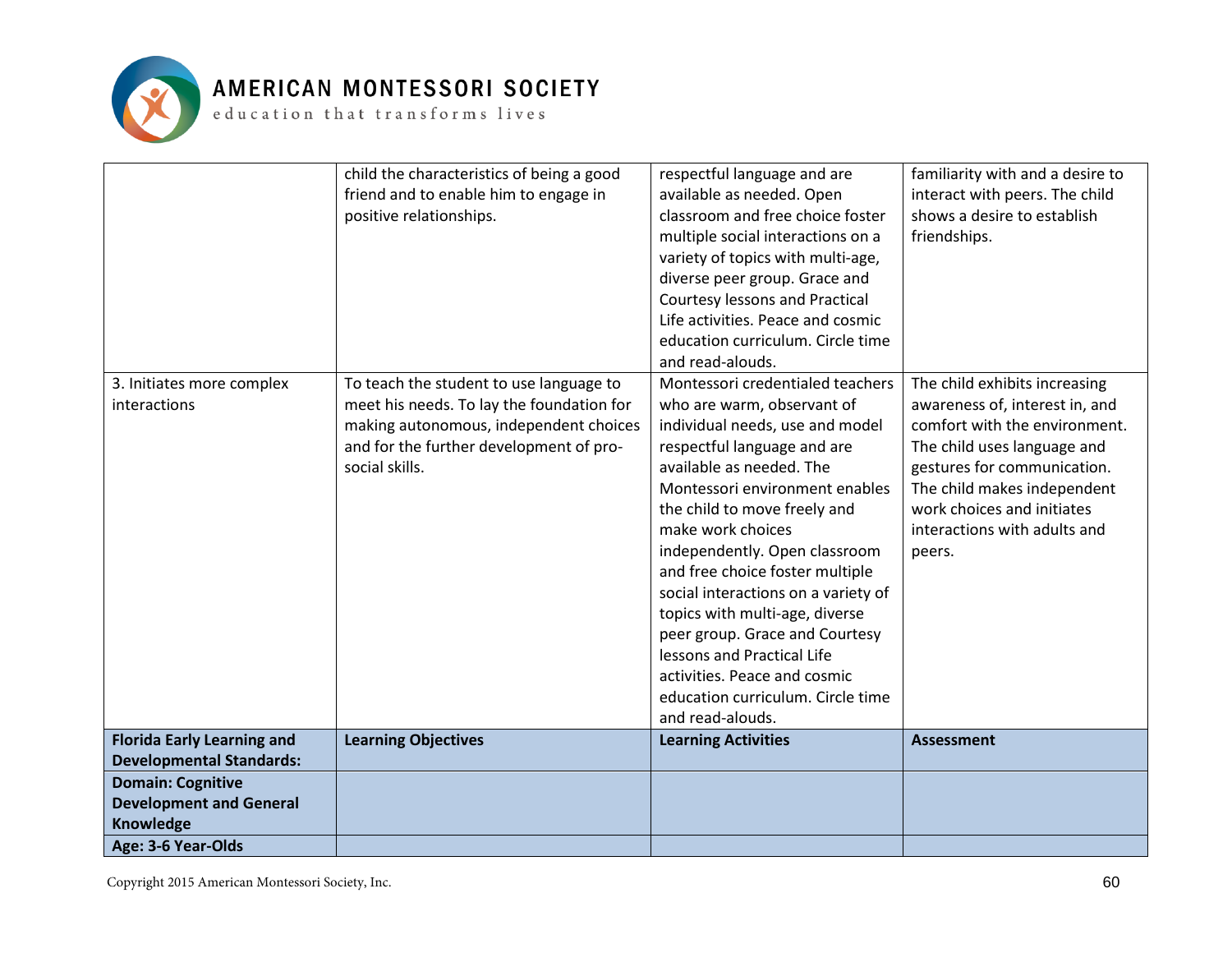| | | | |
|---|---|---|---|
| | child the characteristics of being a good friend and to enable him to engage in positive relationships. | respectful language and are available as needed. Open classroom and free choice foster multiple social interactions on a variety of topics with multi-age, diverse peer group. Grace and Courtesy lessons and Practical Life activities. Peace and cosmic education curriculum. Circle time and read-alouds. | familiarity with and a desire to interact with peers. The child shows a desire to establish friendships. |
| 3. Initiates more complex interactions | To teach the student to use language to meet his needs. To lay the foundation for making autonomous, independent choices and for the further development of pro-social skills. | Montessori credentialed teachers who are warm, observant of individual needs, use and model respectful language and are available as needed. The Montessori environment enables the child to move freely and make work choices independently. Open classroom and free choice foster multiple social interactions on a variety of topics with multi-age, diverse peer group. Grace and Courtesy lessons and Practical Life activities. Peace and cosmic education curriculum. Circle time and read-alouds. | The child exhibits increasing awareness of, interest in, and comfort with the environment. The child uses language and gestures for communication. The child makes independent work choices and initiates interactions with adults and peers. |
| **Florida Early Learning and Developmental Standards:** | **Learning Objectives** | **Learning Activities** | **Assessment** |
| **Domain: Cognitive Development and General Knowledge** | | | |
| **Age: 3-6 Year-Olds** | | | |

Copyright 2015 American Montessori Society, Inc.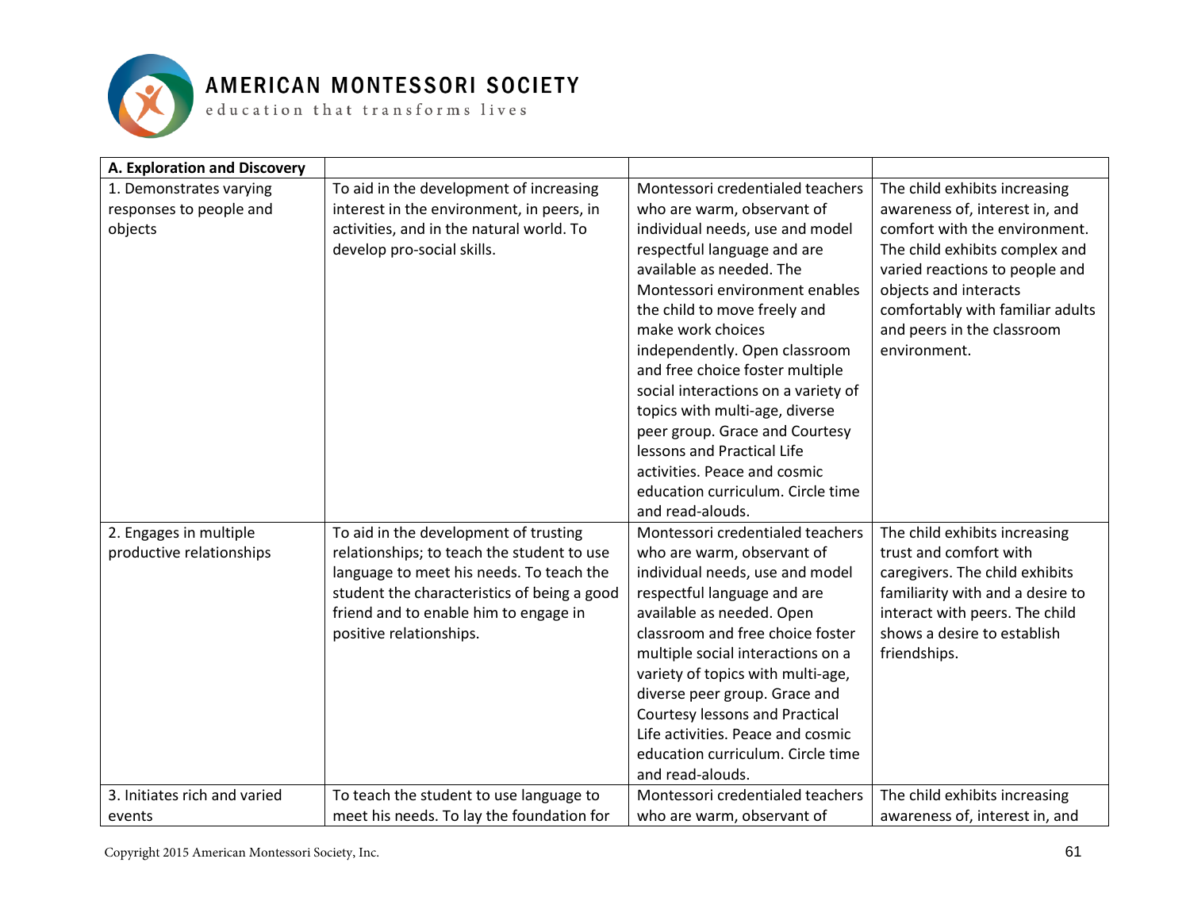| A. Exploration and Discovery | | | |
|---|---|---|---|
| 1. Demonstrates varying responses to people and objects | To aid in the development of increasing interest in the environment, in peers, in activities, and in the natural world. To develop pro-social skills. | Montessori credentialed teachers who are warm, observant of individual needs, use and model respectful language and are available as needed. The Montessori environment enables the child to move freely and make work choices independently. Open classroom and free choice foster multiple social interactions on a variety of topics with multi-age, diverse peer group. Grace and Courtesy lessons and Practical Life activities. Peace and cosmic education curriculum. Circle time and read-alouds. | The child exhibits increasing awareness of, interest in, and comfort with the environment. The child exhibits complex and varied reactions to people and objects and interacts comfortably with familiar adults and peers in the classroom environment. |
| 2. Engages in multiple productive relationships | To aid in the development of trusting relationships; to teach the student to use language to meet his needs. To teach the student the characteristics of being a good friend and to enable him to engage in positive relationships. | Montessori credentialed teachers who are warm, observant of individual needs, use and model respectful language and are available as needed. Open classroom and free choice foster multiple social interactions on a variety of topics with multi-age, diverse peer group. Grace and Courtesy lessons and Practical Life activities. Peace and cosmic education curriculum. Circle time and read-alouds. | The child exhibits increasing trust and comfort with caregivers. The child exhibits familiarity with and a desire to interact with peers. The child shows a desire to establish friendships. |
| 3. Initiates rich and varied events | To teach the student to use language to meet his needs. To lay the foundation for | Montessori credentialed teachers who are warm, observant of | The child exhibits increasing awareness of, interest in, and |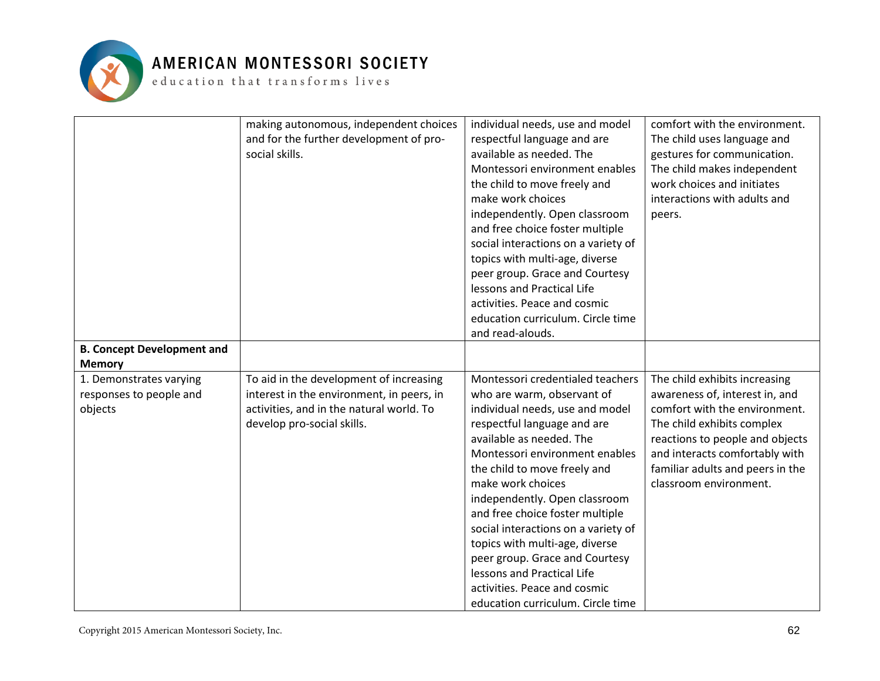| | | | |
|---|---|---|---|
| | making autonomous, independent choices and for the further development of pro-social skills. | individual needs, use and model respectful language and are available as needed. The Montessori environment enables the child to move freely and make work choices independently. Open classroom and free choice foster multiple social interactions on a variety of topics with multi-age, diverse peer group. Grace and Courtesy lessons and Practical Life activities. Peace and cosmic education curriculum. Circle time and read-alouds. | comfort with the environment. The child uses language and gestures for communication. The child makes independent work choices and initiates interactions with adults and peers. |
| **B. Concept Development and Memory** | | | |
| 1. Demonstrates varying responses to people and objects | To aid in the development of increasing interest in the environment, in peers, in activities, and in the natural world. To develop pro-social skills. | Montessori credentialed teachers who are warm, observant of individual needs, use and model respectful language and are available as needed. The Montessori environment enables the child to move freely and make work choices independently. Open classroom and free choice foster multiple social interactions on a variety of topics with multi-age, diverse peer group. Grace and Courtesy lessons and Practical Life activities. Peace and cosmic education curriculum. Circle time | The child exhibits increasing awareness of, interest in, and comfort with the environment. The child exhibits complex reactions to people and objects and interacts comfortably with familiar adults and peers in the classroom environment. |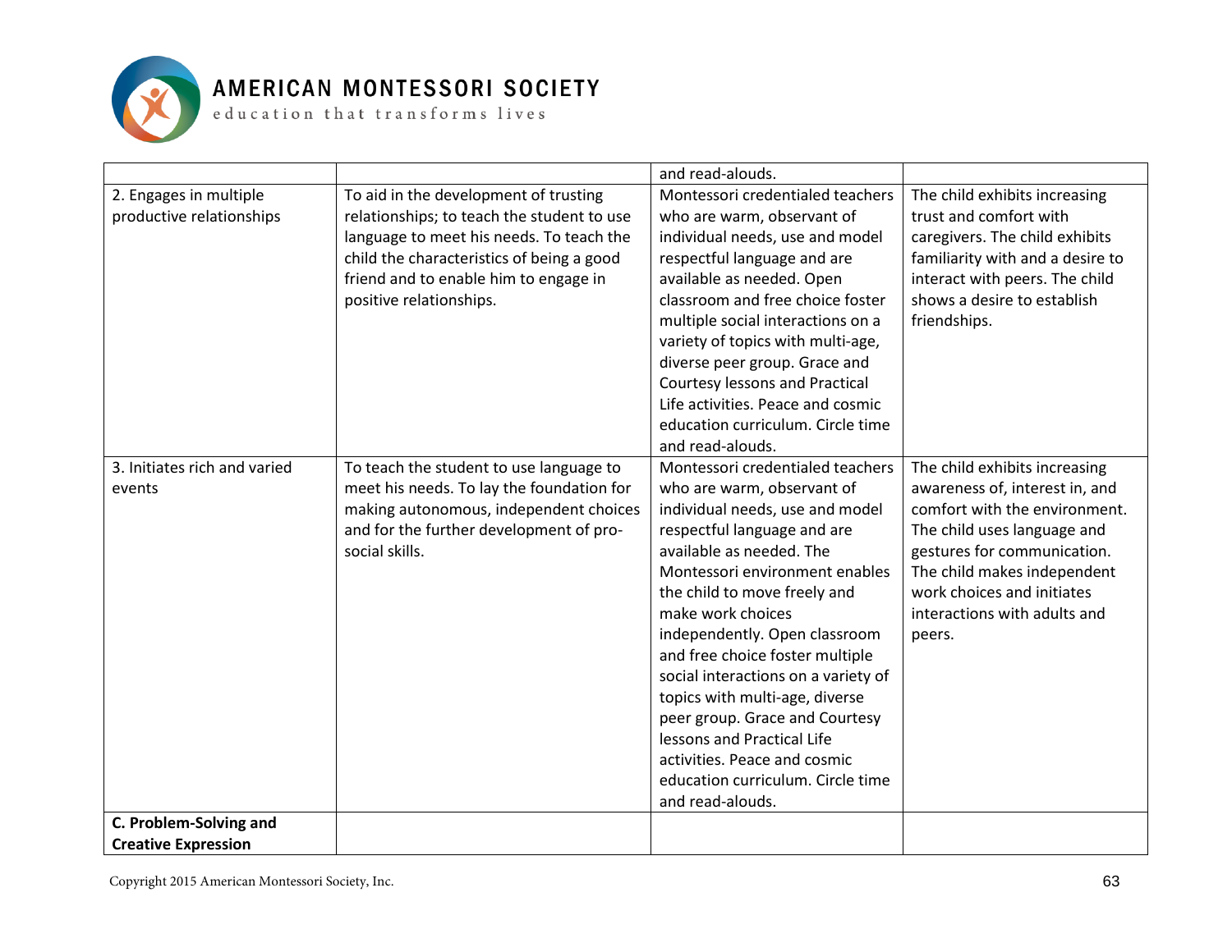| | | | |
|---|---|---|---|
| | | and read-alouds. | |
| 2. Engages in multiple productive relationships | To aid in the development of trusting relationships; to teach the student to use language to meet his needs. To teach the child the characteristics of being a good friend and to enable him to engage in positive relationships. | Montessori credentialed teachers who are warm, observant of individual needs, use and model respectful language and are available as needed. Open classroom and free choice foster multiple social interactions on a variety of topics with multi-age, diverse peer group. Grace and Courtesy lessons and Practical Life activities. Peace and cosmic education curriculum. Circle time and read-alouds. | The child exhibits increasing trust and comfort with caregivers. The child exhibits familiarity with and a desire to interact with peers. The child shows a desire to establish friendships. |
| 3. Initiates rich and varied events | To teach the student to use language to meet his needs. To lay the foundation for making autonomous, independent choices and for the further development of pro-social skills. | Montessori credentialed teachers who are warm, observant of individual needs, use and model respectful language and are available as needed. The Montessori environment enables the child to move freely and make work choices independently. Open classroom and free choice foster multiple social interactions on a variety of topics with multi-age, diverse peer group. Grace and Courtesy lessons and Practical Life activities. Peace and cosmic education curriculum. Circle time and read-alouds. | The child exhibits increasing awareness of, interest in, and comfort with the environment. The child uses language and gestures for communication. The child makes independent work choices and initiates interactions with adults and peers. |
| **C. Problem-Solving and Creative Expression** | | | |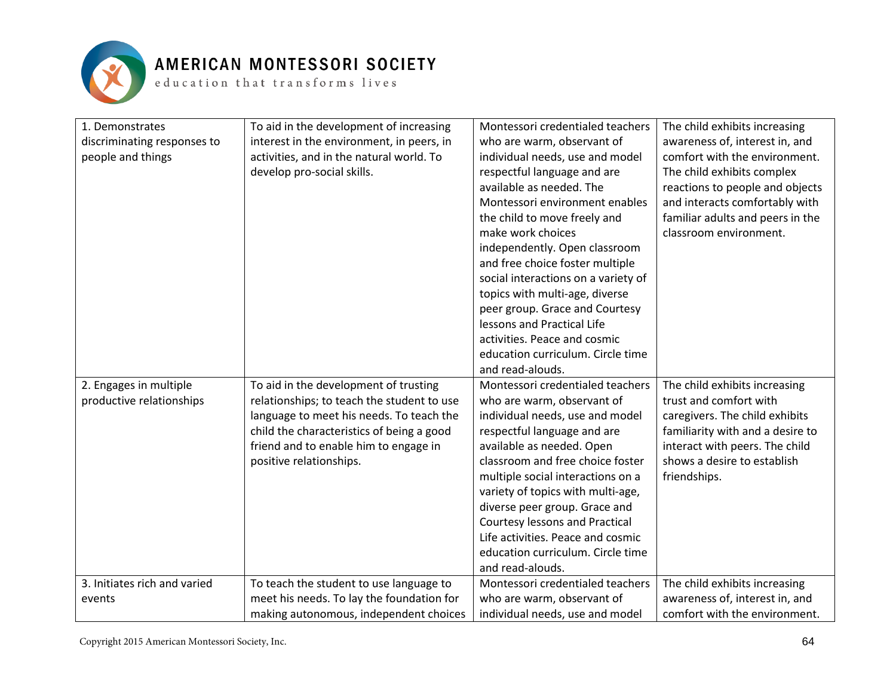| | | | |
|---|---|---|---|
| 1. Demonstrates discriminating responses to people and things | To aid in the development of increasing interest in the environment, in peers, in activities, and in the natural world. To develop pro-social skills. | Montessori credentialed teachers who are warm, observant of individual needs, use and model respectful language and are available as needed. The Montessori environment enables the child to move freely and make work choices independently. Open classroom and free choice foster multiple social interactions on a variety of topics with multi-age, diverse peer group. Grace and Courtesy lessons and Practical Life activities. Peace and cosmic education curriculum. Circle time and read-alouds. | The child exhibits increasing awareness of, interest in, and comfort with the environment. The child exhibits complex reactions to people and objects and interacts comfortably with familiar adults and peers in the classroom environment. |
| 2. Engages in multiple productive relationships | To aid in the development of trusting relationships; to teach the student to use language to meet his needs. To teach the child the characteristics of being a good friend and to enable him to engage in positive relationships. | Montessori credentialed teachers who are warm, observant of individual needs, use and model respectful language and are available as needed. Open classroom and free choice foster multiple social interactions on a variety of topics with multi-age, diverse peer group. Grace and Courtesy lessons and Practical Life activities. Peace and cosmic education curriculum. Circle time and read-alouds. | The child exhibits increasing trust and comfort with caregivers. The child exhibits familiarity with and a desire to interact with peers. The child shows a desire to establish friendships. |
| 3. Initiates rich and varied events | To teach the student to use language to meet his needs. To lay the foundation for making autonomous, independent choices | Montessori credentialed teachers who are warm, observant of individual needs, use and model | The child exhibits increasing awareness of, interest in, and comfort with the environment. |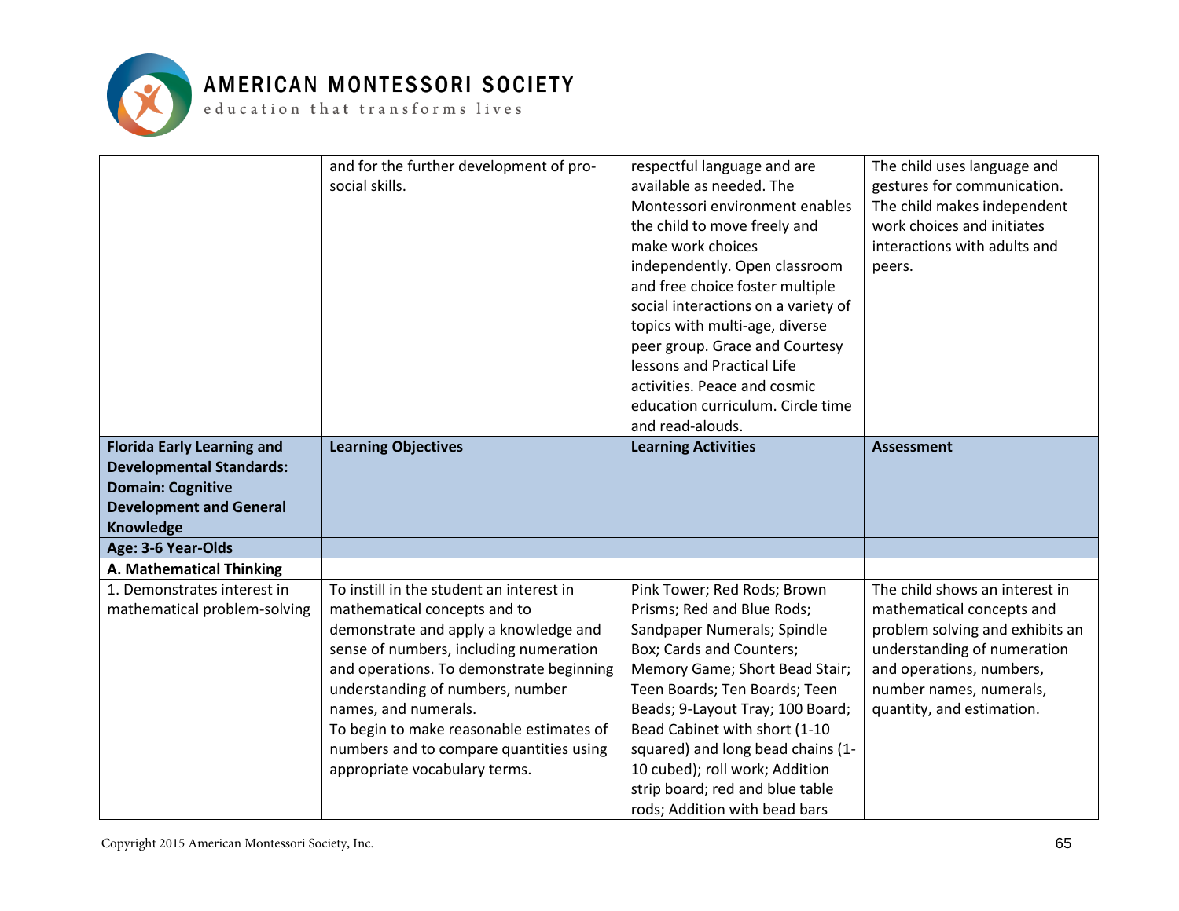| | | | |
|---|---|---|---|
| | and for the further development of pro-social skills. | respectful language and are available as needed. The Montessori environment enables the child to move freely and make work choices independently. Open classroom and free choice foster multiple social interactions on a variety of topics with multi-age, diverse peer group. Grace and Courtesy lessons and Practical Life activities. Peace and cosmic education curriculum. Circle time and read-alouds. | The child uses language and gestures for communication. The child makes independent work choices and initiates interactions with adults and peers. |
| **Florida Early Learning and Developmental Standards:** | **Learning Objectives** | **Learning Activities** | **Assessment** |
| **Domain: Cognitive Development and General Knowledge** | | | |
| **Age: 3-6 Year-Olds** | | | |
| **A. Mathematical Thinking** | | | |
| 1. Demonstrates interest in mathematical problem-solving | To instill in the student an interest in mathematical concepts and to demonstrate and apply a knowledge and sense of numbers, including numeration and operations. To demonstrate beginning understanding of numbers, number names, and numerals. To begin to make reasonable estimates of numbers and to compare quantities using appropriate vocabulary terms. | Pink Tower; Red Rods; Brown Prisms; Red and Blue Rods; Sandpaper Numerals; Spindle Box; Cards and Counters; Memory Game; Short Bead Stair; Teen Boards; Ten Boards; Teen Beads; 9-Layout Tray; 100 Board; Bead Cabinet with short (1-10 squared) and long bead chains (1-10 cubed); roll work; Addition strip board; red and blue table rods; Addition with bead bars | The child shows an interest in mathematical concepts and problem solving and exhibits an understanding of numeration and operations, numbers, number names, numerals, quantity, and estimation. |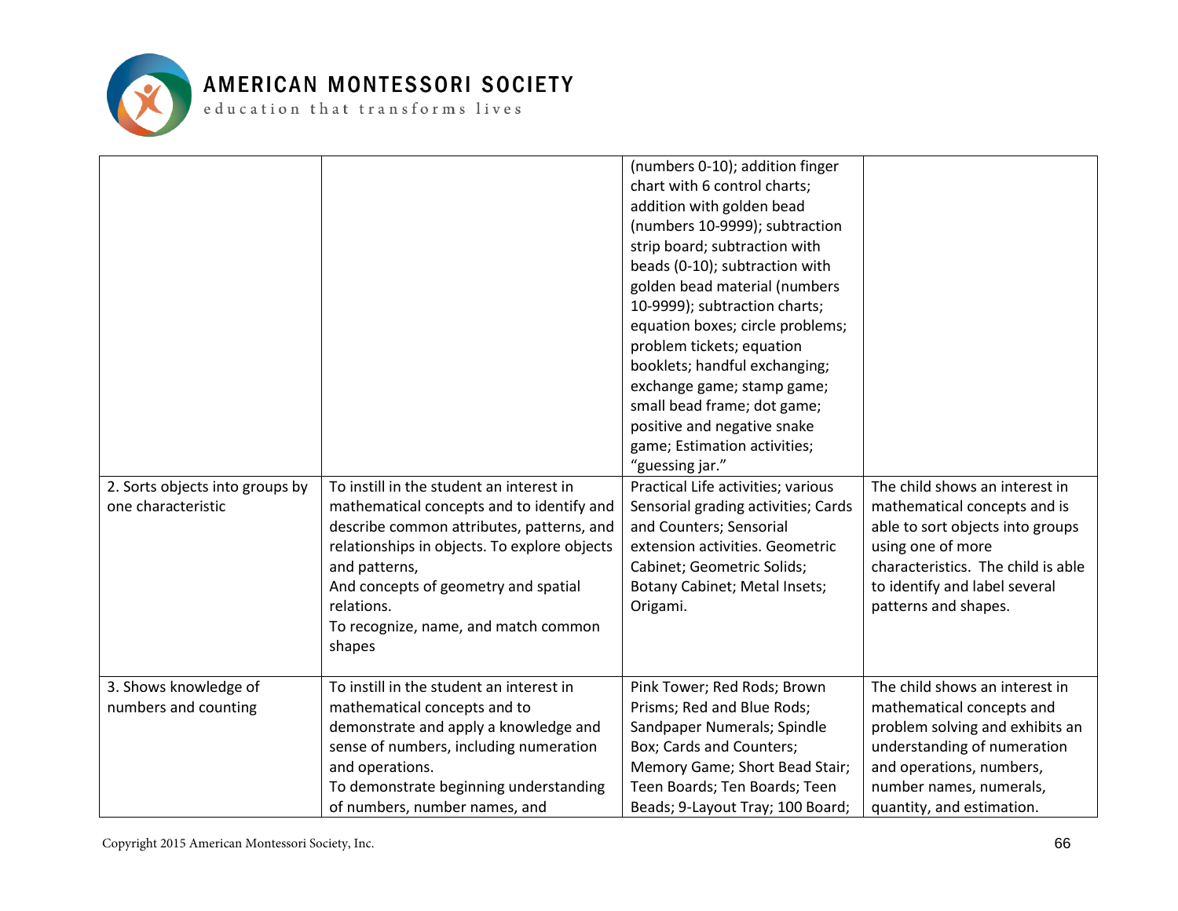| | | | |
|---|---|---|---|
| | | (numbers 0-10); addition finger chart with 6 control charts; addition with golden bead (numbers 10-9999); subtraction strip board; subtraction with beads (0-10); subtraction with golden bead material (numbers 10-9999); subtraction charts; equation boxes; circle problems; problem tickets; equation booklets; handful exchanging; exchange game; stamp game; small bead frame; dot game; positive and negative snake game; Estimation activities; "guessing jar." | |
| 2. Sorts objects into groups by one characteristic | To instill in the student an interest in mathematical concepts and to identify and describe common attributes, patterns, and relationships in objects. To explore objects and patterns, And concepts of geometry and spatial relations. To recognize, name, and match common shapes | Practical Life activities; various Sensorial grading activities; Cards and Counters; Sensorial extension activities. Geometric Cabinet; Geometric Solids; Botany Cabinet; Metal Insets; Origami. | The child shows an interest in mathematical concepts and is able to sort objects into groups using one of more characteristics. The child is able to identify and label several patterns and shapes. |
| 3. Shows knowledge of numbers and counting | To instill in the student an interest in mathematical concepts and to demonstrate and apply a knowledge and sense of numbers, including numeration and operations. To demonstrate beginning understanding of numbers, number names, and | Pink Tower; Red Rods; Brown Prisms; Red and Blue Rods; Sandpaper Numerals; Spindle Box; Cards and Counters; Memory Game; Short Bead Stair; Teen Boards; Ten Boards; Teen Beads; 9-Layout Tray; 100 Board; | The child shows an interest in mathematical concepts and problem solving and exhibits an understanding of numeration and operations, numbers, number names, numerals, quantity, and estimation. |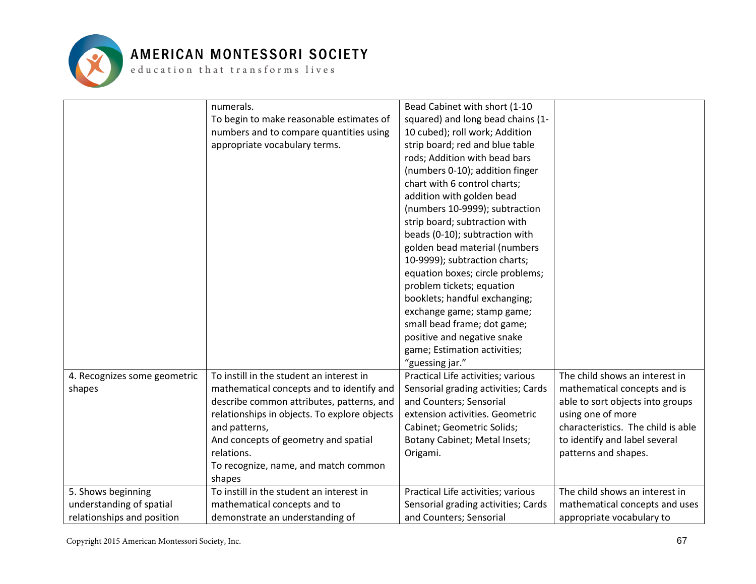|  |  |  |  |
|---|---|---|---|
|  | numerals.<br>To begin to make reasonable estimates of numbers and to compare quantities using appropriate vocabulary terms. | Bead Cabinet with short (1-10 squared) and long bead chains (1-10 cubed); roll work; Addition strip board; red and blue table rods; Addition with bead bars (numbers 0-10); addition finger chart with 6 control charts; addition with golden bead (numbers 10-9999); subtraction strip board; subtraction with beads (0-10); subtraction with golden bead material (numbers 10-9999); subtraction charts; equation boxes; circle problems; problem tickets; equation booklets; handful exchanging; exchange game; stamp game; small bead frame; dot game; positive and negative snake game; Estimation activities; "guessing jar." |  |
| 4. Recognizes some geometric shapes | To instill in the student an interest in mathematical concepts and to identify and describe common attributes, patterns, and relationships in objects. To explore objects and patterns,<br>And concepts of geometry and spatial relations.<br>To recognize, name, and match common shapes | Practical Life activities; various Sensorial grading activities; Cards and Counters; Sensorial extension activities. Geometric Cabinet; Geometric Solids; Botany Cabinet; Metal Insets; Origami. | The child shows an interest in mathematical concepts and is able to sort objects into groups using one of more characteristics. The child is able to identify and label several patterns and shapes. |
| 5. Shows beginning understanding of spatial relationships and position | To instill in the student an interest in mathematical concepts and to demonstrate an understanding of | Practical Life activities; various Sensorial grading activities; Cards and Counters; Sensorial | The child shows an interest in mathematical concepts and uses appropriate vocabulary to |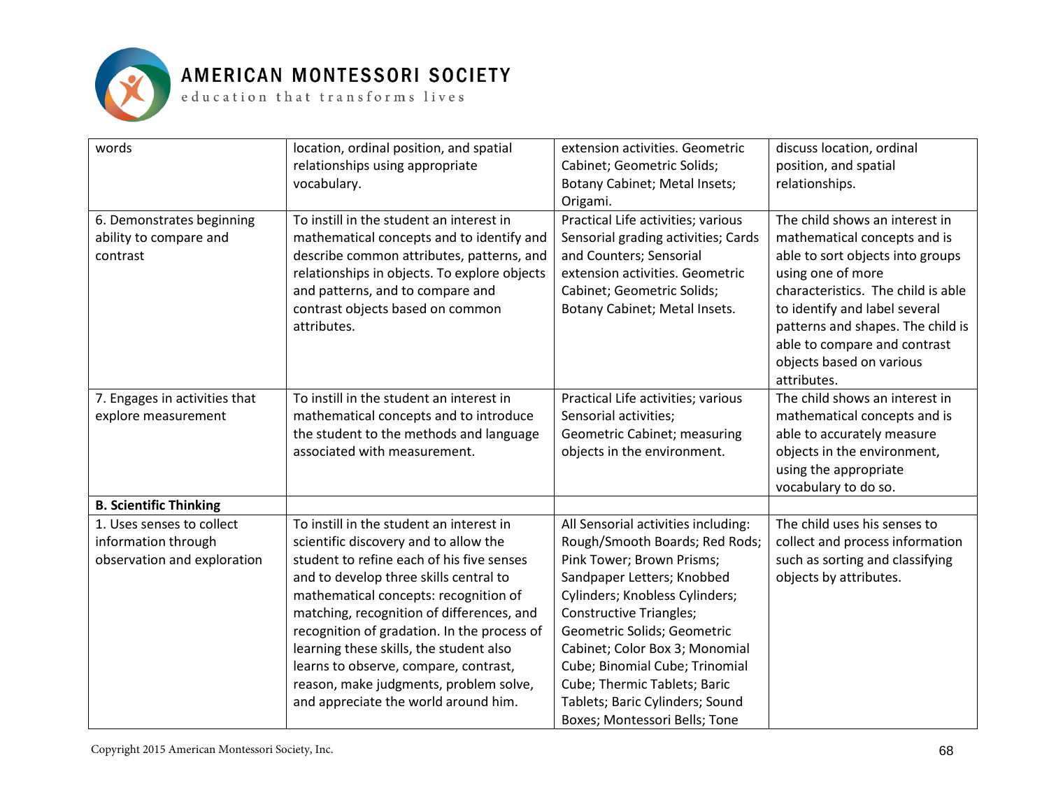| words | location, ordinal position, and spatial relationships using appropriate vocabulary. | extension activities. Geometric Cabinet; Geometric Solids; Botany Cabinet; Metal Insets; Origami. | discuss location, ordinal position, and spatial relationships. |
|---|---|---|---|
| 6. Demonstrates beginning ability to compare and contrast | To instill in the student an interest in mathematical concepts and to identify and describe common attributes, patterns, and relationships in objects. To explore objects and patterns, and to compare and contrast objects based on common attributes. | Practical Life activities; various Sensorial grading activities; Cards and Counters; Sensorial extension activities. Geometric Cabinet; Geometric Solids; Botany Cabinet; Metal Insets. | The child shows an interest in mathematical concepts and is able to sort objects into groups using one of more characteristics. The child is able to identify and label several patterns and shapes. The child is able to compare and contrast objects based on various attributes. |
| 7. Engages in activities that explore measurement | To instill in the student an interest in mathematical concepts and to introduce the student to the methods and language associated with measurement. | Practical Life activities; various Sensorial activities; Geometric Cabinet; measuring objects in the environment. | The child shows an interest in mathematical concepts and is able to accurately measure objects in the environment, using the appropriate vocabulary to do so. |
| **B. Scientific Thinking** | | | |
| 1. Uses senses to collect information through observation and exploration | To instill in the student an interest in scientific discovery and to allow the student to refine each of his five senses and to develop three skills central to mathematical concepts: recognition of matching, recognition of differences, and recognition of gradation. In the process of learning these skills, the student also learns to observe, compare, contrast, reason, make judgments, problem solve, and appreciate the world around him. | All Sensorial activities including: Rough/Smooth Boards; Red Rods; Pink Tower; Brown Prisms; Sandpaper Letters; Knobbed Cylinders; Knobless Cylinders; Constructive Triangles; Geometric Solids; Geometric Cabinet; Color Box 3; Monomial Cube; Binomial Cube; Trinomial Cube; Thermic Tablets; Baric Tablets; Baric Cylinders; Sound Boxes; Montessori Bells; Tone | The child uses his senses to collect and process information such as sorting and classifying objects by attributes. |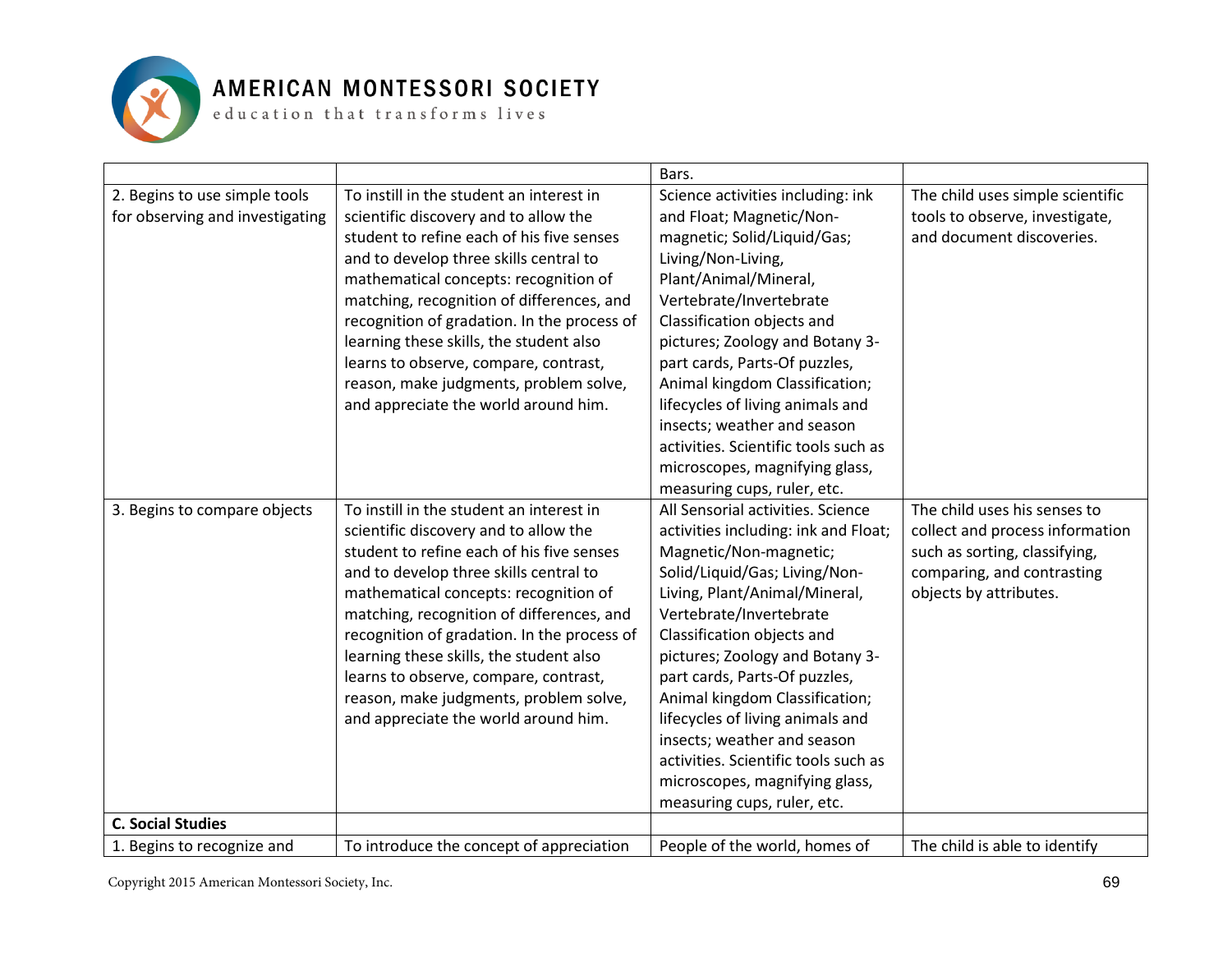| | | | |
|---|---|---|---|
| | | Bars. | |
| 2. Begins to use simple tools for observing and investigating | To instill in the student an interest in scientific discovery and to allow the student to refine each of his five senses and to develop three skills central to mathematical concepts: recognition of matching, recognition of differences, and recognition of gradation. In the process of learning these skills, the student also learns to observe, compare, contrast, reason, make judgments, problem solve, and appreciate the world around him. | Science activities including: ink and Float; Magnetic/Non-magnetic; Solid/Liquid/Gas; Living/Non-Living, Plant/Animal/Mineral, Vertebrate/Invertebrate Classification objects and pictures; Zoology and Botany 3-part cards, Parts-Of puzzles, Animal kingdom Classification; lifecycles of living animals and insects; weather and season activities. Scientific tools such as microscopes, magnifying glass, measuring cups, ruler, etc. | The child uses simple scientific tools to observe, investigate, and document discoveries. |
| 3. Begins to compare objects | To instill in the student an interest in scientific discovery and to allow the student to refine each of his five senses and to develop three skills central to mathematical concepts: recognition of matching, recognition of differences, and recognition of gradation. In the process of learning these skills, the student also learns to observe, compare, contrast, reason, make judgments, problem solve, and appreciate the world around him. | All Sensorial activities. Science activities including: ink and Float; Magnetic/Non-magnetic; Solid/Liquid/Gas; Living/Non-Living, Plant/Animal/Mineral, Vertebrate/Invertebrate Classification objects and pictures; Zoology and Botany 3-part cards, Parts-Of puzzles, Animal kingdom Classification; lifecycles of living animals and insects; weather and season activities. Scientific tools such as microscopes, magnifying glass, measuring cups, ruler, etc. | The child uses his senses to collect and process information such as sorting, classifying, comparing, and contrasting objects by attributes. |
| **C. Social Studies** | | | |
| 1. Begins to recognize and | To introduce the concept of appreciation | People of the world, homes of | The child is able to identify |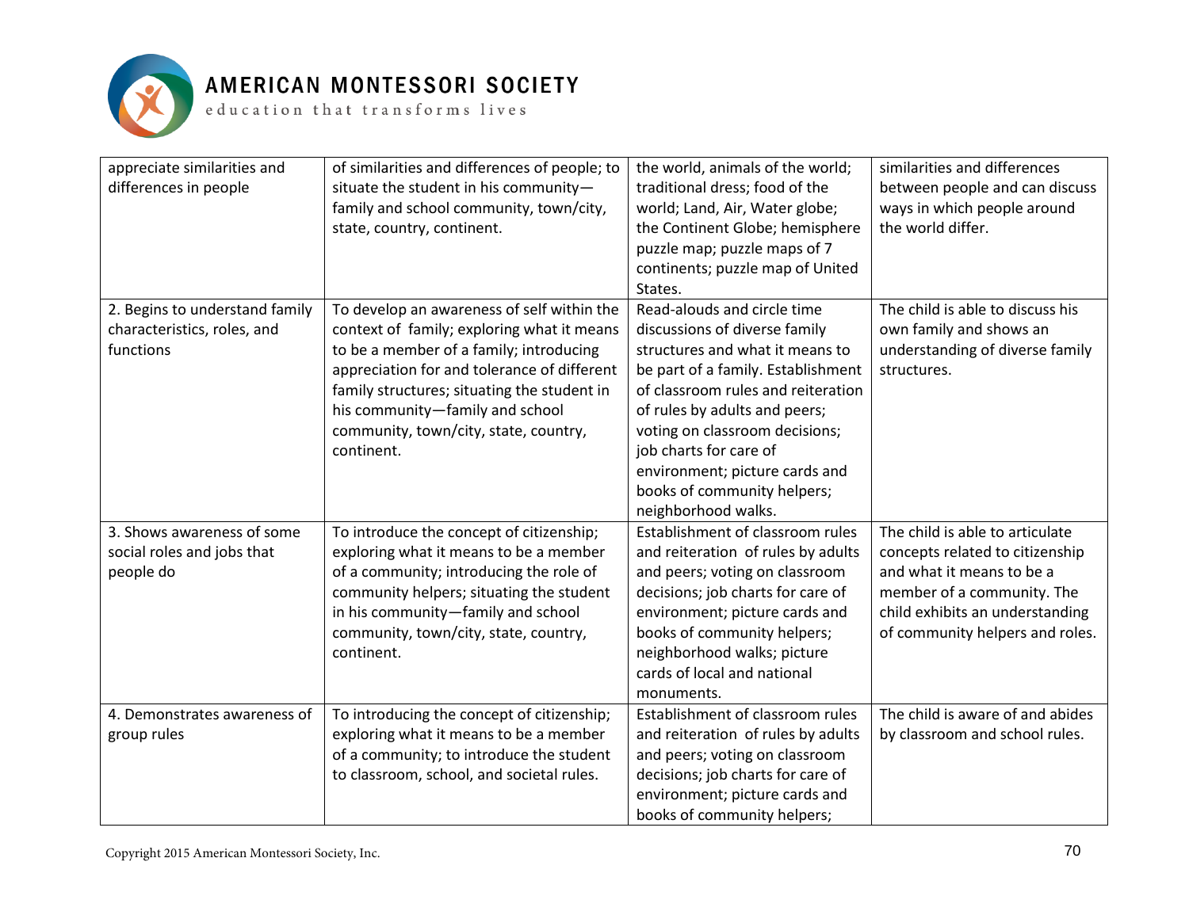| | | | |
|---|---|---|---|
| appreciate similarities and differences in people | of similarities and differences of people; to situate the student in his community—family and school community, town/city, state, country, continent. | the world, animals of the world; traditional dress; food of the world; Land, Air, Water globe; the Continent Globe; hemisphere puzzle map; puzzle maps of 7 continents; puzzle map of United States. | similarities and differences between people and can discuss ways in which people around the world differ. |
| 2. Begins to understand family characteristics, roles, and functions | To develop an awareness of self within the context of family; exploring what it means to be a member of a family; introducing appreciation for and tolerance of different family structures; situating the student in his community—family and school community, town/city, state, country, continent. | Read-alouds and circle time discussions of diverse family structures and what it means to be part of a family. Establishment of classroom rules and reiteration of rules by adults and peers; voting on classroom decisions; job charts for care of environment; picture cards and books of community helpers; neighborhood walks. | The child is able to discuss his own family and shows an understanding of diverse family structures. |
| 3. Shows awareness of some social roles and jobs that people do | To introduce the concept of citizenship; exploring what it means to be a member of a community; introducing the role of community helpers; situating the student in his community—family and school community, town/city, state, country, continent. | Establishment of classroom rules and reiteration of rules by adults and peers; voting on classroom decisions; job charts for care of environment; picture cards and books of community helpers; neighborhood walks; picture cards of local and national monuments. | The child is able to articulate concepts related to citizenship and what it means to be a member of a community. The child exhibits an understanding of community helpers and roles. |
| 4. Demonstrates awareness of group rules | To introducing the concept of citizenship; exploring what it means to be a member of a community; to introduce the student to classroom, school, and societal rules. | Establishment of classroom rules and reiteration of rules by adults and peers; voting on classroom decisions; job charts for care of environment; picture cards and books of community helpers; | The child is aware of and abides by classroom and school rules. |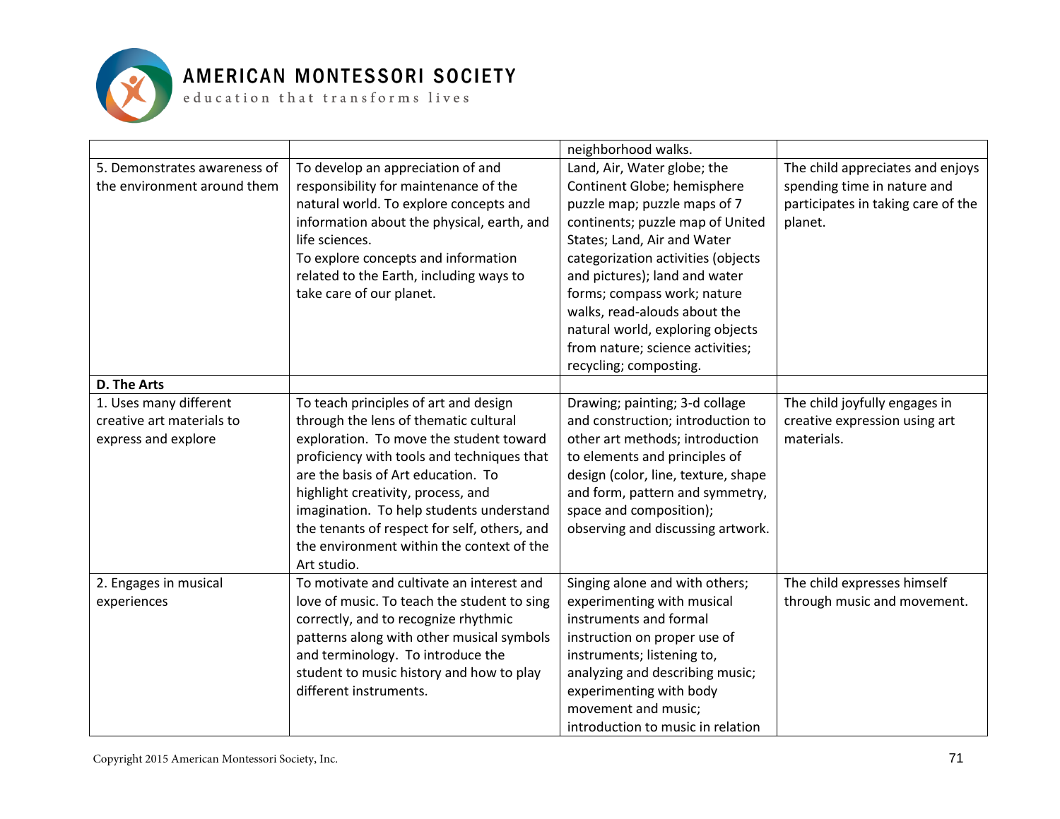| | | | |
|---|---|---|---|
| | | neighborhood walks. | |
| 5. Demonstrates awareness of the environment around them | To develop an appreciation of and responsibility for maintenance of the natural world. To explore concepts and information about the physical, earth, and life sciences.<br>To explore concepts and information related to the Earth, including ways to take care of our planet. | Land, Air, Water globe; the Continent Globe; hemisphere puzzle map; puzzle maps of 7 continents; puzzle map of United States; Land, Air and Water categorization activities (objects and pictures); land and water forms; compass work; nature walks, read-alouds about the natural world, exploring objects from nature; science activities; recycling; composting. | The child appreciates and enjoys spending time in nature and participates in taking care of the planet. |
| **D. The Arts** | | | |
| 1. Uses many different creative art materials to express and explore | To teach principles of art and design through the lens of thematic cultural exploration. To move the student toward proficiency with tools and techniques that are the basis of Art education. To highlight creativity, process, and imagination. To help students understand the tenants of respect for self, others, and the environment within the context of the Art studio. | Drawing; painting; 3-d collage and construction; introduction to other art methods; introduction to elements and principles of design (color, line, texture, shape and form, pattern and symmetry, space and composition); observing and discussing artwork. | The child joyfully engages in creative expression using art materials. |
| 2. Engages in musical experiences | To motivate and cultivate an interest and love of music. To teach the student to sing correctly, and to recognize rhythmic patterns along with other musical symbols and terminology. To introduce the student to music history and how to play different instruments. | Singing alone and with others; experimenting with musical instruments and formal instruction on proper use of instruments; listening to, analyzing and describing music; experimenting with body movement and music; introduction to music in relation | The child expresses himself through music and movement. |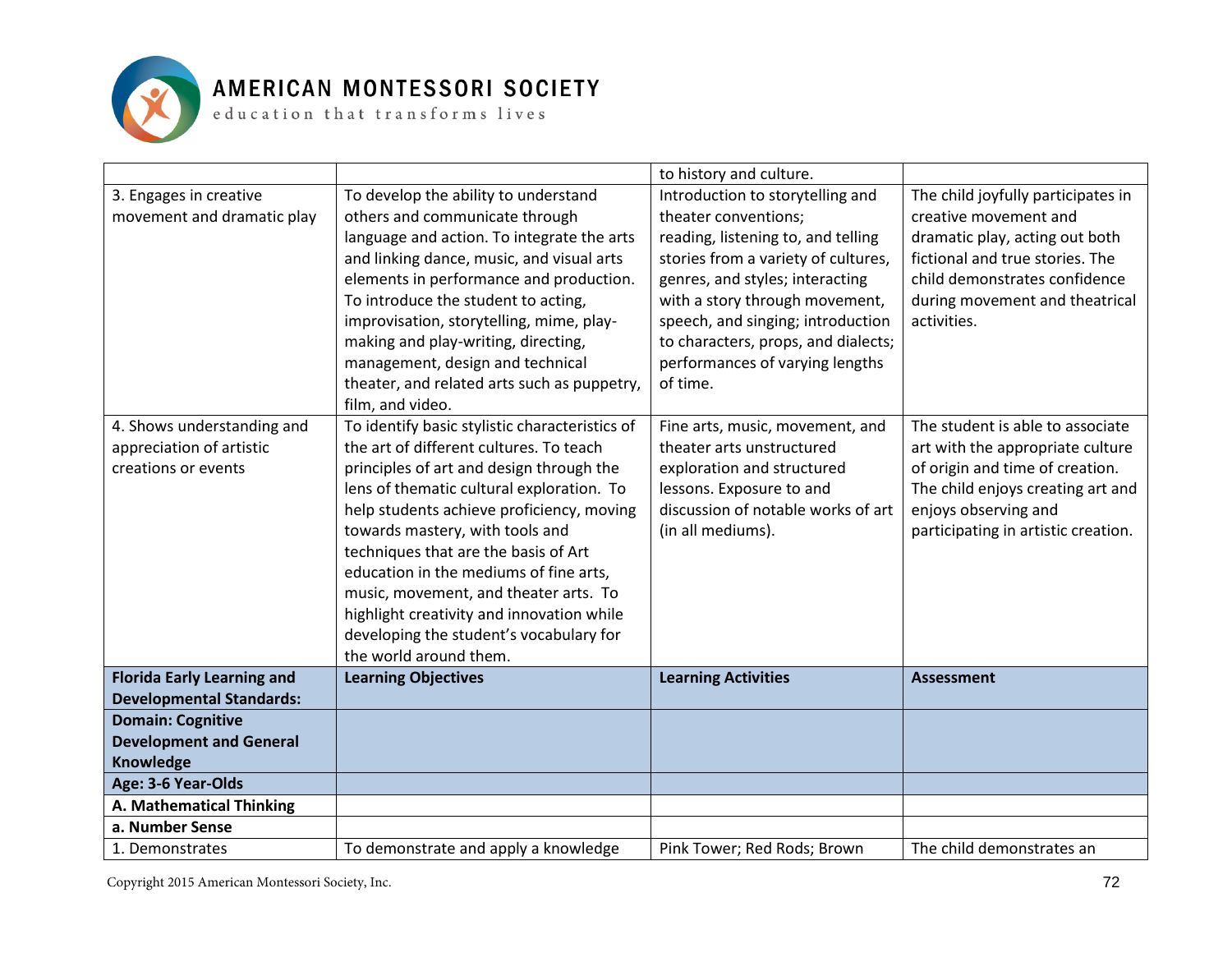| | | | |
|---|---|---|---|
| | | to history and culture. | |
| 3. Engages in creative movement and dramatic play | To develop the ability to understand others and communicate through language and action. To integrate the arts and linking dance, music, and visual arts elements in performance and production. To introduce the student to acting, improvisation, storytelling, mime, play-making and play-writing, directing, management, design and technical theater, and related arts such as puppetry, film, and video. | Introduction to storytelling and theater conventions; reading, listening to, and telling stories from a variety of cultures, genres, and styles; interacting with a story through movement, speech, and singing; introduction to characters, props, and dialects; performances of varying lengths of time. | The child joyfully participates in creative movement and dramatic play, acting out both fictional and true stories. The child demonstrates confidence during movement and theatrical activities. |
| 4. Shows understanding and appreciation of artistic creations or events | To identify basic stylistic characteristics of the art of different cultures. To teach principles of art and design through the lens of thematic cultural exploration. To help students achieve proficiency, moving towards mastery, with tools and techniques that are the basis of Art education in the mediums of fine arts, music, movement, and theater arts. To highlight creativity and innovation while developing the student's vocabulary for the world around them. | Fine arts, music, movement, and theater arts unstructured exploration and structured lessons. Exposure to and discussion of notable works of art (in all mediums). | The student is able to associate art with the appropriate culture of origin and time of creation. The child enjoys creating art and enjoys observing and participating in artistic creation. |
| **Florida Early Learning and Developmental Standards:** | **Learning Objectives** | **Learning Activities** | **Assessment** |
| **Domain: Cognitive Development and General Knowledge** | | | |
| **Age: 3-6 Year-Olds** | | | |
| **A. Mathematical Thinking** | | | |
| **a. Number Sense** | | | |
| 1. Demonstrates | To demonstrate and apply a knowledge | Pink Tower; Red Rods; Brown | The child demonstrates an |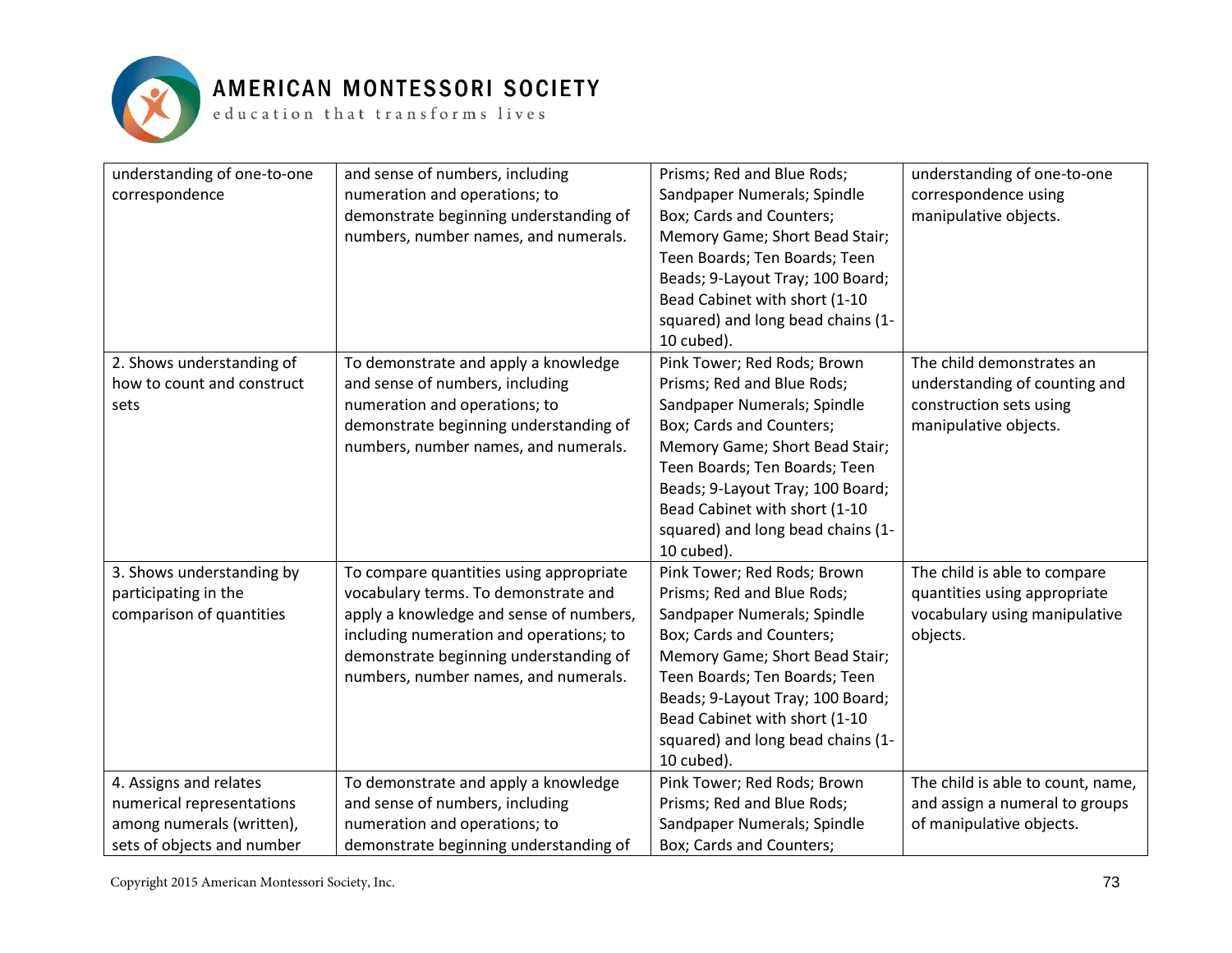| | | | |
|---|---|---|---|
| understanding of one-to-one correspondence | and sense of numbers, including numeration and operations; to demonstrate beginning understanding of numbers, number names, and numerals. | Prisms; Red and Blue Rods; Sandpaper Numerals; Spindle Box; Cards and Counters; Memory Game; Short Bead Stair; Teen Boards; Ten Boards; Teen Beads; 9-Layout Tray; 100 Board; Bead Cabinet with short (1-10 squared) and long bead chains (1-10 cubed). | understanding of one-to-one correspondence using manipulative objects. |
| 2. Shows understanding of how to count and construct sets | To demonstrate and apply a knowledge and sense of numbers, including numeration and operations; to demonstrate beginning understanding of numbers, number names, and numerals. | Pink Tower; Red Rods; Brown Prisms; Red and Blue Rods; Sandpaper Numerals; Spindle Box; Cards and Counters; Memory Game; Short Bead Stair; Teen Boards; Ten Boards; Teen Beads; 9-Layout Tray; 100 Board; Bead Cabinet with short (1-10 squared) and long bead chains (1-10 cubed). | The child demonstrates an understanding of counting and construction sets using manipulative objects. |
| 3. Shows understanding by participating in the comparison of quantities | To compare quantities using appropriate vocabulary terms. To demonstrate and apply a knowledge and sense of numbers, including numeration and operations; to demonstrate beginning understanding of numbers, number names, and numerals. | Pink Tower; Red Rods; Brown Prisms; Red and Blue Rods; Sandpaper Numerals; Spindle Box; Cards and Counters; Memory Game; Short Bead Stair; Teen Boards; Ten Boards; Teen Beads; 9-Layout Tray; 100 Board; Bead Cabinet with short (1-10 squared) and long bead chains (1-10 cubed). | The child is able to compare quantities using appropriate vocabulary using manipulative objects. |
| 4. Assigns and relates numerical representations among numerals (written), sets of objects and number | To demonstrate and apply a knowledge and sense of numbers, including numeration and operations; to demonstrate beginning understanding of | Pink Tower; Red Rods; Brown Prisms; Red and Blue Rods; Sandpaper Numerals; Spindle Box; Cards and Counters; | The child is able to count, name, and assign a numeral to groups of manipulative objects. |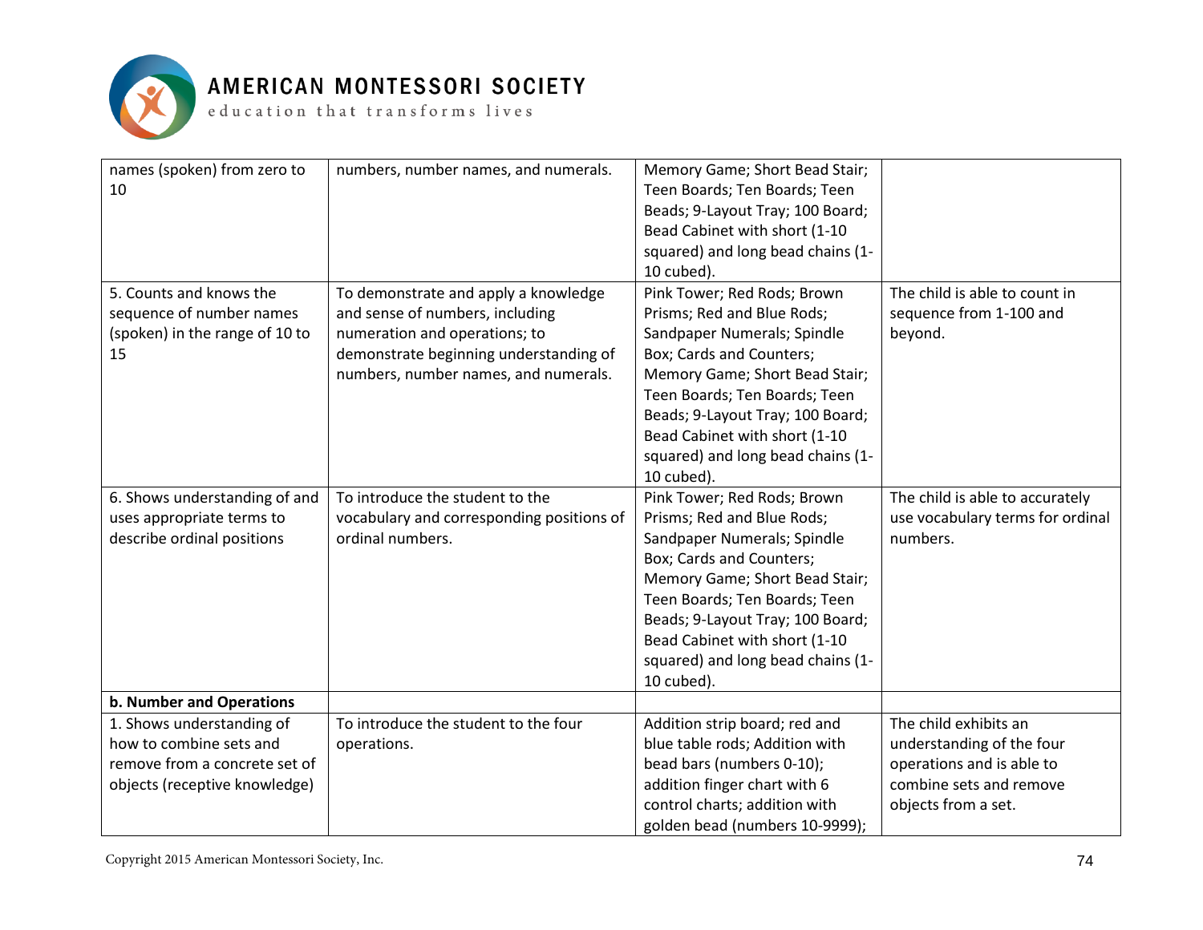| | | | |
|---|---|---|---|
| names (spoken) from zero to 10 | numbers, number names, and numerals. | Memory Game; Short Bead Stair; Teen Boards; Ten Boards; Teen Beads; 9-Layout Tray; 100 Board; Bead Cabinet with short (1-10 squared) and long bead chains (1-10 cubed). | |
| 5. Counts and knows the sequence of number names (spoken) in the range of 10 to 15 | To demonstrate and apply a knowledge and sense of numbers, including numeration and operations; to demonstrate beginning understanding of numbers, number names, and numerals. | Pink Tower; Red Rods; Brown Prisms; Red and Blue Rods; Sandpaper Numerals; Spindle Box; Cards and Counters; Memory Game; Short Bead Stair; Teen Boards; Ten Boards; Teen Beads; 9-Layout Tray; 100 Board; Bead Cabinet with short (1-10 squared) and long bead chains (1-10 cubed). | The child is able to count in sequence from 1-100 and beyond. |
| 6. Shows understanding of and uses appropriate terms to describe ordinal positions | To introduce the student to the vocabulary and corresponding positions of ordinal numbers. | Pink Tower; Red Rods; Brown Prisms; Red and Blue Rods; Sandpaper Numerals; Spindle Box; Cards and Counters; Memory Game; Short Bead Stair; Teen Boards; Ten Boards; Teen Beads; 9-Layout Tray; 100 Board; Bead Cabinet with short (1-10 squared) and long bead chains (1-10 cubed). | The child is able to accurately use vocabulary terms for ordinal numbers. |
| **b. Number and Operations** | | | |
| 1. Shows understanding of how to combine sets and remove from a concrete set of objects (receptive knowledge) | To introduce the student to the four operations. | Addition strip board; red and blue table rods; Addition with bead bars (numbers 0-10); addition finger chart with 6 control charts; addition with golden bead (numbers 10-9999); | The child exhibits an understanding of the four operations and is able to combine sets and remove objects from a set. |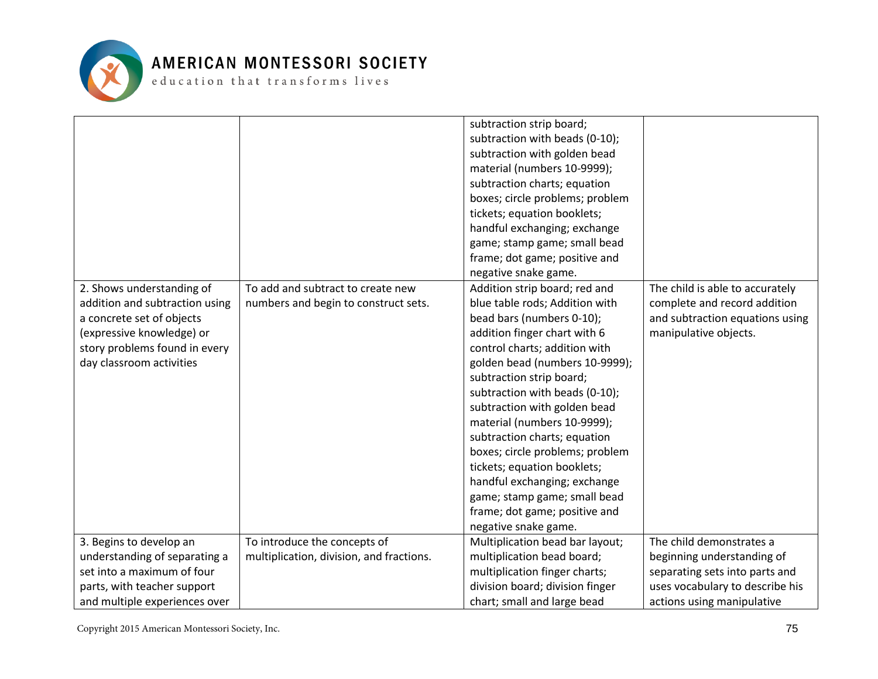| | | | |
|---|---|---|---|
| | | subtraction strip board; subtraction with beads (0-10); subtraction with golden bead material (numbers 10-9999); subtraction charts; equation boxes; circle problems; problem tickets; equation booklets; handful exchanging; exchange game; stamp game; small bead frame; dot game; positive and negative snake game. | |
| 2. Shows understanding of addition and subtraction using a concrete set of objects (expressive knowledge) or story problems found in every day classroom activities | To add and subtract to create new numbers and begin to construct sets. | Addition strip board; red and blue table rods; Addition with bead bars (numbers 0-10); addition finger chart with 6 control charts; addition with golden bead (numbers 10-9999); subtraction strip board; subtraction with beads (0-10); subtraction with golden bead material (numbers 10-9999); subtraction charts; equation boxes; circle problems; problem tickets; equation booklets; handful exchanging; exchange game; stamp game; small bead frame; dot game; positive and negative snake game. | The child is able to accurately complete and record addition and subtraction equations using manipulative objects. |
| 3. Begins to develop an understanding of separating a set into a maximum of four parts, with teacher support and multiple experiences over | To introduce the concepts of multiplication, division, and fractions. | Multiplication bead bar layout; multiplication bead board; multiplication finger charts; division board; division finger chart; small and large bead | The child demonstrates a beginning understanding of separating sets into parts and uses vocabulary to describe his actions using manipulative |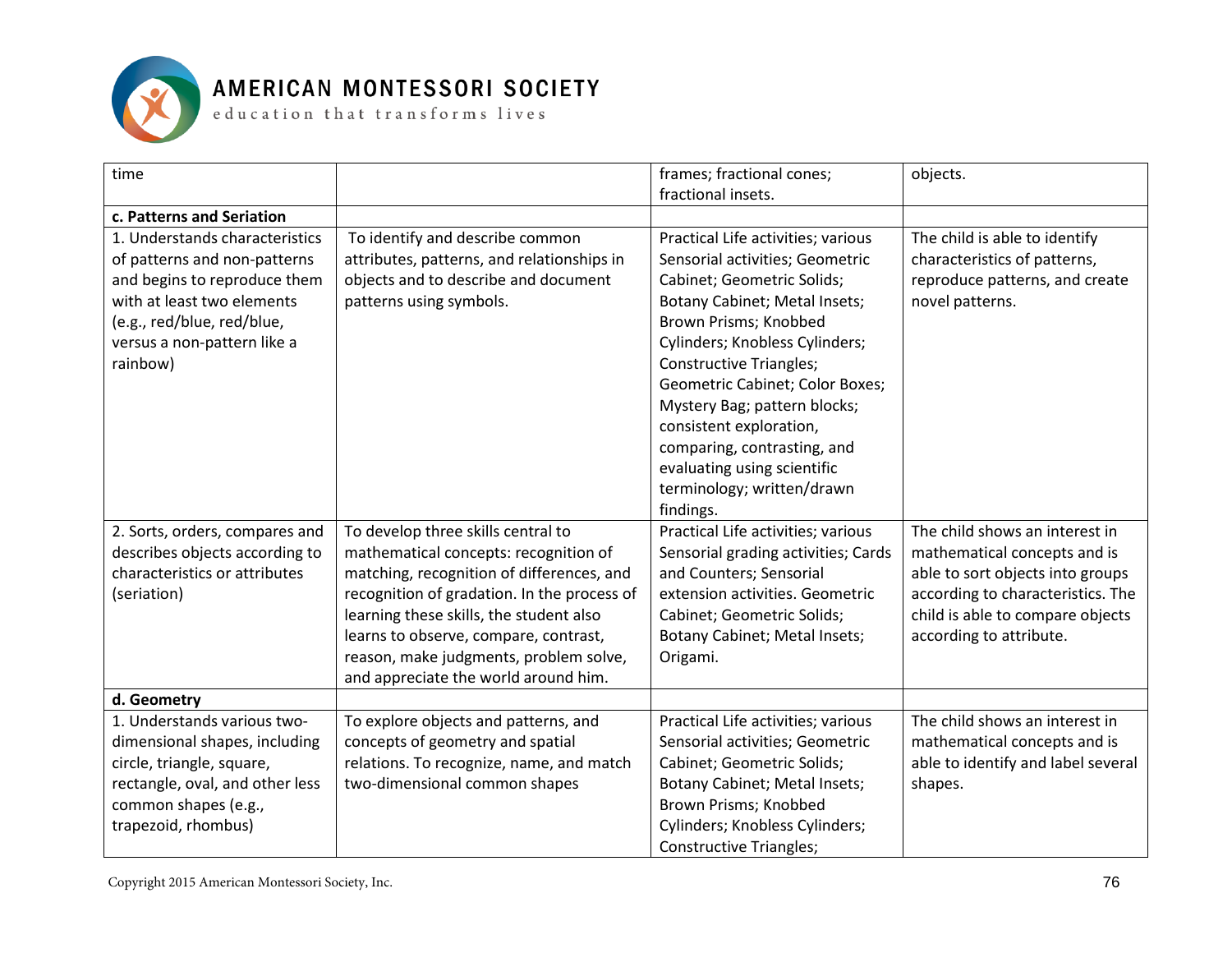| time | | frames; fractional cones; fractional insets. | objects. |
|---|---|---|---|
| **c. Patterns and Seriation** | | | |
| 1. Understands characteristics of patterns and non-patterns and begins to reproduce them with at least two elements (e.g., red/blue, red/blue, versus a non-pattern like a rainbow) | To identify and describe common attributes, patterns, and relationships in objects and to describe and document patterns using symbols. | Practical Life activities; various Sensorial activities; Geometric Cabinet; Geometric Solids; Botany Cabinet; Metal Insets; Brown Prisms; Knobbed Cylinders; Knobless Cylinders; Constructive Triangles; Geometric Cabinet; Color Boxes; Mystery Bag; pattern blocks; consistent exploration, comparing, contrasting, and evaluating using scientific terminology; written/drawn findings. | The child is able to identify characteristics of patterns, reproduce patterns, and create novel patterns. |
| 2. Sorts, orders, compares and describes objects according to characteristics or attributes (seriation) | To develop three skills central to mathematical concepts: recognition of matching, recognition of differences, and recognition of gradation. In the process of learning these skills, the student also learns to observe, compare, contrast, reason, make judgments, problem solve, and appreciate the world around him. | Practical Life activities; various Sensorial grading activities; Cards and Counters; Sensorial extension activities. Geometric Cabinet; Geometric Solids; Botany Cabinet; Metal Insets; Origami. | The child shows an interest in mathematical concepts and is able to sort objects into groups according to characteristics. The child is able to compare objects according to attribute. |
| **d. Geometry** | | | |
| 1. Understands various two-dimensional shapes, including circle, triangle, square, rectangle, oval, and other less common shapes (e.g., trapezoid, rhombus) | To explore objects and patterns, and concepts of geometry and spatial relations. To recognize, name, and match two-dimensional common shapes | Practical Life activities; various Sensorial activities; Geometric Cabinet; Geometric Solids; Botany Cabinet; Metal Insets; Brown Prisms; Knobbed Cylinders; Knobless Cylinders; Constructive Triangles; | The child shows an interest in mathematical concepts and is able to identify and label several shapes. |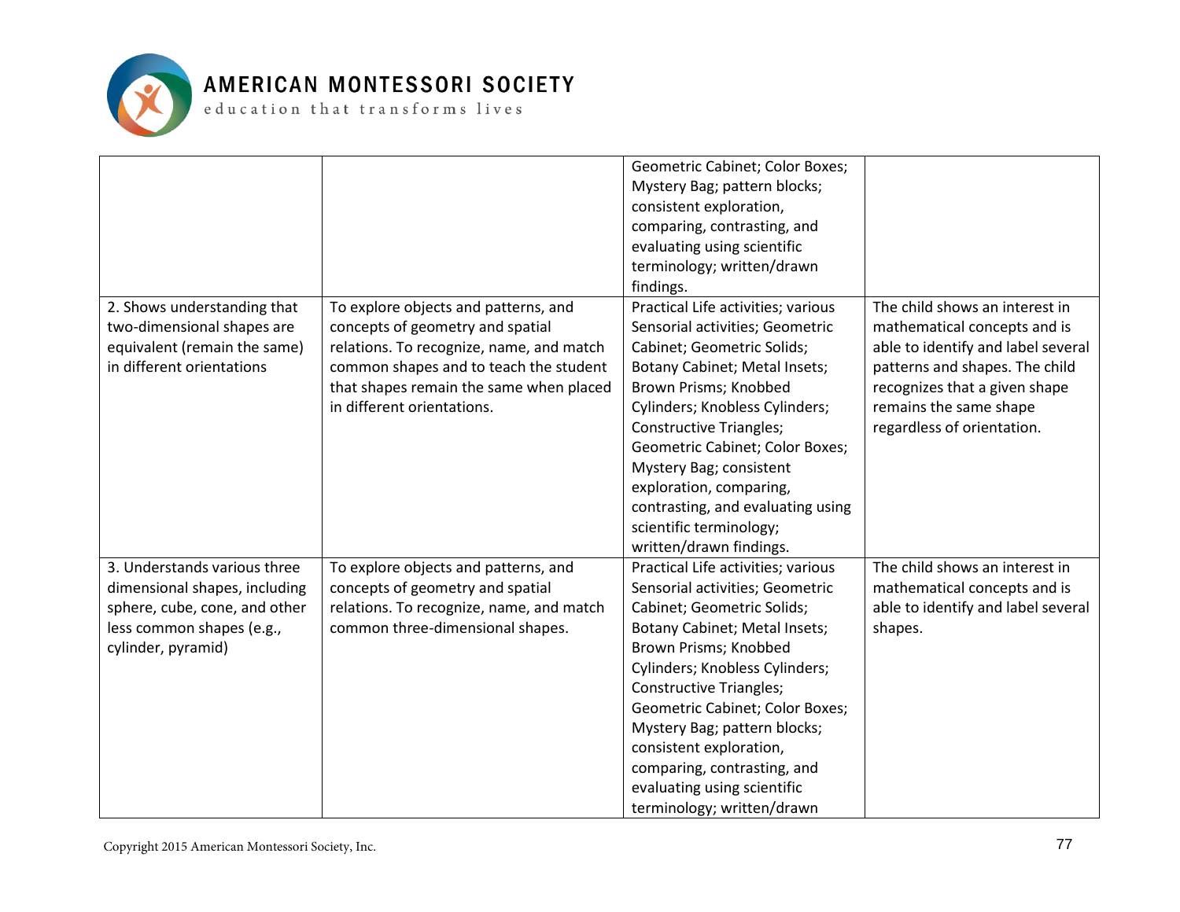| | | | |
|---|---|---|---|
| | | Geometric Cabinet; Color Boxes; Mystery Bag; pattern blocks; consistent exploration, comparing, contrasting, and evaluating using scientific terminology; written/drawn findings. | |
| 2. Shows understanding that two-dimensional shapes are equivalent (remain the same) in different orientations | To explore objects and patterns, and concepts of geometry and spatial relations. To recognize, name, and match common shapes and to teach the student that shapes remain the same when placed in different orientations. | Practical Life activities; various Sensorial activities; Geometric Cabinet; Geometric Solids; Botany Cabinet; Metal Insets; Brown Prisms; Knobbed Cylinders; Knobless Cylinders; Constructive Triangles; Geometric Cabinet; Color Boxes; Mystery Bag; consistent exploration, comparing, contrasting, and evaluating using scientific terminology; written/drawn findings. | The child shows an interest in mathematical concepts and is able to identify and label several patterns and shapes. The child recognizes that a given shape remains the same shape regardless of orientation. |
| 3. Understands various three dimensional shapes, including sphere, cube, cone, and other less common shapes (e.g., cylinder, pyramid) | To explore objects and patterns, and concepts of geometry and spatial relations. To recognize, name, and match common three-dimensional shapes. | Practical Life activities; various Sensorial activities; Geometric Cabinet; Geometric Solids; Botany Cabinet; Metal Insets; Brown Prisms; Knobbed Cylinders; Knobless Cylinders; Constructive Triangles; Geometric Cabinet; Color Boxes; Mystery Bag; pattern blocks; consistent exploration, comparing, contrasting, and evaluating using scientific terminology; written/drawn | The child shows an interest in mathematical concepts and is able to identify and label several shapes. |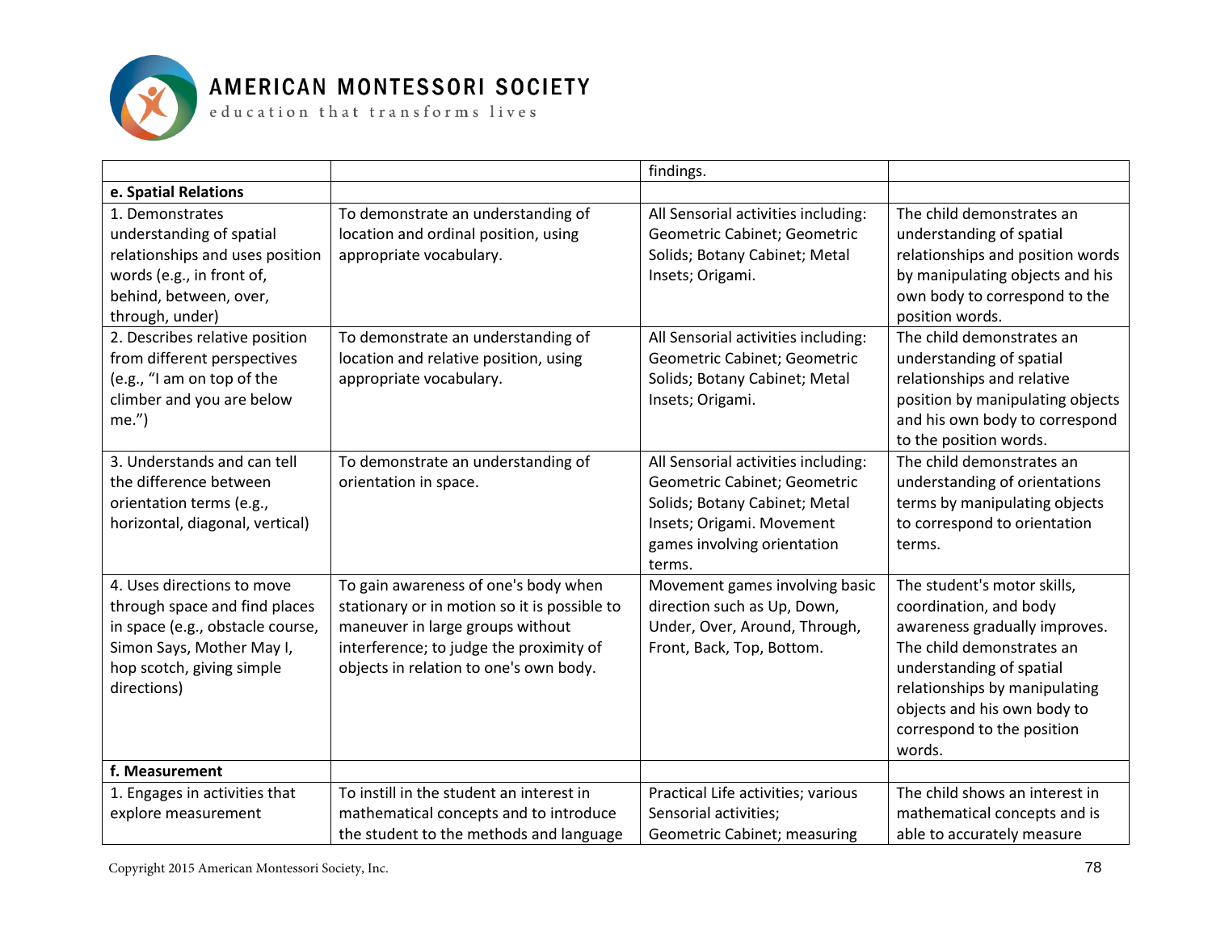| | | findings. | |
|---|---|---|---|
| **e. Spatial Relations** | | | |
| 1. Demonstrates understanding of spatial relationships and uses position words (e.g., in front of, behind, between, over, through, under) | To demonstrate an understanding of location and ordinal position, using appropriate vocabulary. | All Sensorial activities including: Geometric Cabinet; Geometric Solids; Botany Cabinet; Metal Insets; Origami. | The child demonstrates an understanding of spatial relationships and position words by manipulating objects and his own body to correspond to the position words. |
| 2. Describes relative position from different perspectives (e.g., "I am on top of the climber and you are below me.") | To demonstrate an understanding of location and relative position, using appropriate vocabulary. | All Sensorial activities including: Geometric Cabinet; Geometric Solids; Botany Cabinet; Metal Insets; Origami. | The child demonstrates an understanding of spatial relationships and relative position by manipulating objects and his own body to correspond to the position words. |
| 3. Understands and can tell the difference between orientation terms (e.g., horizontal, diagonal, vertical) | To demonstrate an understanding of orientation in space. | All Sensorial activities including: Geometric Cabinet; Geometric Solids; Botany Cabinet; Metal Insets; Origami. Movement games involving orientation terms. | The child demonstrates an understanding of orientations terms by manipulating objects to correspond to orientation terms. |
| 4. Uses directions to move through space and find places in space (e.g., obstacle course, Simon Says, Mother May I, hop scotch, giving simple directions) | To gain awareness of one's body when stationary or in motion so it is possible to maneuver in large groups without interference; to judge the proximity of objects in relation to one's own body. | Movement games involving basic direction such as Up, Down, Under, Over, Around, Through, Front, Back, Top, Bottom. | The student's motor skills, coordination, and body awareness gradually improves. The child demonstrates an understanding of spatial relationships by manipulating objects and his own body to correspond to the position words. |
| **f. Measurement** | | | |
| 1. Engages in activities that explore measurement | To instill in the student an interest in mathematical concepts and to introduce the student to the methods and language | Practical Life activities; various Sensorial activities; Geometric Cabinet; measuring | The child shows an interest in mathematical concepts and is able to accurately measure |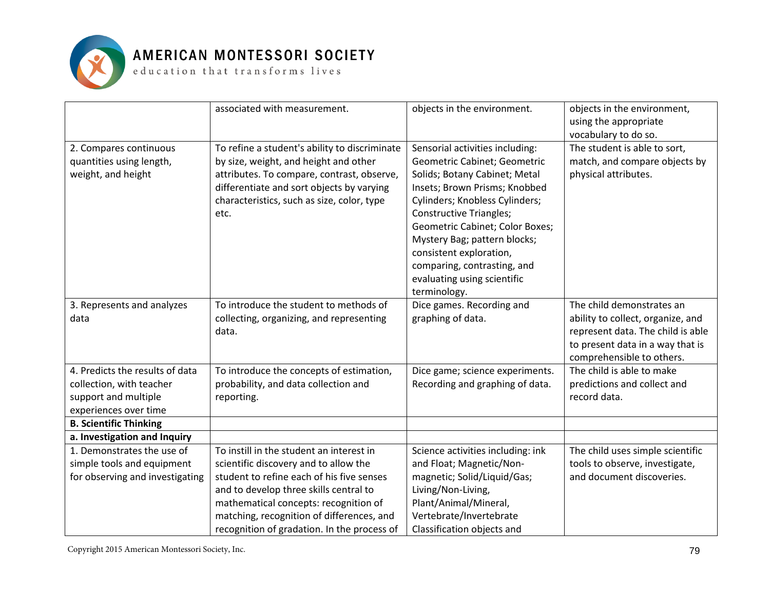| | | | |
|---|---|---|---|
| | associated with measurement. | objects in the environment. | objects in the environment, using the appropriate vocabulary to do so. |
| 2. Compares continuous quantities using length, weight, and height | To refine a student's ability to discriminate by size, weight, and height and other attributes. To compare, contrast, observe, differentiate and sort objects by varying characteristics, such as size, color, type etc. | Sensorial activities including: Geometric Cabinet; Geometric Solids; Botany Cabinet; Metal Insets; Brown Prisms; Knobbed Cylinders; Knobless Cylinders; Constructive Triangles; Geometric Cabinet; Color Boxes; Mystery Bag; pattern blocks; consistent exploration, comparing, contrasting, and evaluating using scientific terminology. | The student is able to sort, match, and compare objects by physical attributes. |
| 3. Represents and analyzes data | To introduce the student to methods of collecting, organizing, and representing data. | Dice games. Recording and graphing of data. | The child demonstrates an ability to collect, organize, and represent data. The child is able to present data in a way that is comprehensible to others. |
| 4. Predicts the results of data collection, with teacher support and multiple experiences over time | To introduce the concepts of estimation, probability, and data collection and reporting. | Dice game; science experiments. Recording and graphing of data. | The child is able to make predictions and collect and record data. |
| **B. Scientific Thinking** | | | |
| **a. Investigation and Inquiry** | | | |
| 1. Demonstrates the use of simple tools and equipment for observing and investigating | To instill in the student an interest in scientific discovery and to allow the student to refine each of his five senses and to develop three skills central to mathematical concepts: recognition of matching, recognition of differences, and recognition of gradation. In the process of | Science activities including: ink and Float; Magnetic/Non-magnetic; Solid/Liquid/Gas; Living/Non-Living, Plant/Animal/Mineral, Vertebrate/Invertebrate Classification objects and | The child uses simple scientific tools to observe, investigate, and document discoveries. |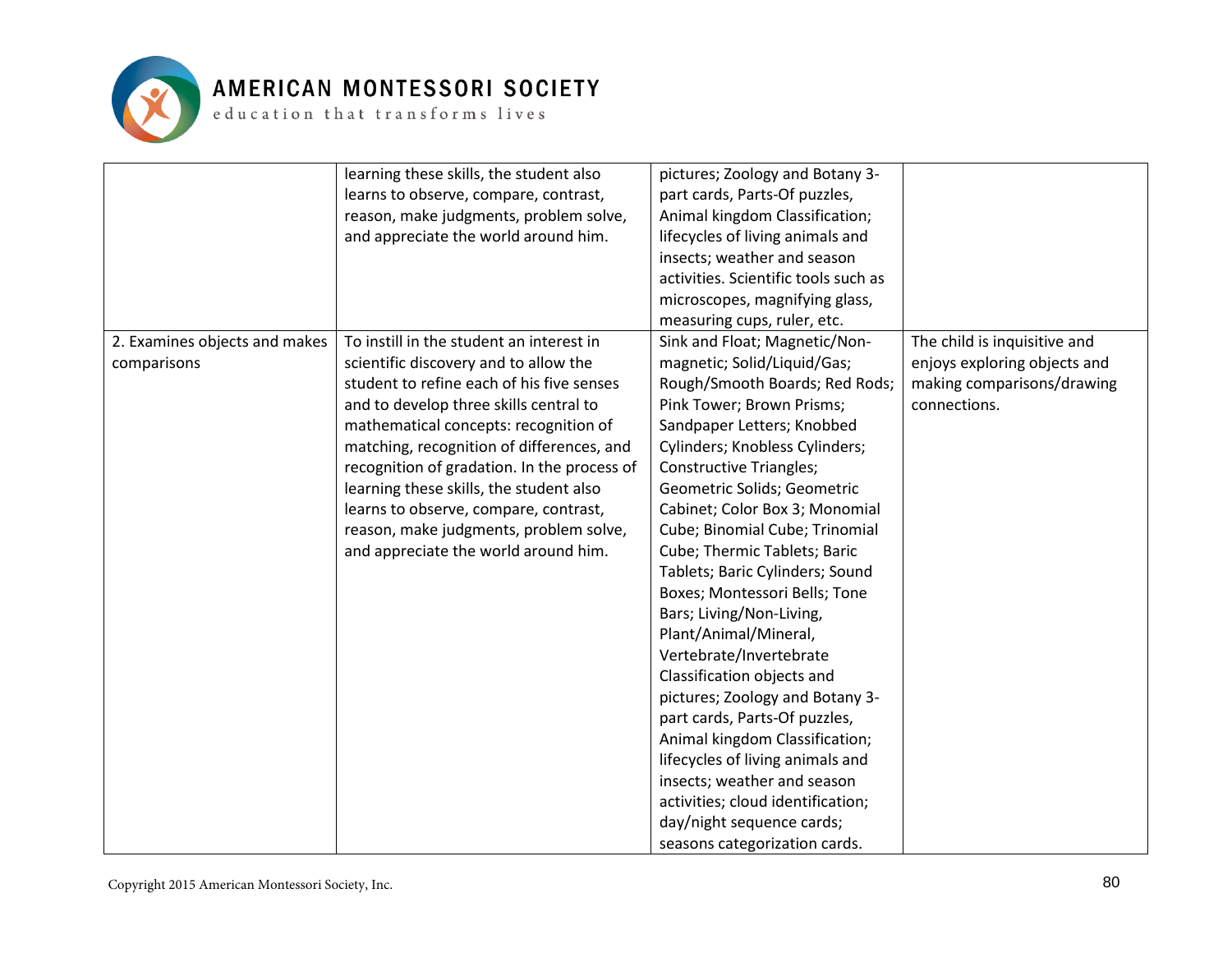| | | | |
|---|---|---|---|
| | learning these skills, the student also learns to observe, compare, contrast, reason, make judgments, problem solve, and appreciate the world around him. | pictures; Zoology and Botany 3-part cards, Parts-Of puzzles, Animal kingdom Classification; lifecycles of living animals and insects; weather and season activities. Scientific tools such as microscopes, magnifying glass, measuring cups, ruler, etc. | |
| 2. Examines objects and makes comparisons | To instill in the student an interest in scientific discovery and to allow the student to refine each of his five senses and to develop three skills central to mathematical concepts: recognition of matching, recognition of differences, and recognition of gradation. In the process of learning these skills, the student also learns to observe, compare, contrast, reason, make judgments, problem solve, and appreciate the world around him. | Sink and Float; Magnetic/Non-magnetic; Solid/Liquid/Gas; Rough/Smooth Boards; Red Rods; Pink Tower; Brown Prisms; Sandpaper Letters; Knobbed Cylinders; Knobless Cylinders; Constructive Triangles; Geometric Solids; Geometric Cabinet; Color Box 3; Monomial Cube; Binomial Cube; Trinomial Cube; Thermic Tablets; Baric Tablets; Baric Cylinders; Sound Boxes; Montessori Bells; Tone Bars; Living/Non-Living, Plant/Animal/Mineral, Vertebrate/Invertebrate Classification objects and pictures; Zoology and Botany 3-part cards, Parts-Of puzzles, Animal kingdom Classification; lifecycles of living animals and insects; weather and season activities; cloud identification; day/night sequence cards; seasons categorization cards. | The child is inquisitive and enjoys exploring objects and making comparisons/drawing connections. |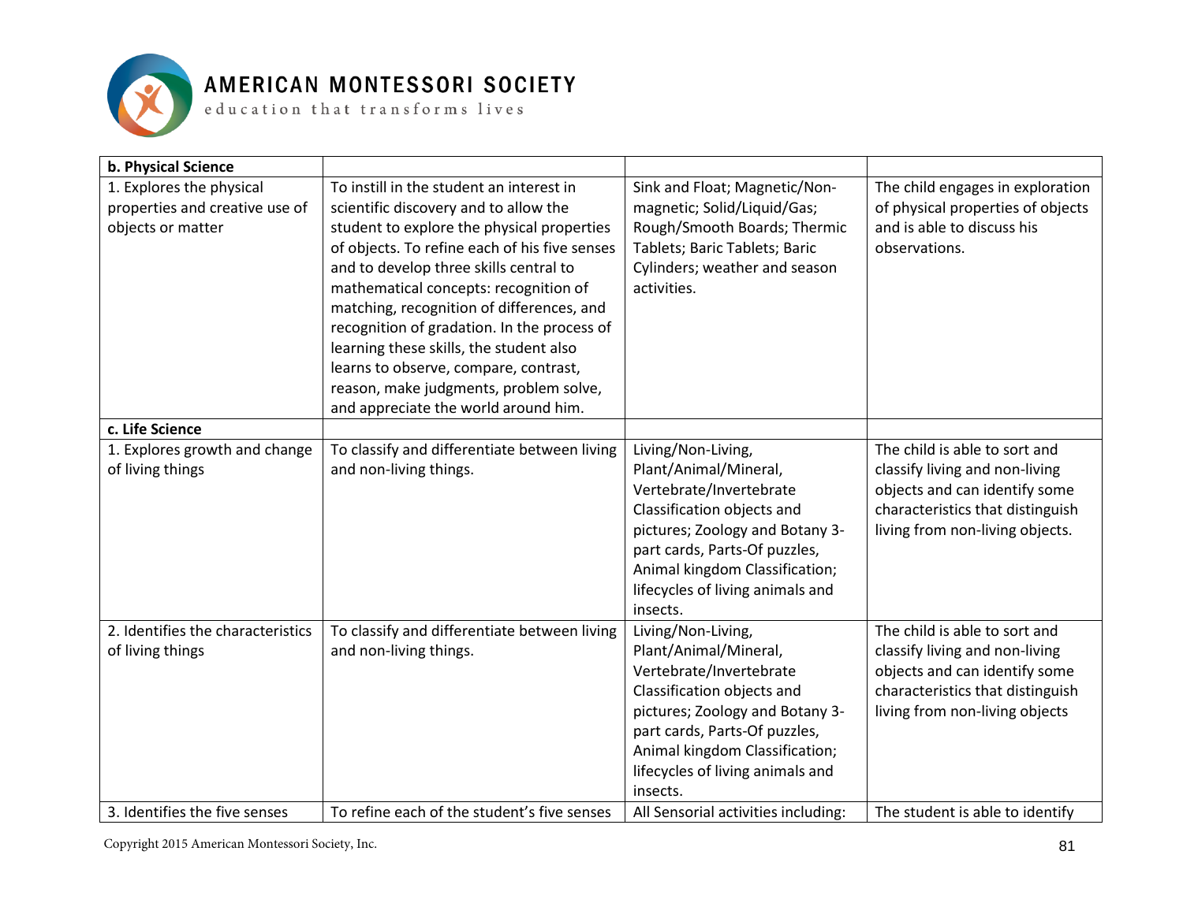| b. Physical Science | | | |
|---|---|---|---|
| 1. Explores the physical properties and creative use of objects or matter | To instill in the student an interest in scientific discovery and to allow the student to explore the physical properties of objects. To refine each of his five senses and to develop three skills central to mathematical concepts: recognition of matching, recognition of differences, and recognition of gradation. In the process of learning these skills, the student also learns to observe, compare, contrast, reason, make judgments, problem solve, and appreciate the world around him. | Sink and Float; Magnetic/Non-magnetic; Solid/Liquid/Gas; Rough/Smooth Boards; Thermic Tablets; Baric Tablets; Baric Cylinders; weather and season activities. | The child engages in exploration of physical properties of objects and is able to discuss his observations. |
| **c. Life Science** | | | |
| 1. Explores growth and change of living things | To classify and differentiate between living and non-living things. | Living/Non-Living, Plant/Animal/Mineral, Vertebrate/Invertebrate Classification objects and pictures; Zoology and Botany 3-part cards, Parts-Of puzzles, Animal kingdom Classification; lifecycles of living animals and insects. | The child is able to sort and classify living and non-living objects and can identify some characteristics that distinguish living from non-living objects. |
| 2. Identifies the characteristics of living things | To classify and differentiate between living and non-living things. | Living/Non-Living, Plant/Animal/Mineral, Vertebrate/Invertebrate Classification objects and pictures; Zoology and Botany 3-part cards, Parts-Of puzzles, Animal kingdom Classification; lifecycles of living animals and insects. | The child is able to sort and classify living and non-living objects and can identify some characteristics that distinguish living from non-living objects |
| 3. Identifies the five senses | To refine each of the student's five senses | All Sensorial activities including: | The student is able to identify |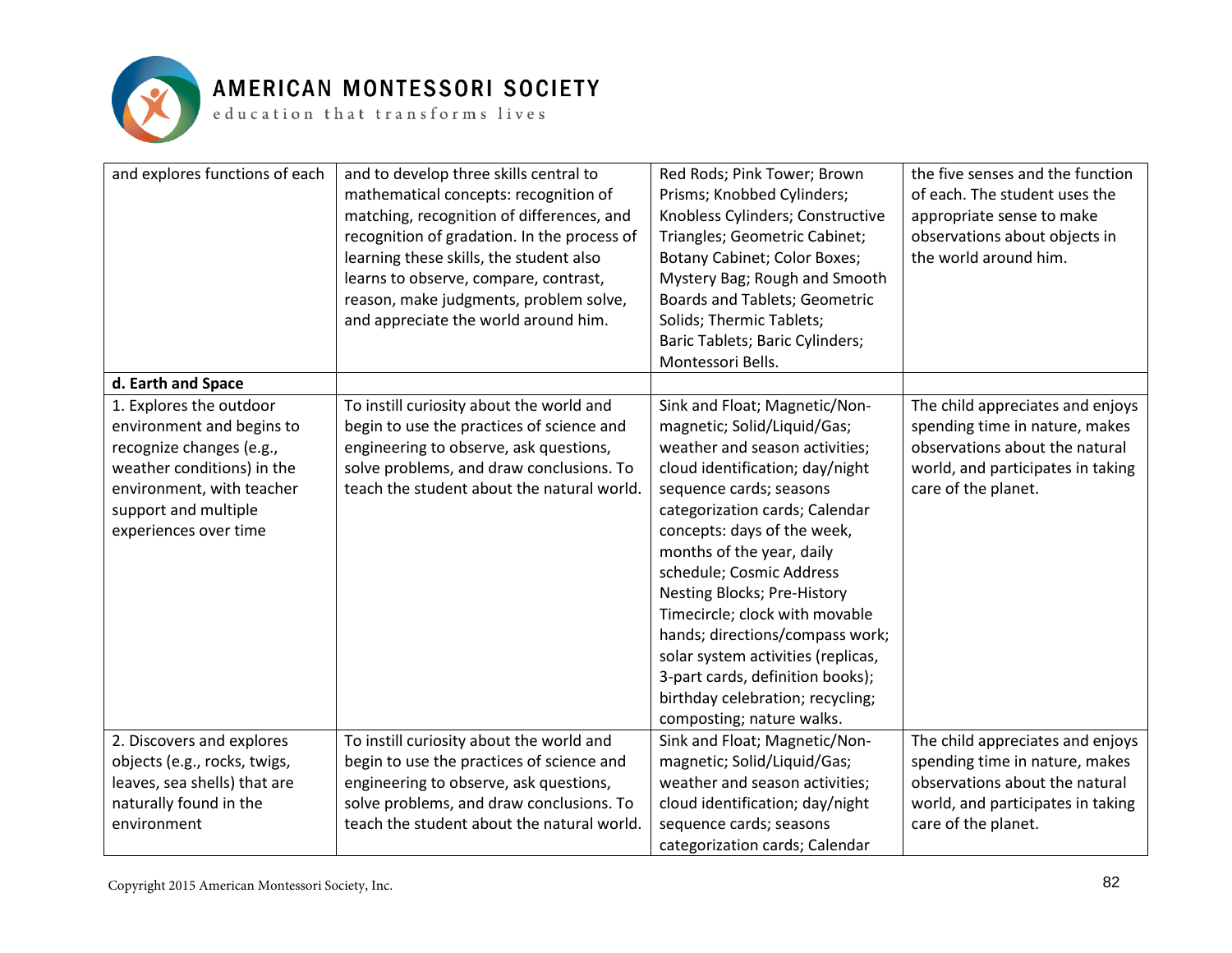| | | | |
|---|---|---|---|
| and explores functions of each | and to develop three skills central to mathematical concepts: recognition of matching, recognition of differences, and recognition of gradation. In the process of learning these skills, the student also learns to observe, compare, contrast, reason, make judgments, problem solve, and appreciate the world around him. | Red Rods; Pink Tower; Brown Prisms; Knobbed Cylinders; Knobless Cylinders; Constructive Triangles; Geometric Cabinet; Botany Cabinet; Color Boxes; Mystery Bag; Rough and Smooth Boards and Tablets; Geometric Solids; Thermic Tablets; Baric Tablets; Baric Cylinders; Montessori Bells. | the five senses and the function of each. The student uses the appropriate sense to make observations about objects in the world around him. |
| **d. Earth and Space** | | | |
| 1. Explores the outdoor environment and begins to recognize changes (e.g., weather conditions) in the environment, with teacher support and multiple experiences over time | To instill curiosity about the world and begin to use the practices of science and engineering to observe, ask questions, solve problems, and draw conclusions. To teach the student about the natural world. | Sink and Float; Magnetic/Non-magnetic; Solid/Liquid/Gas; weather and season activities; cloud identification; day/night sequence cards; seasons categorization cards; Calendar concepts: days of the week, months of the year, daily schedule; Cosmic Address Nesting Blocks; Pre-History Timecircle; clock with movable hands; directions/compass work; solar system activities (replicas, 3-part cards, definition books); birthday celebration; recycling; composting; nature walks. | The child appreciates and enjoys spending time in nature, makes observations about the natural world, and participates in taking care of the planet. |
| 2. Discovers and explores objects (e.g., rocks, twigs, leaves, sea shells) that are naturally found in the environment | To instill curiosity about the world and begin to use the practices of science and engineering to observe, ask questions, solve problems, and draw conclusions. To teach the student about the natural world. | Sink and Float; Magnetic/Non-magnetic; Solid/Liquid/Gas; weather and season activities; cloud identification; day/night sequence cards; seasons categorization cards; Calendar | The child appreciates and enjoys spending time in nature, makes observations about the natural world, and participates in taking care of the planet. |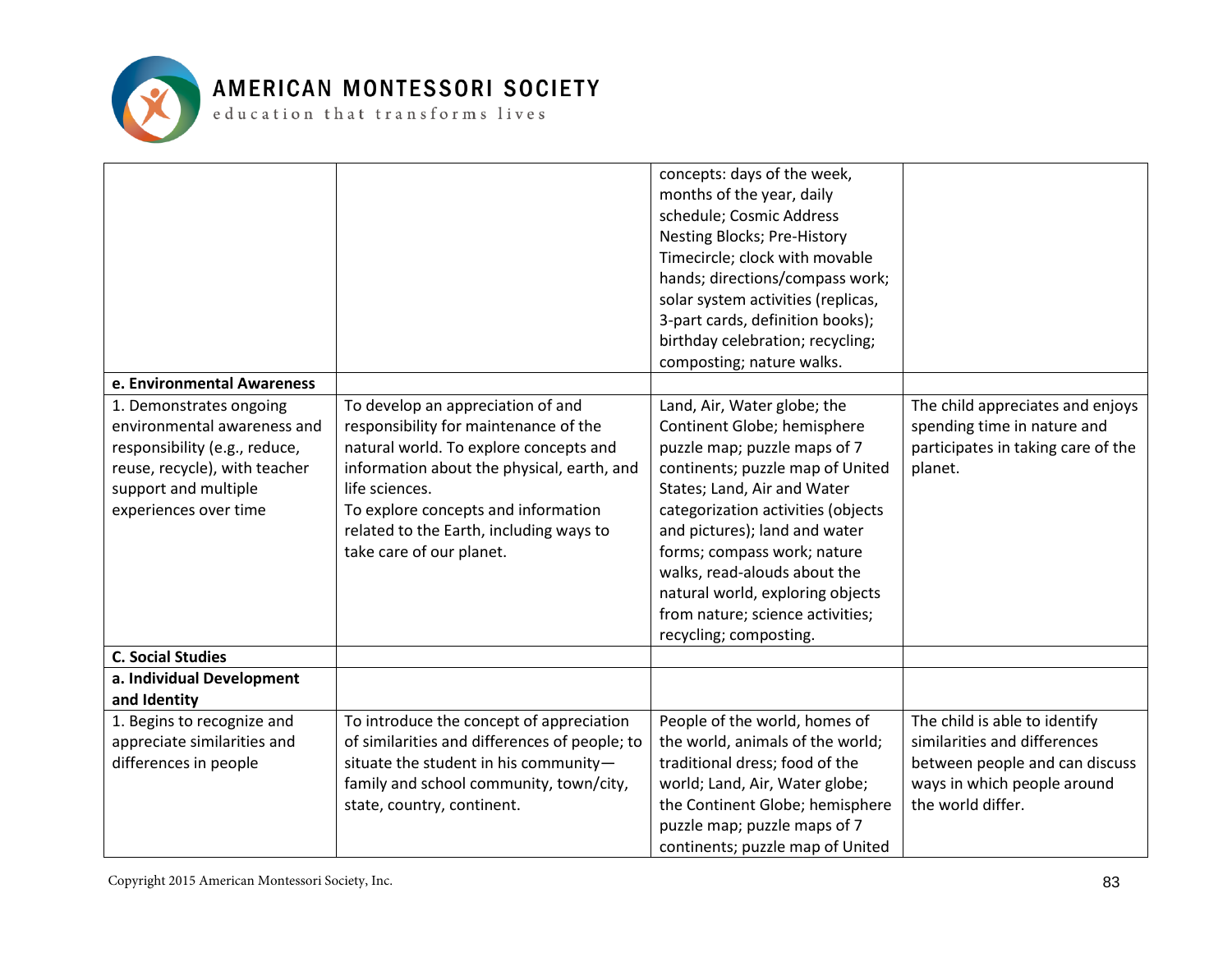| | | | |
|---|---|---|---|
| | | concepts: days of the week, months of the year, daily schedule; Cosmic Address Nesting Blocks; Pre-History Timecircle; clock with movable hands; directions/compass work; solar system activities (replicas, 3-part cards, definition books); birthday celebration; recycling; composting; nature walks. | |
| **e. Environmental Awareness** | | | |
| 1. Demonstrates ongoing environmental awareness and responsibility (e.g., reduce, reuse, recycle), with teacher support and multiple experiences over time | To develop an appreciation of and responsibility for maintenance of the natural world. To explore concepts and information about the physical, earth, and life sciences.<br>To explore concepts and information related to the Earth, including ways to take care of our planet. | Land, Air, Water globe; the Continent Globe; hemisphere puzzle map; puzzle maps of 7 continents; puzzle map of United States; Land, Air and Water categorization activities (objects and pictures); land and water forms; compass work; nature walks, read-alouds about the natural world, exploring objects from nature; science activities; recycling; composting. | The child appreciates and enjoys spending time in nature and participates in taking care of the planet. |
| **C. Social Studies** | | | |
| **a. Individual Development and Identity** | | | |
| 1. Begins to recognize and appreciate similarities and differences in people | To introduce the concept of appreciation of similarities and differences of people; to situate the student in his community—family and school community, town/city, state, country, continent. | People of the world, homes of the world, animals of the world; traditional dress; food of the world; Land, Air, Water globe; the Continent Globe; hemisphere puzzle map; puzzle maps of 7 continents; puzzle map of United | The child is able to identify similarities and differences between people and can discuss ways in which people around the world differ. |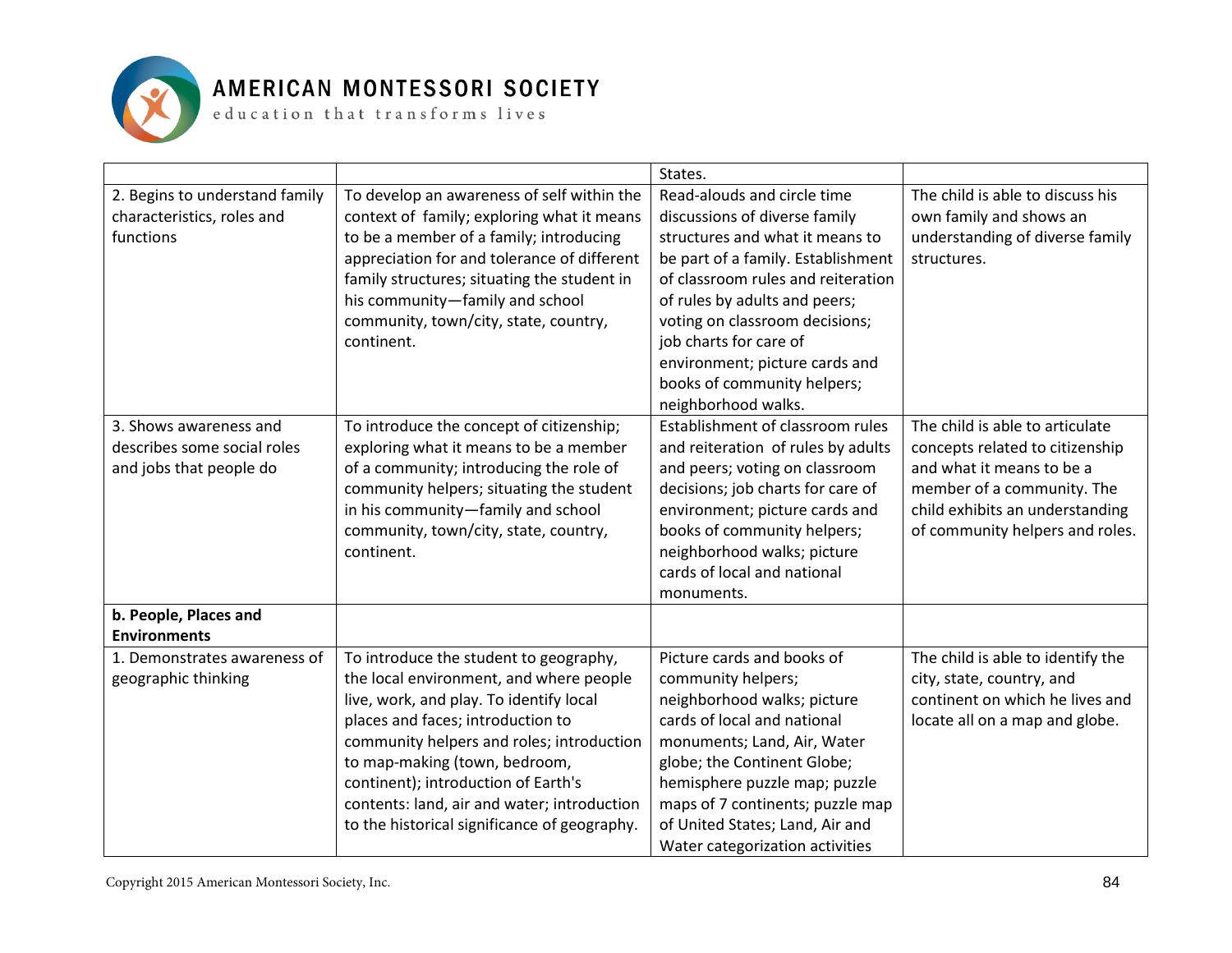| | | | |
|---|---|---|---|
| | | States. | |
| 2. Begins to understand family characteristics, roles and functions | To develop an awareness of self within the context of family; exploring what it means to be a member of a family; introducing appreciation for and tolerance of different family structures; situating the student in his community—family and school community, town/city, state, country, continent. | Read-alouds and circle time discussions of diverse family structures and what it means to be part of a family. Establishment of classroom rules and reiteration of rules by adults and peers; voting on classroom decisions; job charts for care of environment; picture cards and books of community helpers; neighborhood walks. | The child is able to discuss his own family and shows an understanding of diverse family structures. |
| 3. Shows awareness and describes some social roles and jobs that people do | To introduce the concept of citizenship; exploring what it means to be a member of a community; introducing the role of community helpers; situating the student in his community—family and school community, town/city, state, country, continent. | Establishment of classroom rules and reiteration of rules by adults and peers; voting on classroom decisions; job charts for care of environment; picture cards and books of community helpers; neighborhood walks; picture cards of local and national monuments. | The child is able to articulate concepts related to citizenship and what it means to be a member of a community. The child exhibits an understanding of community helpers and roles. |
| **b. People, Places and Environments** | | | |
| 1. Demonstrates awareness of geographic thinking | To introduce the student to geography, the local environment, and where people live, work, and play. To identify local places and faces; introduction to community helpers and roles; introduction to map-making (town, bedroom, continent); introduction of Earth's contents: land, air and water; introduction to the historical significance of geography. | Picture cards and books of community helpers; neighborhood walks; picture cards of local and national monuments; Land, Air, Water globe; the Continent Globe; hemisphere puzzle map; puzzle maps of 7 continents; puzzle map of United States; Land, Air and Water categorization activities | The child is able to identify the city, state, country, and continent on which he lives and locate all on a map and globe. |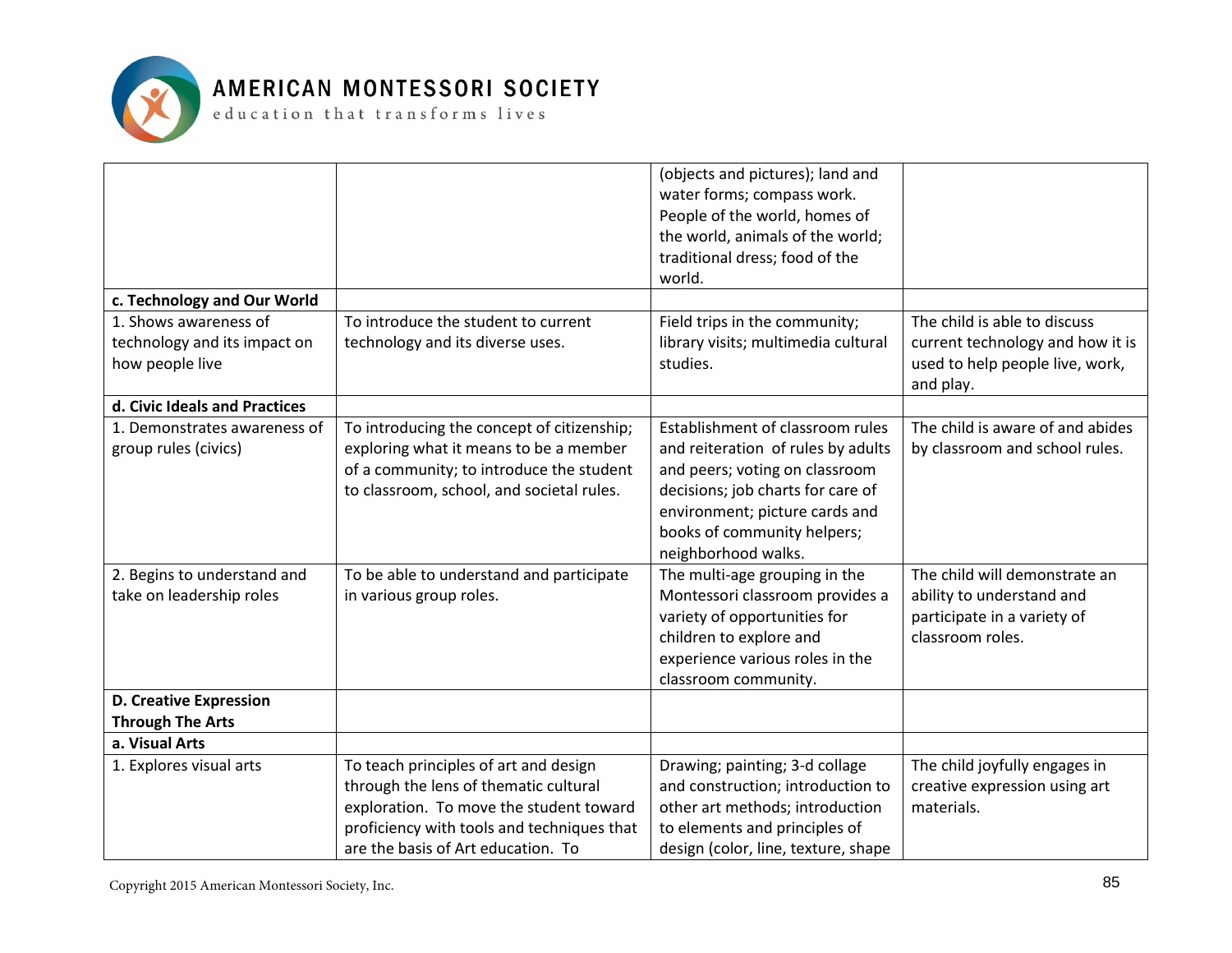| | | | |
|---|---|---|---|
| | | (objects and pictures); land and water forms; compass work. People of the world, homes of the world, animals of the world; traditional dress; food of the world. | |
| **c. Technology and Our World** | | | |
| 1. Shows awareness of technology and its impact on how people live | To introduce the student to current technology and its diverse uses. | Field trips in the community; library visits; multimedia cultural studies. | The child is able to discuss current technology and how it is used to help people live, work, and play. |
| **d. Civic Ideals and Practices** | | | |
| 1. Demonstrates awareness of group rules (civics) | To introducing the concept of citizenship; exploring what it means to be a member of a community; to introduce the student to classroom, school, and societal rules. | Establishment of classroom rules and reiteration of rules by adults and peers; voting on classroom decisions; job charts for care of environment; picture cards and books of community helpers; neighborhood walks. | The child is aware of and abides by classroom and school rules. |
| 2. Begins to understand and take on leadership roles | To be able to understand and participate in various group roles. | The multi-age grouping in the Montessori classroom provides a variety of opportunities for children to explore and experience various roles in the classroom community. | The child will demonstrate an ability to understand and participate in a variety of classroom roles. |
| **D. Creative Expression Through The Arts** | | | |
| **a. Visual Arts** | | | |
| 1. Explores visual arts | To teach principles of art and design through the lens of thematic cultural exploration. To move the student toward proficiency with tools and techniques that are the basis of Art education. To | Drawing; painting; 3-d collage and construction; introduction to other art methods; introduction to elements and principles of design (color, line, texture, shape | The child joyfully engages in creative expression using art materials. |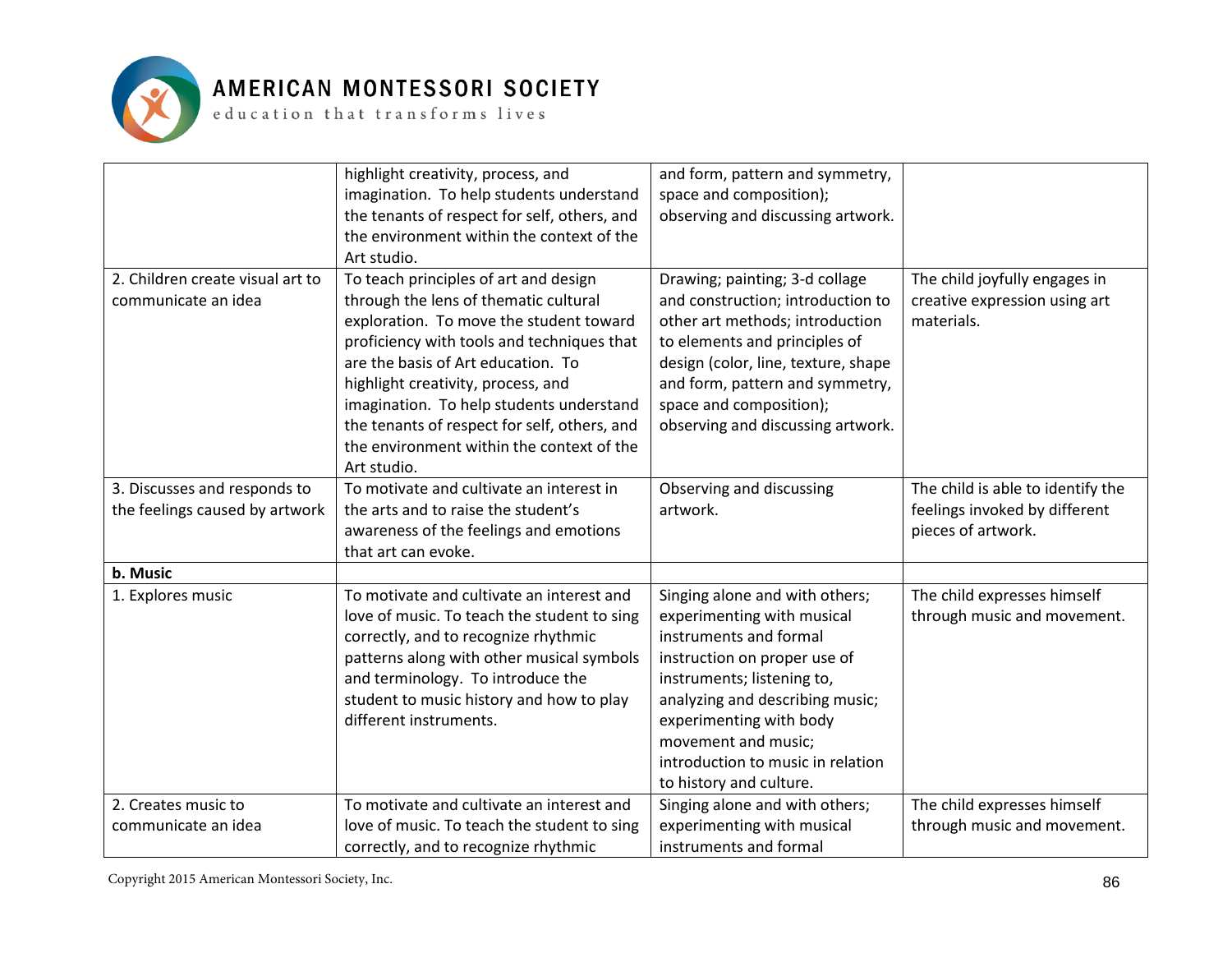| | | | |
|---|---|---|---|
| | highlight creativity, process, and imagination. To help students understand the tenants of respect for self, others, and the environment within the context of the Art studio. | and form, pattern and symmetry, space and composition); observing and discussing artwork. | |
| 2. Children create visual art to communicate an idea | To teach principles of art and design through the lens of thematic cultural exploration. To move the student toward proficiency with tools and techniques that are the basis of Art education. To highlight creativity, process, and imagination. To help students understand the tenants of respect for self, others, and the environment within the context of the Art studio. | Drawing; painting; 3-d collage and construction; introduction to other art methods; introduction to elements and principles of design (color, line, texture, shape and form, pattern and symmetry, space and composition); observing and discussing artwork. | The child joyfully engages in creative expression using art materials. |
| 3. Discusses and responds to the feelings caused by artwork | To motivate and cultivate an interest in the arts and to raise the student's awareness of the feelings and emotions that art can evoke. | Observing and discussing artwork. | The child is able to identify the feelings invoked by different pieces of artwork. |
| **b. Music** | | | |
| 1. Explores music | To motivate and cultivate an interest and love of music. To teach the student to sing correctly, and to recognize rhythmic patterns along with other musical symbols and terminology. To introduce the student to music history and how to play different instruments. | Singing alone and with others; experimenting with musical instruments and formal instruction on proper use of instruments; listening to, analyzing and describing music; experimenting with body movement and music; introduction to music in relation to history and culture. | The child expresses himself through music and movement. |
| 2. Creates music to communicate an idea | To motivate and cultivate an interest and love of music. To teach the student to sing correctly, and to recognize rhythmic | Singing alone and with others; experimenting with musical instruments and formal | The child expresses himself through music and movement. |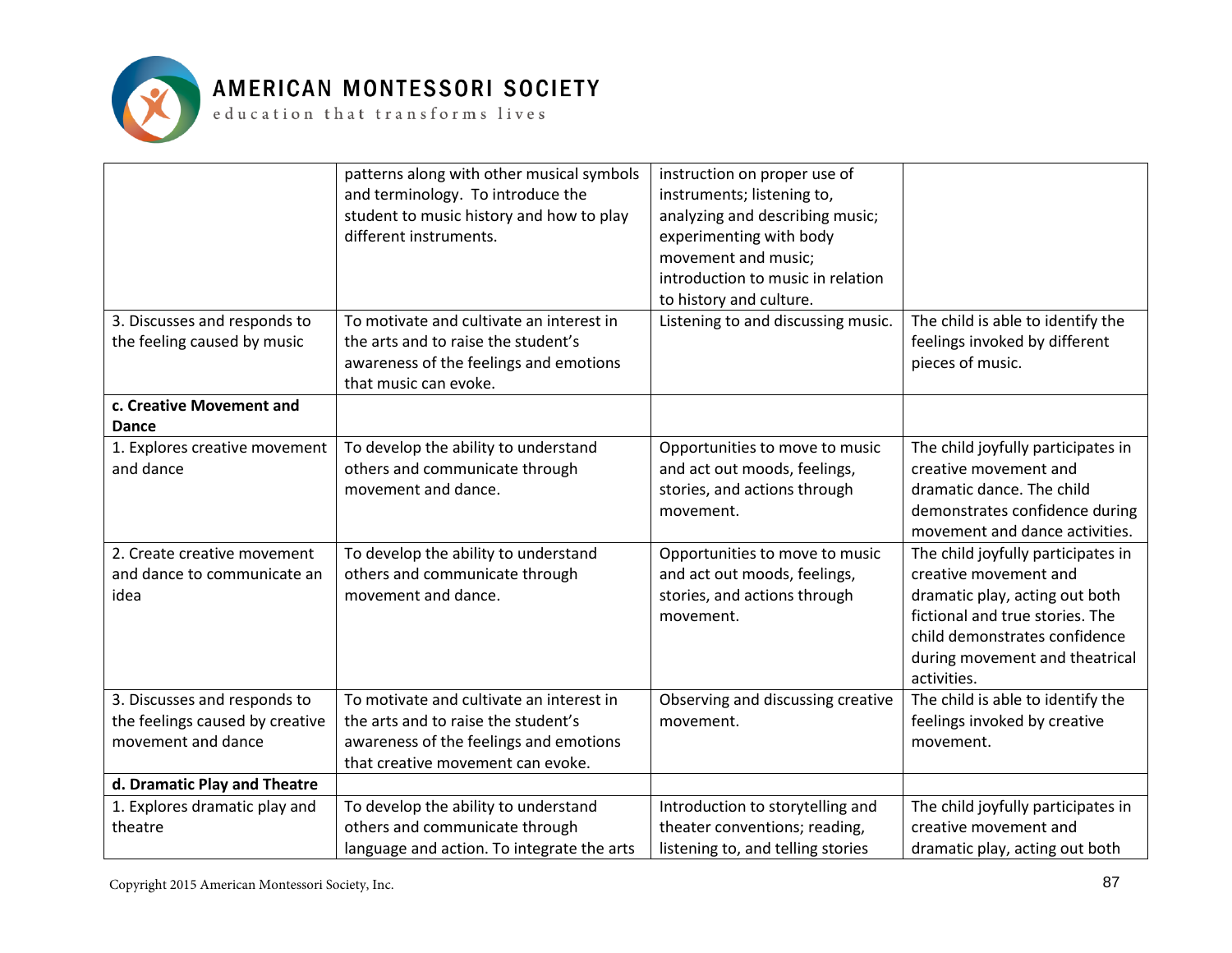| | | | |
|---|---|---|---|
| | patterns along with other musical symbols and terminology. To introduce the student to music history and how to play different instruments. | instruction on proper use of instruments; listening to, analyzing and describing music; experimenting with body movement and music; introduction to music in relation to history and culture. | |
| 3. Discusses and responds to the feeling caused by music | To motivate and cultivate an interest in the arts and to raise the student's awareness of the feelings and emotions that music can evoke. | Listening to and discussing music. | The child is able to identify the feelings invoked by different pieces of music. |
| **c. Creative Movement and Dance** | | | |
| 1. Explores creative movement and dance | To develop the ability to understand others and communicate through movement and dance. | Opportunities to move to music and act out moods, feelings, stories, and actions through movement. | The child joyfully participates in creative movement and dramatic dance. The child demonstrates confidence during movement and dance activities. |
| 2. Create creative movement and dance to communicate an idea | To develop the ability to understand others and communicate through movement and dance. | Opportunities to move to music and act out moods, feelings, stories, and actions through movement. | The child joyfully participates in creative movement and dramatic play, acting out both fictional and true stories. The child demonstrates confidence during movement and theatrical activities. |
| 3. Discusses and responds to the feelings caused by creative movement and dance | To motivate and cultivate an interest in the arts and to raise the student's awareness of the feelings and emotions that creative movement can evoke. | Observing and discussing creative movement. | The child is able to identify the feelings invoked by creative movement. |
| **d. Dramatic Play and Theatre** | | | |
| 1. Explores dramatic play and theatre | To develop the ability to understand others and communicate through language and action. To integrate the arts | Introduction to storytelling and theater conventions; reading, listening to, and telling stories | The child joyfully participates in creative movement and dramatic play, acting out both |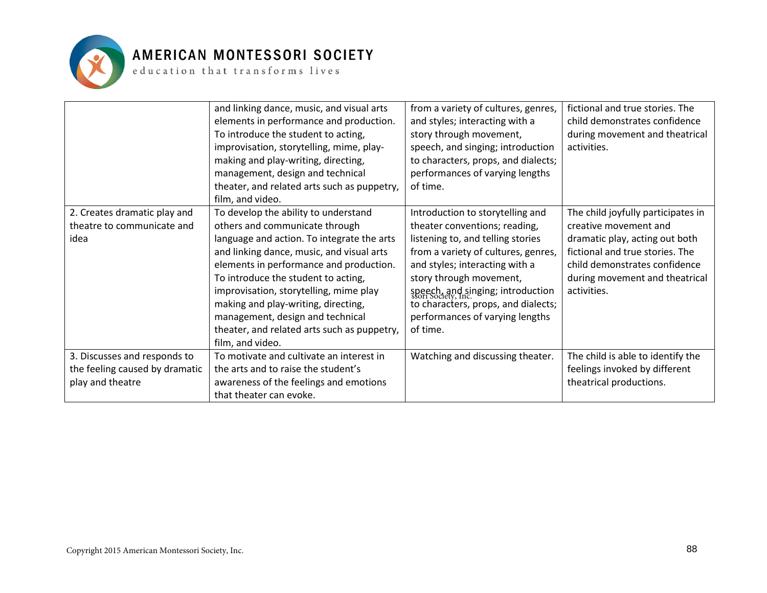| | | | |
|---|---|---|---|
| | and linking dance, music, and visual arts elements in performance and production. To introduce the student to acting, improvisation, storytelling, mime, play-making and play-writing, directing, management, design and technical theater, and related arts such as puppetry, film, and video. | from a variety of cultures, genres, and styles; interacting with a story through movement, speech, and singing; introduction to characters, props, and dialects; performances of varying lengths of time. | fictional and true stories. The child demonstrates confidence during movement and theatrical activities. |
| 2. Creates dramatic play and theatre to communicate and idea | To develop the ability to understand others and communicate through language and action. To integrate the arts and linking dance, music, and visual arts elements in performance and production. To introduce the student to acting, improvisation, storytelling, mime play making and play-writing, directing, management, design and technical theater, and related arts such as puppetry, film, and video. | Introduction to storytelling and theater conventions; reading, listening to, and telling stories from a variety of cultures, genres, and styles; interacting with a story through movement, speech, and singing; introduction to characters, props, and dialects; performances of varying lengths of time. | The child joyfully participates in creative movement and dramatic play, acting out both fictional and true stories. The child demonstrates confidence during movement and theatrical activities. |
| 3. Discusses and responds to the feeling caused by dramatic play and theatre | To motivate and cultivate an interest in the arts and to raise the student's awareness of the feelings and emotions that theater can evoke. | Watching and discussing theater. | The child is able to identify the feelings invoked by different theatrical productions. |